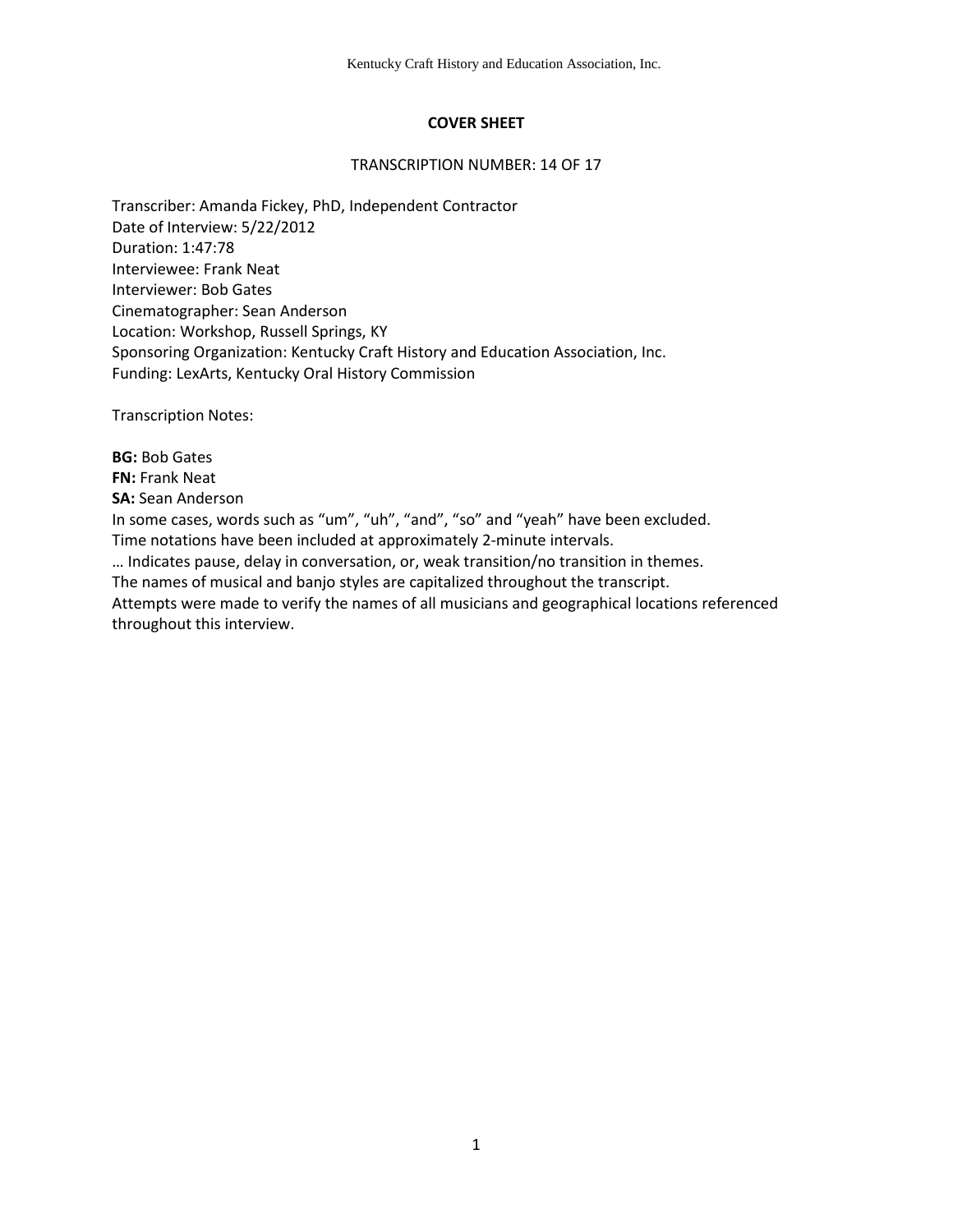# COVER SHEET

TRANSCRIPTION NUMBER: 14 OF 17

Transcriber: Amanda Fickey, PhD, Independent Contractor
Date of Interview: 5/22/2012
Duration: 1:47:78
Interviewee: Frank Neat
Interviewer: Bob Gates
Cinematographer: Sean Anderson
Location: Workshop, Russell Springs, KY
Sponsoring Organization: Kentucky Craft History and Education Association, Inc.
Funding: LexArts, Kentucky Oral History Commission

Transcription Notes:

**BG:** Bob Gates
**FN:** Frank Neat
**SA:** Sean Anderson
In some cases, words such as "um", "uh", "and", "so" and "yeah" have been excluded.
Time notations have been included at approximately 2-minute intervals.
… Indicates pause, delay in conversation, or, weak transition/no transition in themes.
The names of musical and banjo styles are capitalized throughout the transcript.
Attempts were made to verify the names of all musicians and geographical locations referenced throughout this interview.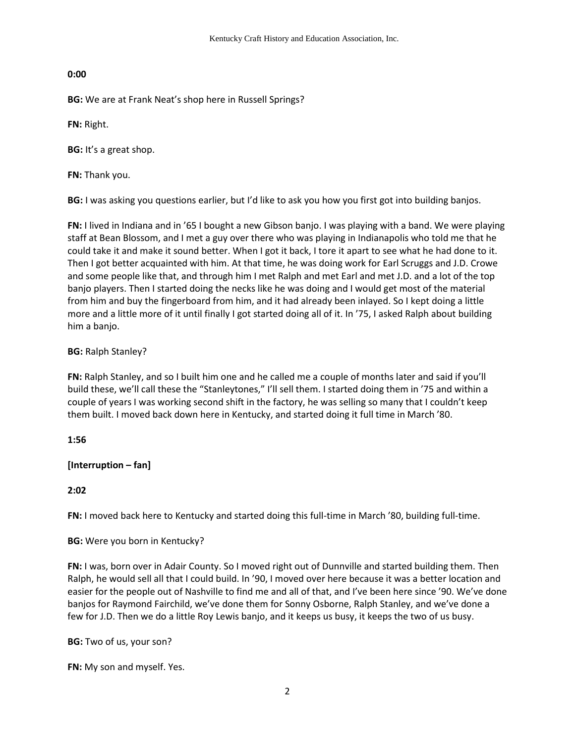**0:00**

**BG:** We are at Frank Neat's shop here in Russell Springs?

**FN:** Right.

**BG:** It's a great shop.

**FN:** Thank you.

**BG:** I was asking you questions earlier, but I'd like to ask you how you first got into building banjos.

**FN:** I lived in Indiana and in '65 I bought a new Gibson banjo. I was playing with a band. We were playing staff at Bean Blossom, and I met a guy over there who was playing in Indianapolis who told me that he could take it and make it sound better. When I got it back, I tore it apart to see what he had done to it. Then I got better acquainted with him. At that time, he was doing work for Earl Scruggs and J.D. Crowe and some people like that, and through him I met Ralph and met Earl and met J.D. and a lot of the top banjo players. Then I started doing the necks like he was doing and I would get most of the material from him and buy the fingerboard from him, and it had already been inlayed. So I kept doing a little more and a little more of it until finally I got started doing all of it. In '75, I asked Ralph about building him a banjo.

**BG:** Ralph Stanley?

**FN:** Ralph Stanley, and so I built him one and he called me a couple of months later and said if you'll build these, we'll call these the "Stanleytones," I'll sell them. I started doing them in '75 and within a couple of years I was working second shift in the factory, he was selling so many that I couldn't keep them built. I moved back down here in Kentucky, and started doing it full time in March '80.

**1:56**

**[Interruption – fan]**

**2:02**

**FN:** I moved back here to Kentucky and started doing this full-time in March '80, building full-time.

**BG:** Were you born in Kentucky?

**FN:** I was, born over in Adair County. So I moved right out of Dunnville and started building them. Then Ralph, he would sell all that I could build. In '90, I moved over here because it was a better location and easier for the people out of Nashville to find me and all of that, and I've been here since '90. We've done banjos for Raymond Fairchild, we've done them for Sonny Osborne, Ralph Stanley, and we've done a few for J.D. Then we do a little Roy Lewis banjo, and it keeps us busy, it keeps the two of us busy.

**BG:** Two of us, your son?

**FN:** My son and myself. Yes.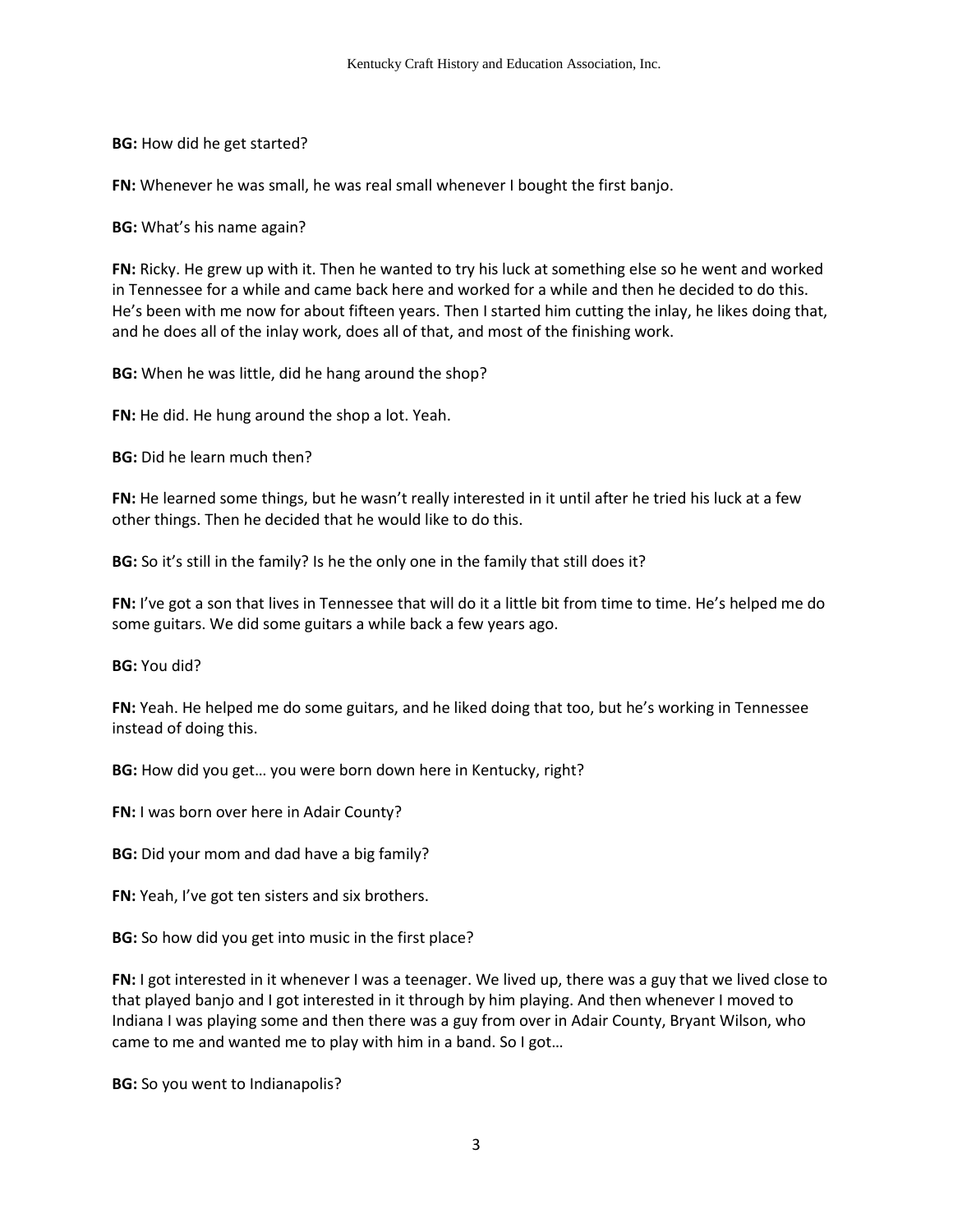**BG:** How did he get started?

**FN:** Whenever he was small, he was real small whenever I bought the first banjo.

**BG:** What's his name again?

**FN:** Ricky. He grew up with it. Then he wanted to try his luck at something else so he went and worked in Tennessee for a while and came back here and worked for a while and then he decided to do this. He's been with me now for about fifteen years. Then I started him cutting the inlay, he likes doing that, and he does all of the inlay work, does all of that, and most of the finishing work.

**BG:** When he was little, did he hang around the shop?

**FN:** He did. He hung around the shop a lot. Yeah.

**BG:** Did he learn much then?

**FN:** He learned some things, but he wasn't really interested in it until after he tried his luck at a few other things. Then he decided that he would like to do this.

**BG:** So it's still in the family? Is he the only one in the family that still does it?

**FN:** I've got a son that lives in Tennessee that will do it a little bit from time to time. He's helped me do some guitars. We did some guitars a while back a few years ago.

**BG:** You did?

**FN:** Yeah. He helped me do some guitars, and he liked doing that too, but he's working in Tennessee instead of doing this.

**BG:** How did you get… you were born down here in Kentucky, right?

**FN:** I was born over here in Adair County?

**BG:** Did your mom and dad have a big family?

**FN:** Yeah, I've got ten sisters and six brothers.

**BG:** So how did you get into music in the first place?

**FN:** I got interested in it whenever I was a teenager. We lived up, there was a guy that we lived close to that played banjo and I got interested in it through by him playing. And then whenever I moved to Indiana I was playing some and then there was a guy from over in Adair County, Bryant Wilson, who came to me and wanted me to play with him in a band. So I got…

**BG:** So you went to Indianapolis?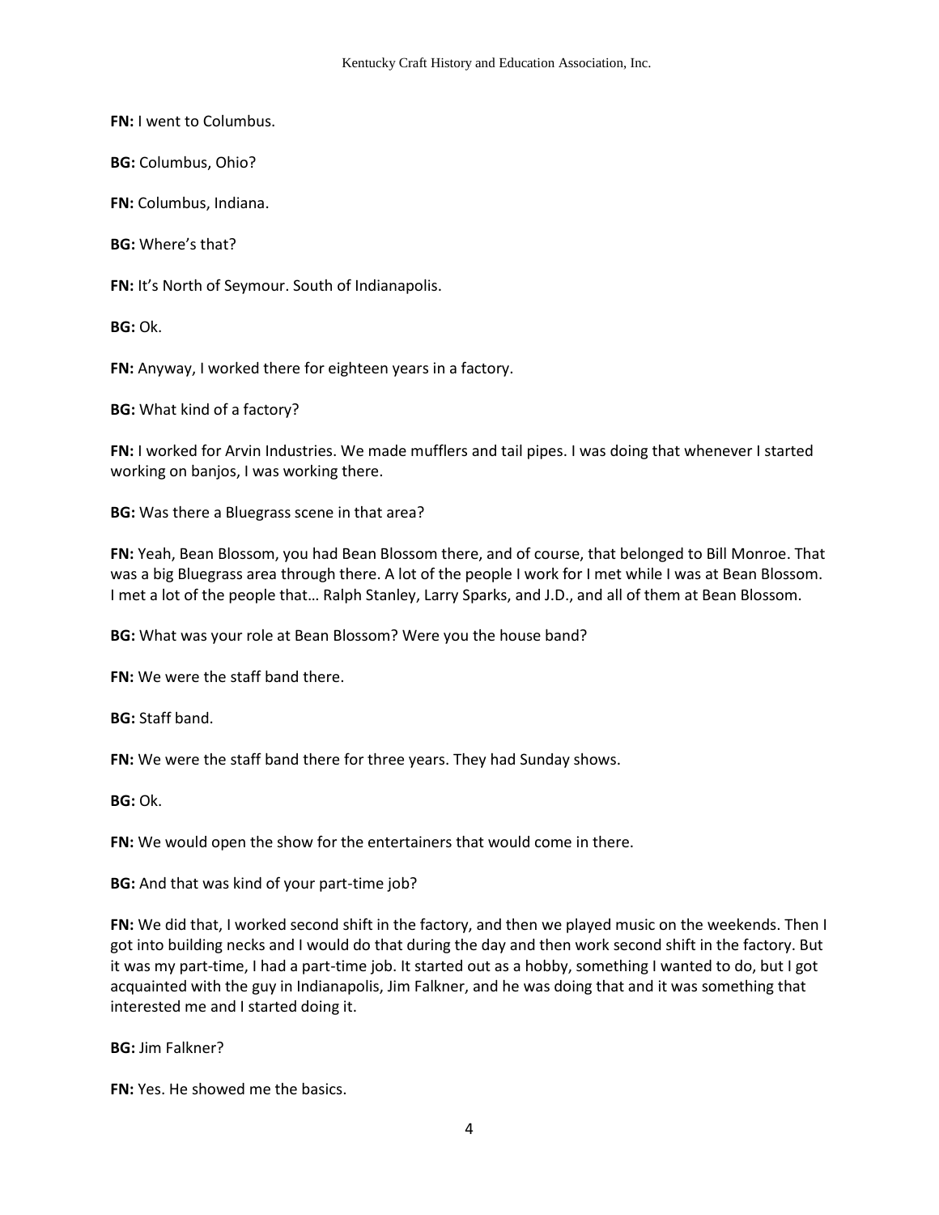**FN:** I went to Columbus.

**BG:** Columbus, Ohio?

**FN:** Columbus, Indiana.

**BG:** Where's that?

**FN:** It's North of Seymour. South of Indianapolis.

**BG:** Ok.

**FN:** Anyway, I worked there for eighteen years in a factory.

**BG:** What kind of a factory?

**FN:** I worked for Arvin Industries. We made mufflers and tail pipes. I was doing that whenever I started working on banjos, I was working there.

**BG:** Was there a Bluegrass scene in that area?

**FN:** Yeah, Bean Blossom, you had Bean Blossom there, and of course, that belonged to Bill Monroe. That was a big Bluegrass area through there. A lot of the people I work for I met while I was at Bean Blossom. I met a lot of the people that… Ralph Stanley, Larry Sparks, and J.D., and all of them at Bean Blossom.

**BG:** What was your role at Bean Blossom? Were you the house band?

**FN:** We were the staff band there.

**BG:** Staff band.

**FN:** We were the staff band there for three years. They had Sunday shows.

**BG:** Ok.

**FN:** We would open the show for the entertainers that would come in there.

**BG:** And that was kind of your part-time job?

**FN:** We did that, I worked second shift in the factory, and then we played music on the weekends. Then I got into building necks and I would do that during the day and then work second shift in the factory. But it was my part-time, I had a part-time job. It started out as a hobby, something I wanted to do, but I got acquainted with the guy in Indianapolis, Jim Falkner, and he was doing that and it was something that interested me and I started doing it.

**BG:** Jim Falkner?

**FN:** Yes. He showed me the basics.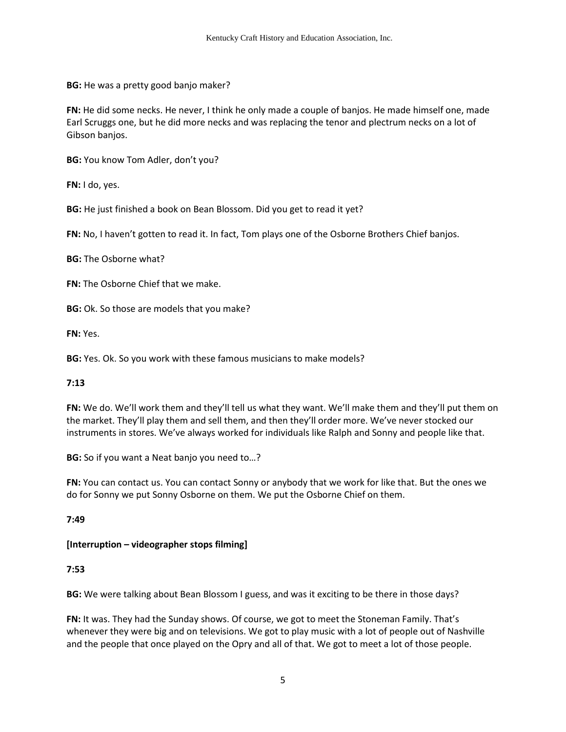**BG:** He was a pretty good banjo maker?

**FN:** He did some necks. He never, I think he only made a couple of banjos. He made himself one, made Earl Scruggs one, but he did more necks and was replacing the tenor and plectrum necks on a lot of Gibson banjos.

**BG:** You know Tom Adler, don't you?

**FN:** I do, yes.

**BG:** He just finished a book on Bean Blossom. Did you get to read it yet?

**FN:** No, I haven't gotten to read it. In fact, Tom plays one of the Osborne Brothers Chief banjos.

**BG:** The Osborne what?

**FN:** The Osborne Chief that we make.

**BG:** Ok. So those are models that you make?

**FN:** Yes.

**BG:** Yes. Ok. So you work with these famous musicians to make models?

**7:13**

**FN:** We do. We'll work them and they'll tell us what they want. We'll make them and they'll put them on the market. They'll play them and sell them, and then they'll order more. We've never stocked our instruments in stores. We've always worked for individuals like Ralph and Sonny and people like that.

**BG:** So if you want a Neat banjo you need to…?

**FN:** You can contact us. You can contact Sonny or anybody that we work for like that. But the ones we do for Sonny we put Sonny Osborne on them. We put the Osborne Chief on them.

**7:49**

**[Interruption – videographer stops filming]**

**7:53**

**BG:** We were talking about Bean Blossom I guess, and was it exciting to be there in those days?

**FN:** It was. They had the Sunday shows. Of course, we got to meet the Stoneman Family. That's whenever they were big and on televisions. We got to play music with a lot of people out of Nashville and the people that once played on the Opry and all of that. We got to meet a lot of those people.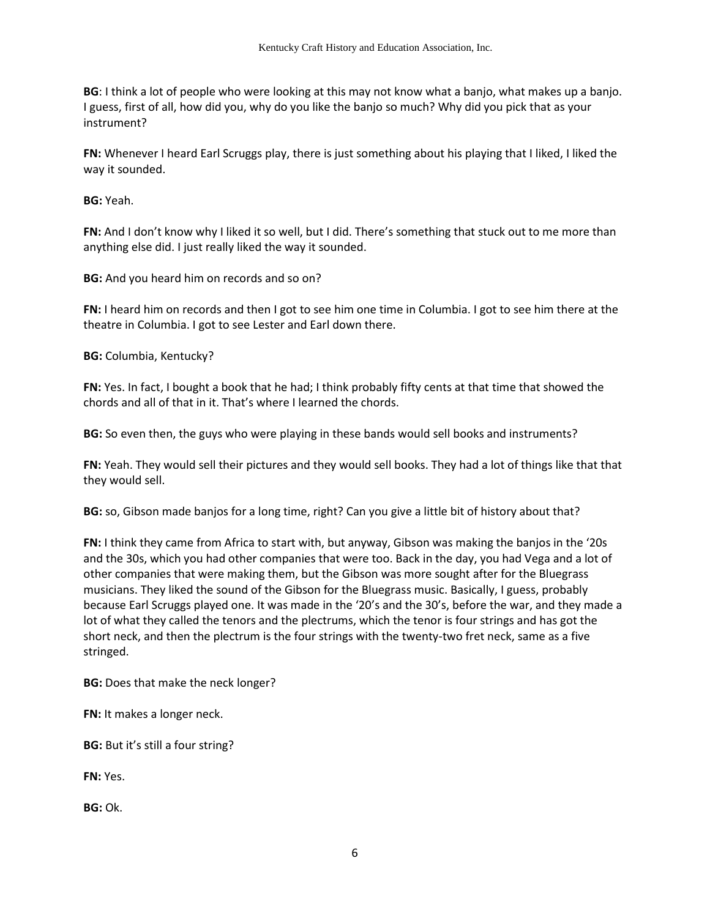**BG**: I think a lot of people who were looking at this may not know what a banjo, what makes up a banjo. I guess, first of all, how did you, why do you like the banjo so much? Why did you pick that as your instrument?

**FN:** Whenever I heard Earl Scruggs play, there is just something about his playing that I liked, I liked the way it sounded.

**BG:** Yeah.

**FN:** And I don't know why I liked it so well, but I did. There's something that stuck out to me more than anything else did. I just really liked the way it sounded.

**BG:** And you heard him on records and so on?

**FN:** I heard him on records and then I got to see him one time in Columbia. I got to see him there at the theatre in Columbia. I got to see Lester and Earl down there.

**BG:** Columbia, Kentucky?

**FN:** Yes. In fact, I bought a book that he had; I think probably fifty cents at that time that showed the chords and all of that in it. That's where I learned the chords.

**BG:** So even then, the guys who were playing in these bands would sell books and instruments?

**FN:** Yeah. They would sell their pictures and they would sell books. They had a lot of things like that that they would sell.

**BG:** so, Gibson made banjos for a long time, right? Can you give a little bit of history about that?

**FN:** I think they came from Africa to start with, but anyway, Gibson was making the banjos in the '20s and the 30s, which you had other companies that were too. Back in the day, you had Vega and a lot of other companies that were making them, but the Gibson was more sought after for the Bluegrass musicians. They liked the sound of the Gibson for the Bluegrass music. Basically, I guess, probably because Earl Scruggs played one. It was made in the '20's and the 30's, before the war, and they made a lot of what they called the tenors and the plectrums, which the tenor is four strings and has got the short neck, and then the plectrum is the four strings with the twenty-two fret neck, same as a five stringed.

**BG:** Does that make the neck longer?

**FN:** It makes a longer neck.

**BG:** But it's still a four string?

**FN:** Yes.

**BG:** Ok.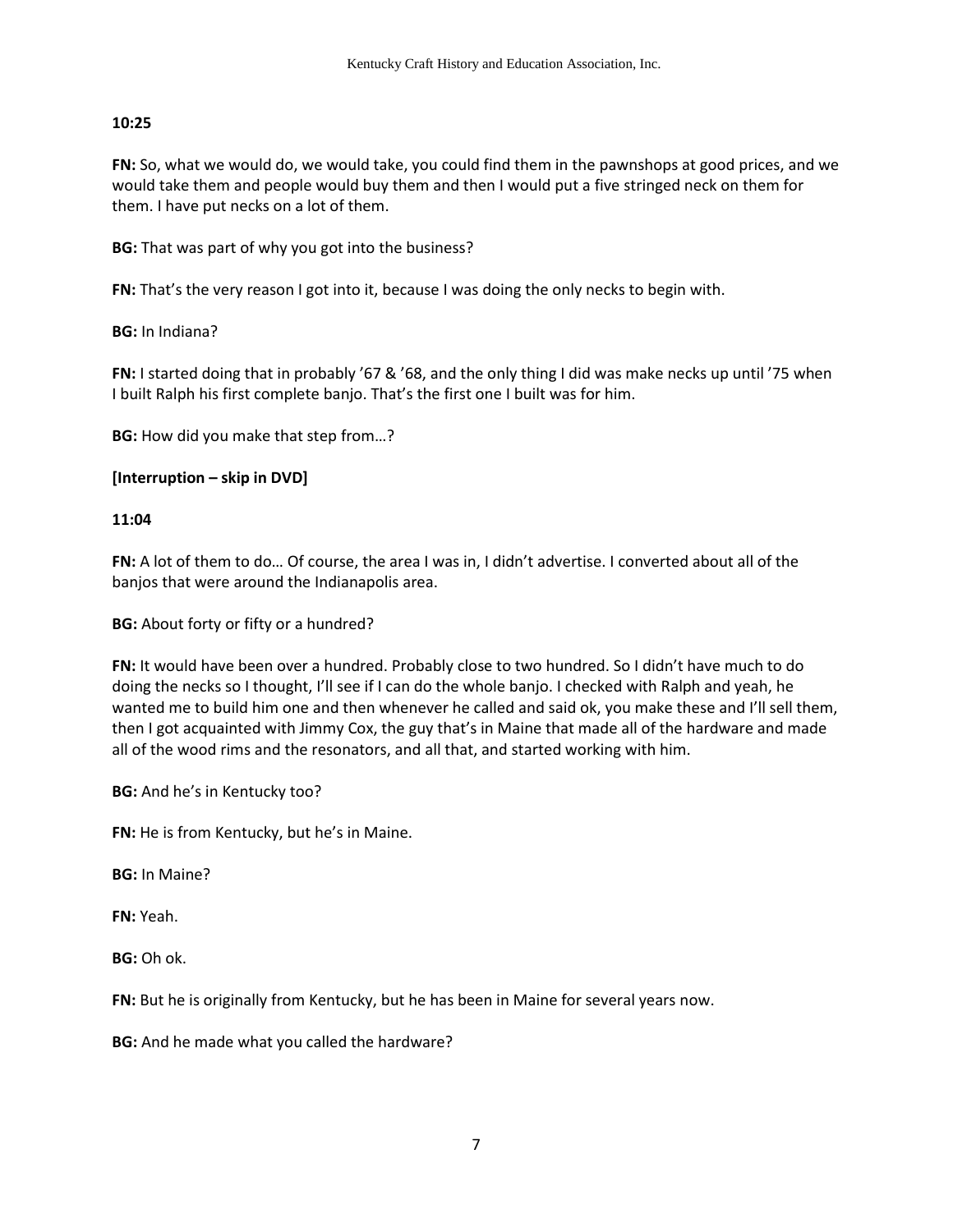**10:25**

**FN:** So, what we would do, we would take, you could find them in the pawnshops at good prices, and we would take them and people would buy them and then I would put a five stringed neck on them for them. I have put necks on a lot of them.

**BG:** That was part of why you got into the business?

**FN:** That's the very reason I got into it, because I was doing the only necks to begin with.

**BG:** In Indiana?

**FN:** I started doing that in probably '67 & '68, and the only thing I did was make necks up until '75 when I built Ralph his first complete banjo. That's the first one I built was for him.

**BG:** How did you make that step from…?

**[Interruption – skip in DVD]**

**11:04**

**FN:** A lot of them to do… Of course, the area I was in, I didn't advertise. I converted about all of the banjos that were around the Indianapolis area.

**BG:** About forty or fifty or a hundred?

**FN:** It would have been over a hundred. Probably close to two hundred. So I didn't have much to do doing the necks so I thought, I'll see if I can do the whole banjo. I checked with Ralph and yeah, he wanted me to build him one and then whenever he called and said ok, you make these and I'll sell them, then I got acquainted with Jimmy Cox, the guy that's in Maine that made all of the hardware and made all of the wood rims and the resonators, and all that, and started working with him.

**BG:** And he's in Kentucky too?

**FN:** He is from Kentucky, but he's in Maine.

**BG:** In Maine?

**FN:** Yeah.

**BG:** Oh ok.

**FN:** But he is originally from Kentucky, but he has been in Maine for several years now.

**BG:** And he made what you called the hardware?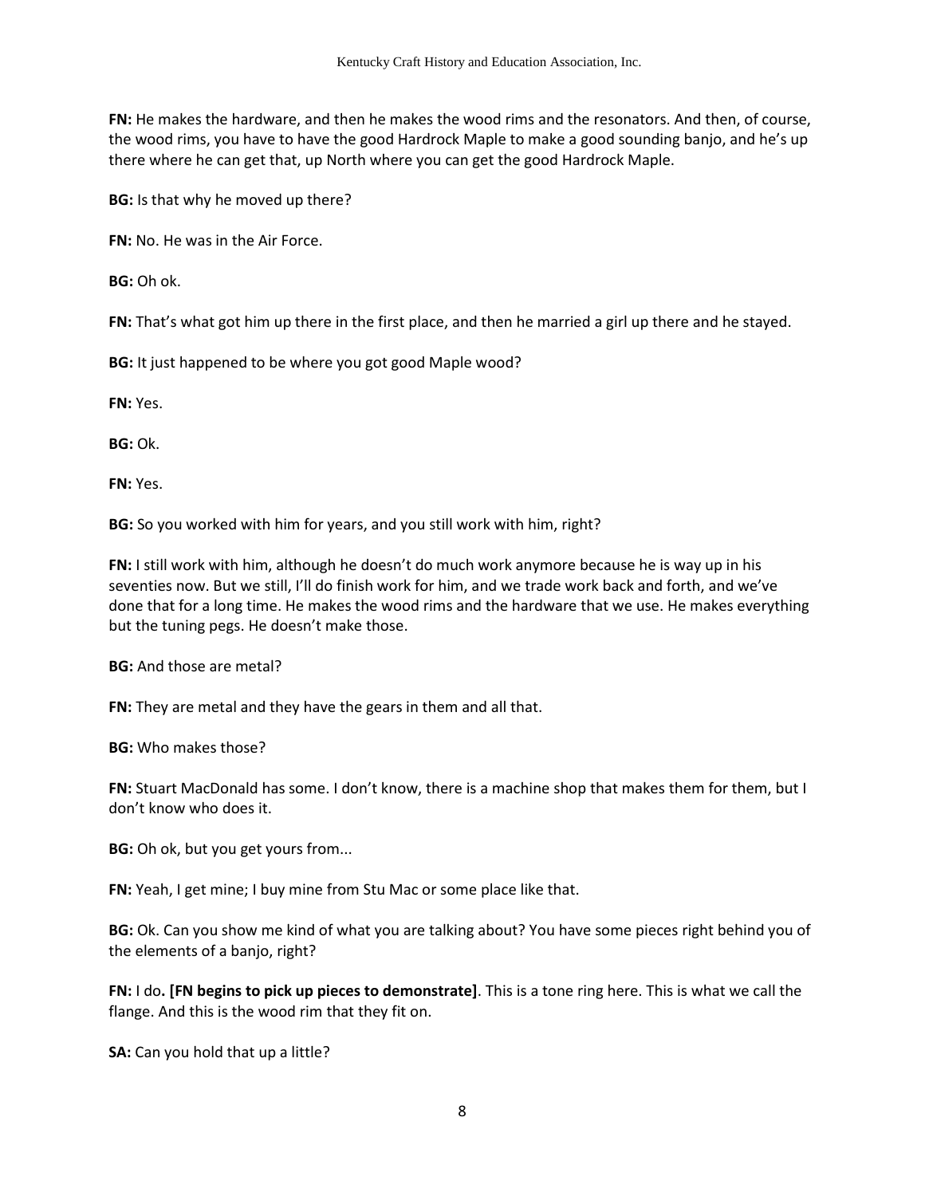**FN:** He makes the hardware, and then he makes the wood rims and the resonators. And then, of course, the wood rims, you have to have the good Hardrock Maple to make a good sounding banjo, and he's up there where he can get that, up North where you can get the good Hardrock Maple.

**BG:** Is that why he moved up there?

**FN:** No. He was in the Air Force.

**BG:** Oh ok.

**FN:** That's what got him up there in the first place, and then he married a girl up there and he stayed.

**BG:** It just happened to be where you got good Maple wood?

**FN:** Yes.

**BG:** Ok.

**FN:** Yes.

**BG:** So you worked with him for years, and you still work with him, right?

**FN:** I still work with him, although he doesn't do much work anymore because he is way up in his seventies now. But we still, I'll do finish work for him, and we trade work back and forth, and we've done that for a long time. He makes the wood rims and the hardware that we use. He makes everything but the tuning pegs. He doesn't make those.

**BG:** And those are metal?

**FN:** They are metal and they have the gears in them and all that.

**BG:** Who makes those?

**FN:** Stuart MacDonald has some. I don't know, there is a machine shop that makes them for them, but I don't know who does it.

**BG:** Oh ok, but you get yours from...

**FN:** Yeah, I get mine; I buy mine from Stu Mac or some place like that.

**BG:** Ok. Can you show me kind of what you are talking about? You have some pieces right behind you of the elements of a banjo, right?

**FN:** I do**. [FN begins to pick up pieces to demonstrate]**. This is a tone ring here. This is what we call the flange. And this is the wood rim that they fit on.

**SA:** Can you hold that up a little?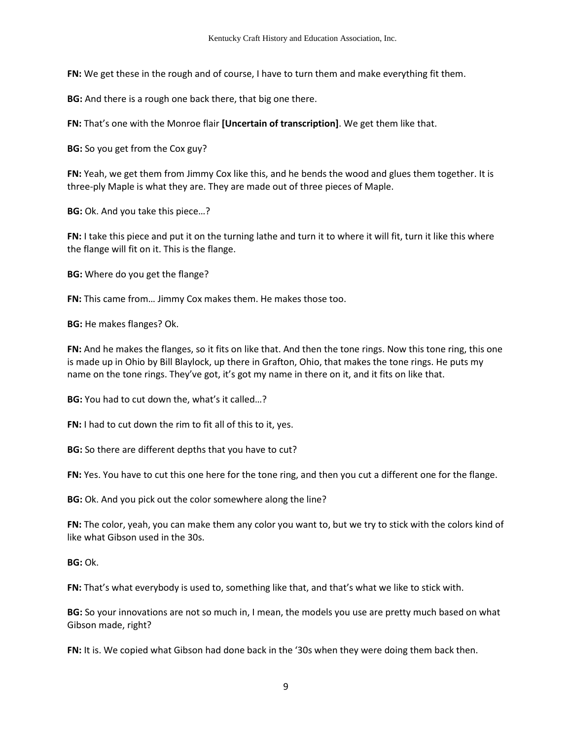**FN:** We get these in the rough and of course, I have to turn them and make everything fit them.

**BG:** And there is a rough one back there, that big one there.

**FN:** That's one with the Monroe flair **[Uncertain of transcription]**. We get them like that.

**BG:** So you get from the Cox guy?

**FN:** Yeah, we get them from Jimmy Cox like this, and he bends the wood and glues them together. It is three-ply Maple is what they are. They are made out of three pieces of Maple.

**BG:** Ok. And you take this piece…?

**FN:** I take this piece and put it on the turning lathe and turn it to where it will fit, turn it like this where the flange will fit on it. This is the flange.

**BG:** Where do you get the flange?

**FN:** This came from… Jimmy Cox makes them. He makes those too.

**BG:** He makes flanges? Ok.

**FN:** And he makes the flanges, so it fits on like that. And then the tone rings. Now this tone ring, this one is made up in Ohio by Bill Blaylock, up there in Grafton, Ohio, that makes the tone rings. He puts my name on the tone rings. They've got, it's got my name in there on it, and it fits on like that.

**BG:** You had to cut down the, what's it called…?

**FN:** I had to cut down the rim to fit all of this to it, yes.

**BG:** So there are different depths that you have to cut?

**FN:** Yes. You have to cut this one here for the tone ring, and then you cut a different one for the flange.

**BG:** Ok. And you pick out the color somewhere along the line?

**FN:** The color, yeah, you can make them any color you want to, but we try to stick with the colors kind of like what Gibson used in the 30s.

**BG:** Ok.

**FN:** That's what everybody is used to, something like that, and that's what we like to stick with.

**BG:** So your innovations are not so much in, I mean, the models you use are pretty much based on what Gibson made, right?

**FN:** It is. We copied what Gibson had done back in the '30s when they were doing them back then.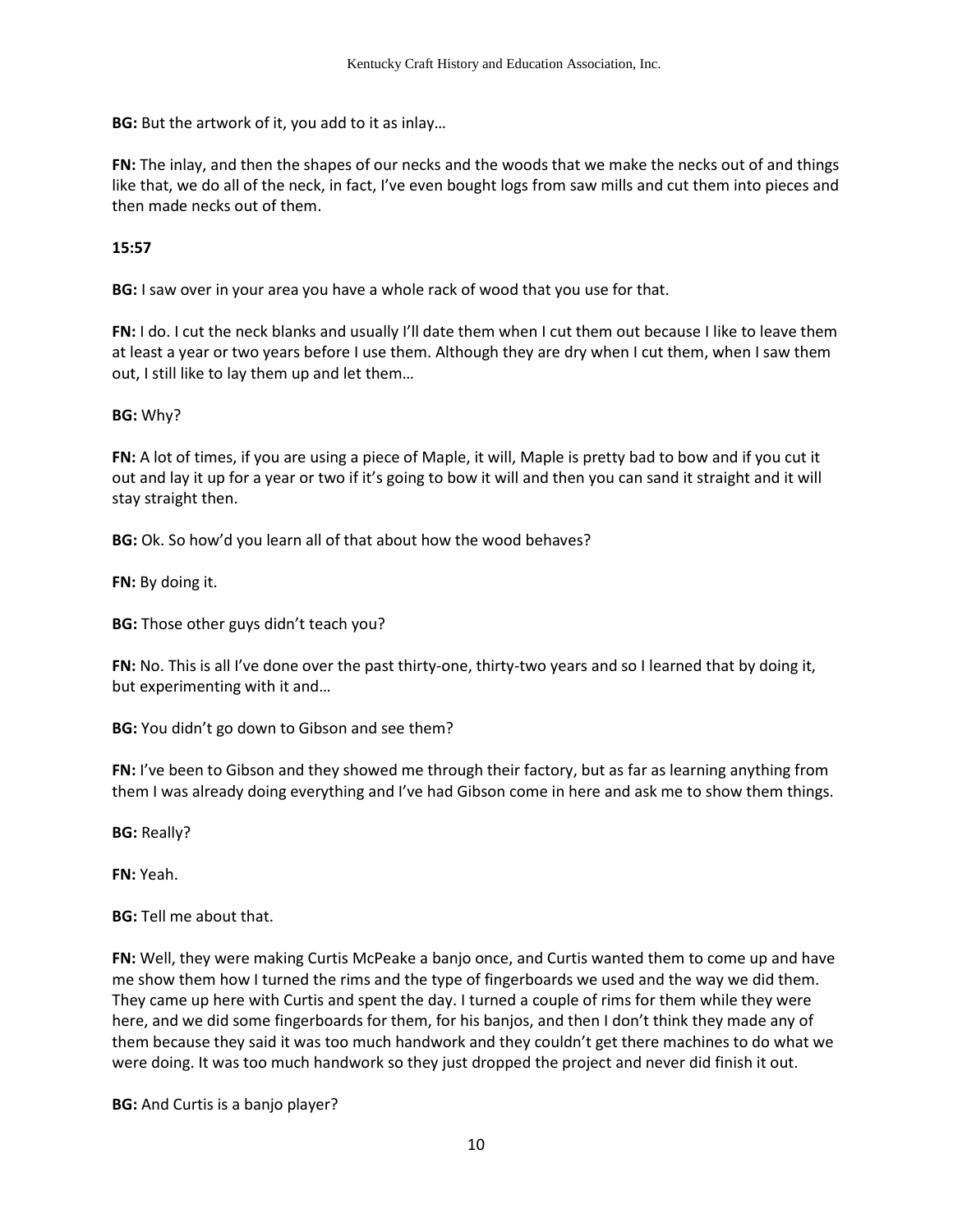**BG:** But the artwork of it, you add to it as inlay…

**FN:** The inlay, and then the shapes of our necks and the woods that we make the necks out of and things like that, we do all of the neck, in fact, I've even bought logs from saw mills and cut them into pieces and then made necks out of them.

**15:57**

**BG:** I saw over in your area you have a whole rack of wood that you use for that.

**FN:** I do. I cut the neck blanks and usually I'll date them when I cut them out because I like to leave them at least a year or two years before I use them. Although they are dry when I cut them, when I saw them out, I still like to lay them up and let them…

**BG:** Why?

**FN:** A lot of times, if you are using a piece of Maple, it will, Maple is pretty bad to bow and if you cut it out and lay it up for a year or two if it's going to bow it will and then you can sand it straight and it will stay straight then.

**BG:** Ok. So how'd you learn all of that about how the wood behaves?

**FN:** By doing it.

**BG:** Those other guys didn't teach you?

**FN:** No. This is all I've done over the past thirty-one, thirty-two years and so I learned that by doing it, but experimenting with it and…

**BG:** You didn't go down to Gibson and see them?

**FN:** I've been to Gibson and they showed me through their factory, but as far as learning anything from them I was already doing everything and I've had Gibson come in here and ask me to show them things.

**BG:** Really?

**FN:** Yeah.

**BG:** Tell me about that.

**FN:** Well, they were making Curtis McPeake a banjo once, and Curtis wanted them to come up and have me show them how I turned the rims and the type of fingerboards we used and the way we did them. They came up here with Curtis and spent the day. I turned a couple of rims for them while they were here, and we did some fingerboards for them, for his banjos, and then I don't think they made any of them because they said it was too much handwork and they couldn't get there machines to do what we were doing. It was too much handwork so they just dropped the project and never did finish it out.

**BG:** And Curtis is a banjo player?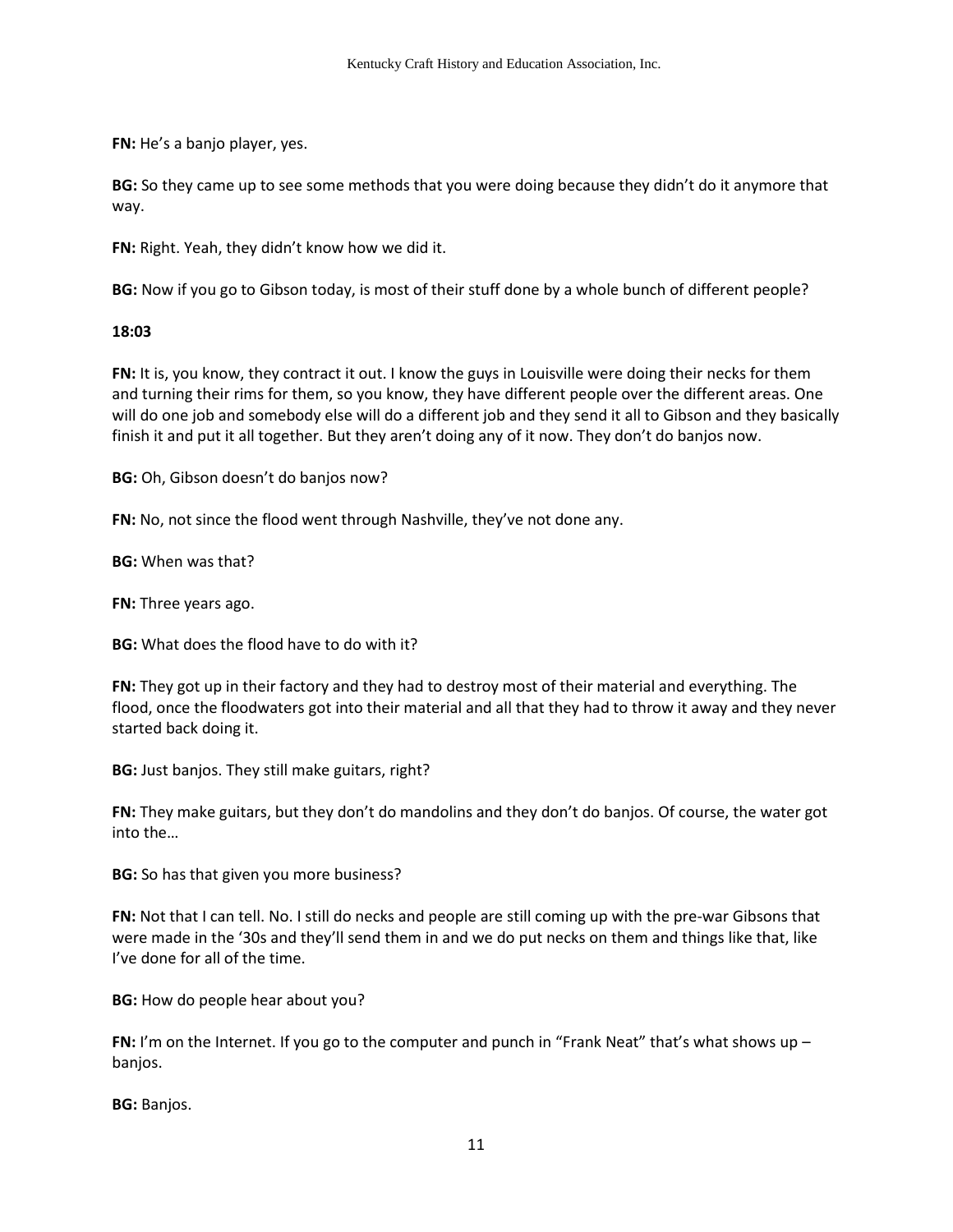**FN:** He's a banjo player, yes.

**BG:** So they came up to see some methods that you were doing because they didn't do it anymore that way.

**FN:** Right. Yeah, they didn't know how we did it.

**BG:** Now if you go to Gibson today, is most of their stuff done by a whole bunch of different people?

**18:03**

**FN:** It is, you know, they contract it out. I know the guys in Louisville were doing their necks for them and turning their rims for them, so you know, they have different people over the different areas. One will do one job and somebody else will do a different job and they send it all to Gibson and they basically finish it and put it all together. But they aren't doing any of it now. They don't do banjos now.

**BG:** Oh, Gibson doesn't do banjos now?

**FN:** No, not since the flood went through Nashville, they've not done any.

**BG:** When was that?

**FN:** Three years ago.

**BG:** What does the flood have to do with it?

**FN:** They got up in their factory and they had to destroy most of their material and everything. The flood, once the floodwaters got into their material and all that they had to throw it away and they never started back doing it.

**BG:** Just banjos. They still make guitars, right?

**FN:** They make guitars, but they don't do mandolins and they don't do banjos. Of course, the water got into the…

**BG:** So has that given you more business?

**FN:** Not that I can tell. No. I still do necks and people are still coming up with the pre-war Gibsons that were made in the '30s and they'll send them in and we do put necks on them and things like that, like I've done for all of the time.

**BG:** How do people hear about you?

**FN:** I'm on the Internet. If you go to the computer and punch in "Frank Neat" that's what shows up – banjos.

**BG:** Banjos.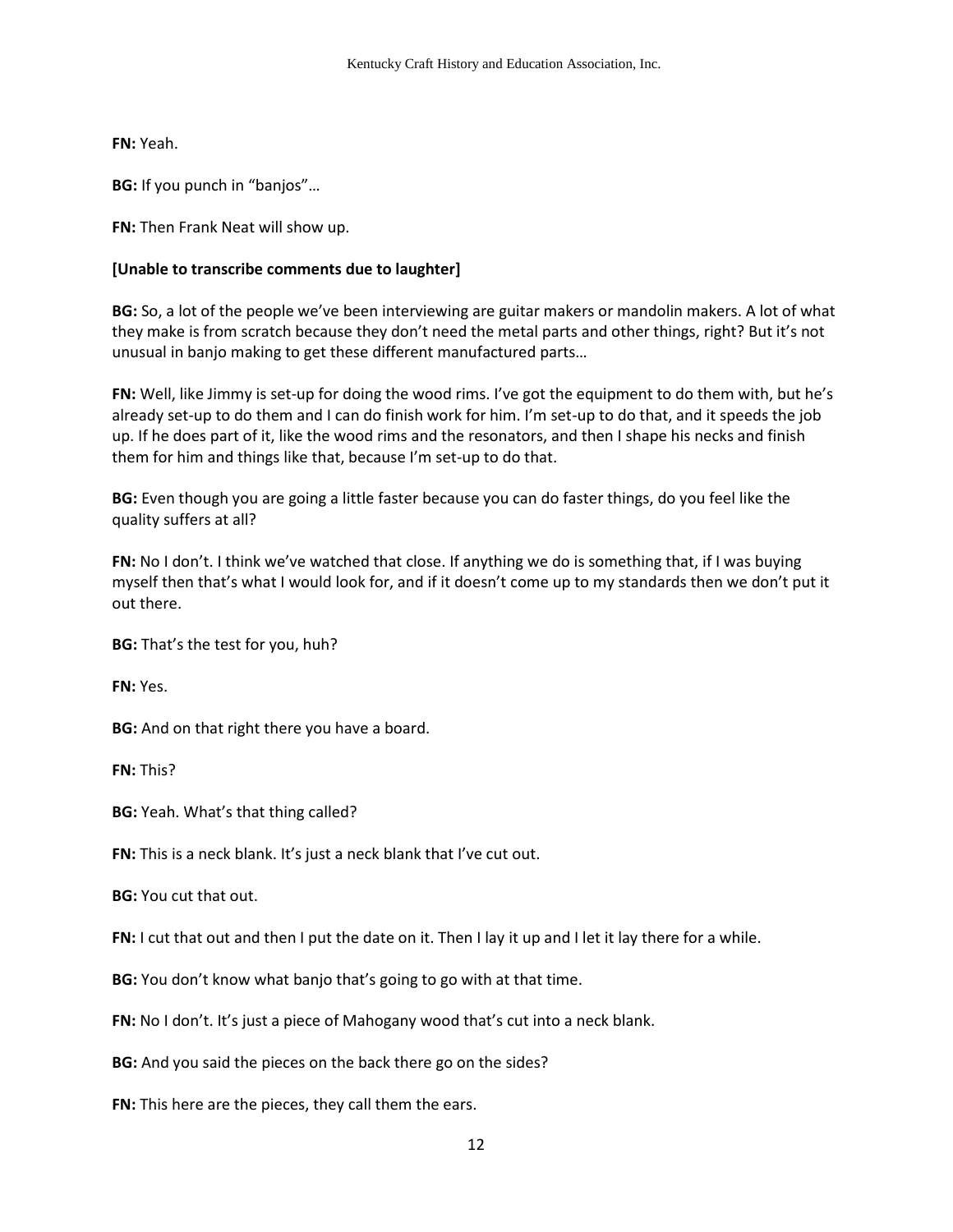**FN:** Yeah.

**BG:** If you punch in "banjos"…

**FN:** Then Frank Neat will show up.

**[Unable to transcribe comments due to laughter]**

**BG:** So, a lot of the people we've been interviewing are guitar makers or mandolin makers. A lot of what they make is from scratch because they don't need the metal parts and other things, right? But it's not unusual in banjo making to get these different manufactured parts…

**FN:** Well, like Jimmy is set-up for doing the wood rims. I've got the equipment to do them with, but he's already set-up to do them and I can do finish work for him. I'm set-up to do that, and it speeds the job up. If he does part of it, like the wood rims and the resonators, and then I shape his necks and finish them for him and things like that, because I'm set-up to do that.

**BG:** Even though you are going a little faster because you can do faster things, do you feel like the quality suffers at all?

**FN:** No I don't. I think we've watched that close. If anything we do is something that, if I was buying myself then that's what I would look for, and if it doesn't come up to my standards then we don't put it out there.

**BG:** That's the test for you, huh?

**FN:** Yes.

**BG:** And on that right there you have a board.

**FN:** This?

**BG:** Yeah. What's that thing called?

**FN:** This is a neck blank. It's just a neck blank that I've cut out.

**BG:** You cut that out.

**FN:** I cut that out and then I put the date on it. Then I lay it up and I let it lay there for a while.

**BG:** You don't know what banjo that's going to go with at that time.

**FN:** No I don't. It's just a piece of Mahogany wood that's cut into a neck blank.

**BG:** And you said the pieces on the back there go on the sides?

**FN:** This here are the pieces, they call them the ears.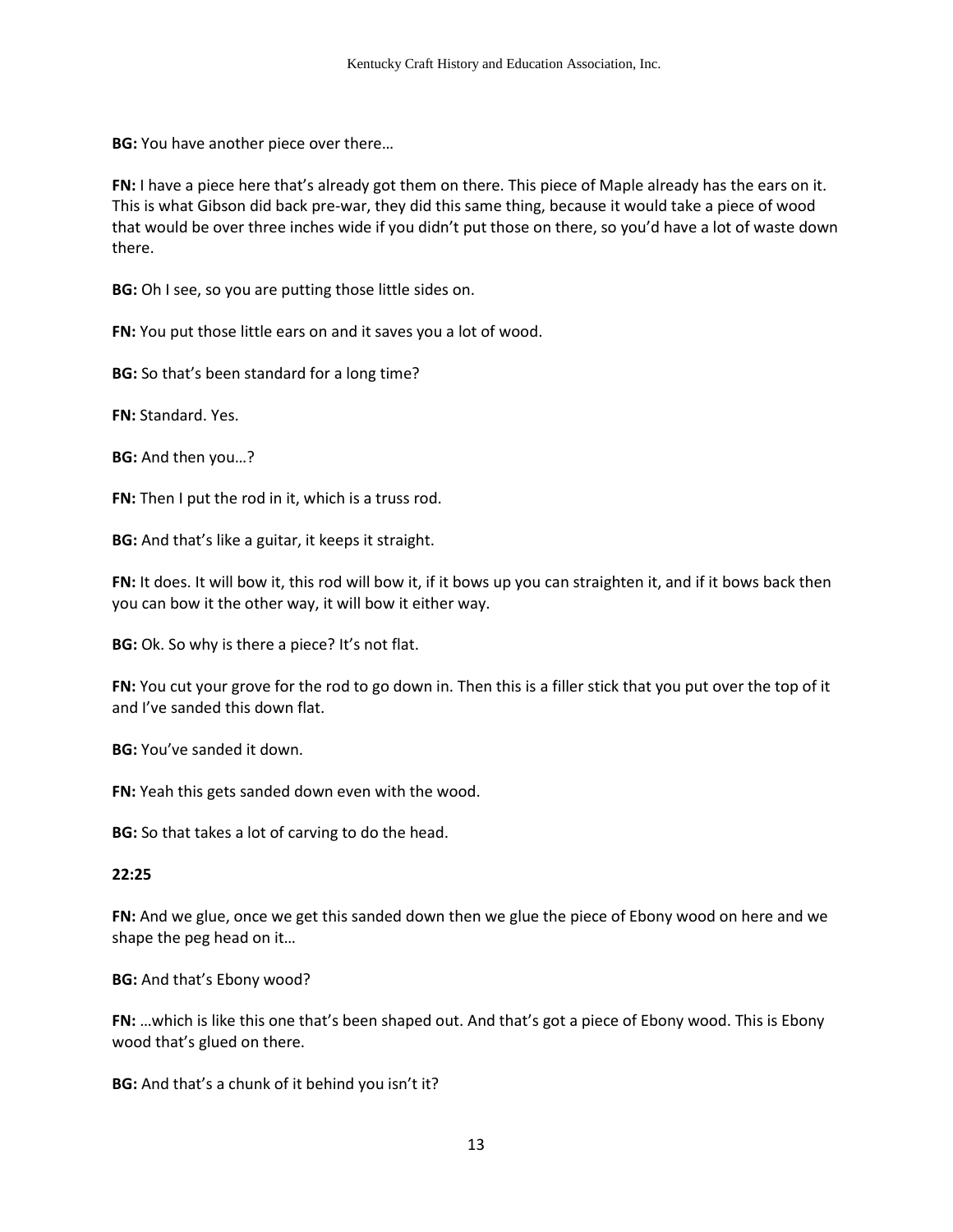**BG:** You have another piece over there…

**FN:** I have a piece here that's already got them on there. This piece of Maple already has the ears on it. This is what Gibson did back pre-war, they did this same thing, because it would take a piece of wood that would be over three inches wide if you didn't put those on there, so you'd have a lot of waste down there.

**BG:** Oh I see, so you are putting those little sides on.

**FN:** You put those little ears on and it saves you a lot of wood.

**BG:** So that's been standard for a long time?

**FN:** Standard. Yes.

**BG:** And then you…?

**FN:** Then I put the rod in it, which is a truss rod.

**BG:** And that's like a guitar, it keeps it straight.

**FN:** It does. It will bow it, this rod will bow it, if it bows up you can straighten it, and if it bows back then you can bow it the other way, it will bow it either way.

**BG:** Ok. So why is there a piece? It's not flat.

**FN:** You cut your grove for the rod to go down in. Then this is a filler stick that you put over the top of it and I've sanded this down flat.

**BG:** You've sanded it down.

**FN:** Yeah this gets sanded down even with the wood.

**BG:** So that takes a lot of carving to do the head.

**22:25**

**FN:** And we glue, once we get this sanded down then we glue the piece of Ebony wood on here and we shape the peg head on it…

**BG:** And that's Ebony wood?

**FN:** …which is like this one that's been shaped out. And that's got a piece of Ebony wood. This is Ebony wood that's glued on there.

**BG:** And that's a chunk of it behind you isn't it?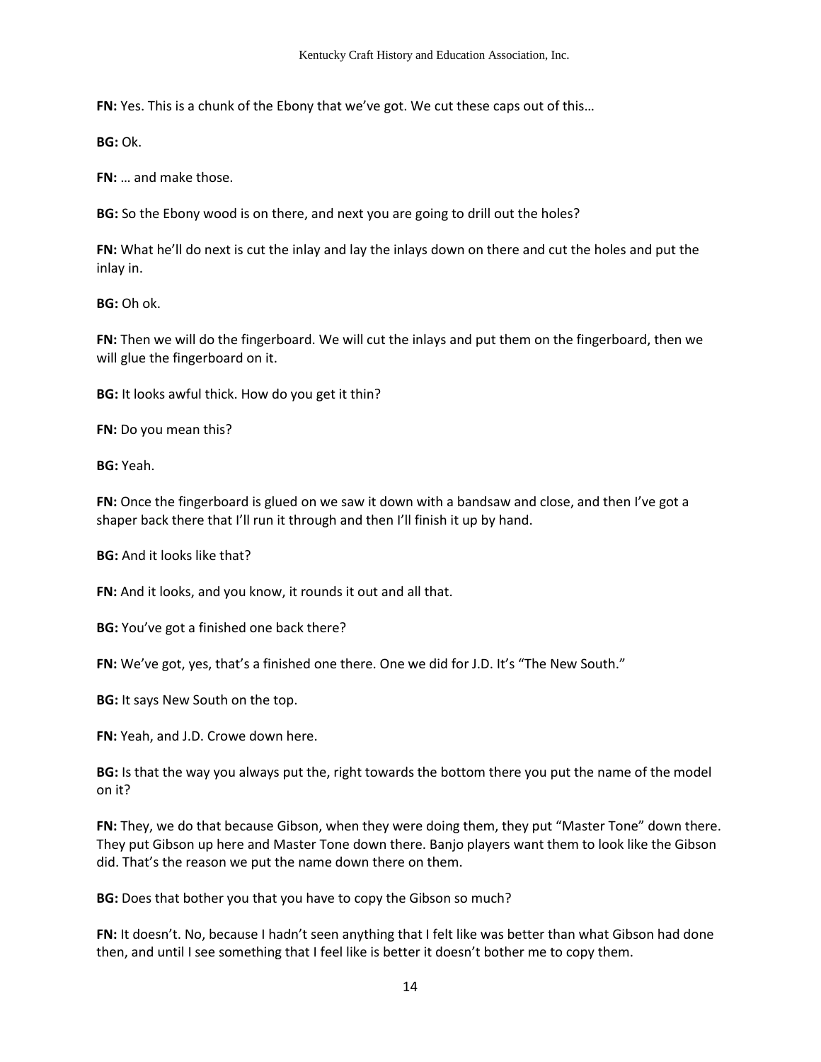**FN:** Yes. This is a chunk of the Ebony that we've got. We cut these caps out of this…

**BG:** Ok.

**FN:** … and make those.

**BG:** So the Ebony wood is on there, and next you are going to drill out the holes?

**FN:** What he'll do next is cut the inlay and lay the inlays down on there and cut the holes and put the inlay in.

**BG:** Oh ok.

**FN:** Then we will do the fingerboard. We will cut the inlays and put them on the fingerboard, then we will glue the fingerboard on it.

**BG:** It looks awful thick. How do you get it thin?

**FN:** Do you mean this?

**BG:** Yeah.

**FN:** Once the fingerboard is glued on we saw it down with a bandsaw and close, and then I've got a shaper back there that I'll run it through and then I'll finish it up by hand.

**BG:** And it looks like that?

**FN:** And it looks, and you know, it rounds it out and all that.

**BG:** You've got a finished one back there?

**FN:** We've got, yes, that's a finished one there. One we did for J.D. It's "The New South."

**BG:** It says New South on the top.

**FN:** Yeah, and J.D. Crowe down here.

**BG:** Is that the way you always put the, right towards the bottom there you put the name of the model on it?

**FN:** They, we do that because Gibson, when they were doing them, they put "Master Tone" down there. They put Gibson up here and Master Tone down there. Banjo players want them to look like the Gibson did. That's the reason we put the name down there on them.

**BG:** Does that bother you that you have to copy the Gibson so much?

**FN:** It doesn't. No, because I hadn't seen anything that I felt like was better than what Gibson had done then, and until I see something that I feel like is better it doesn't bother me to copy them.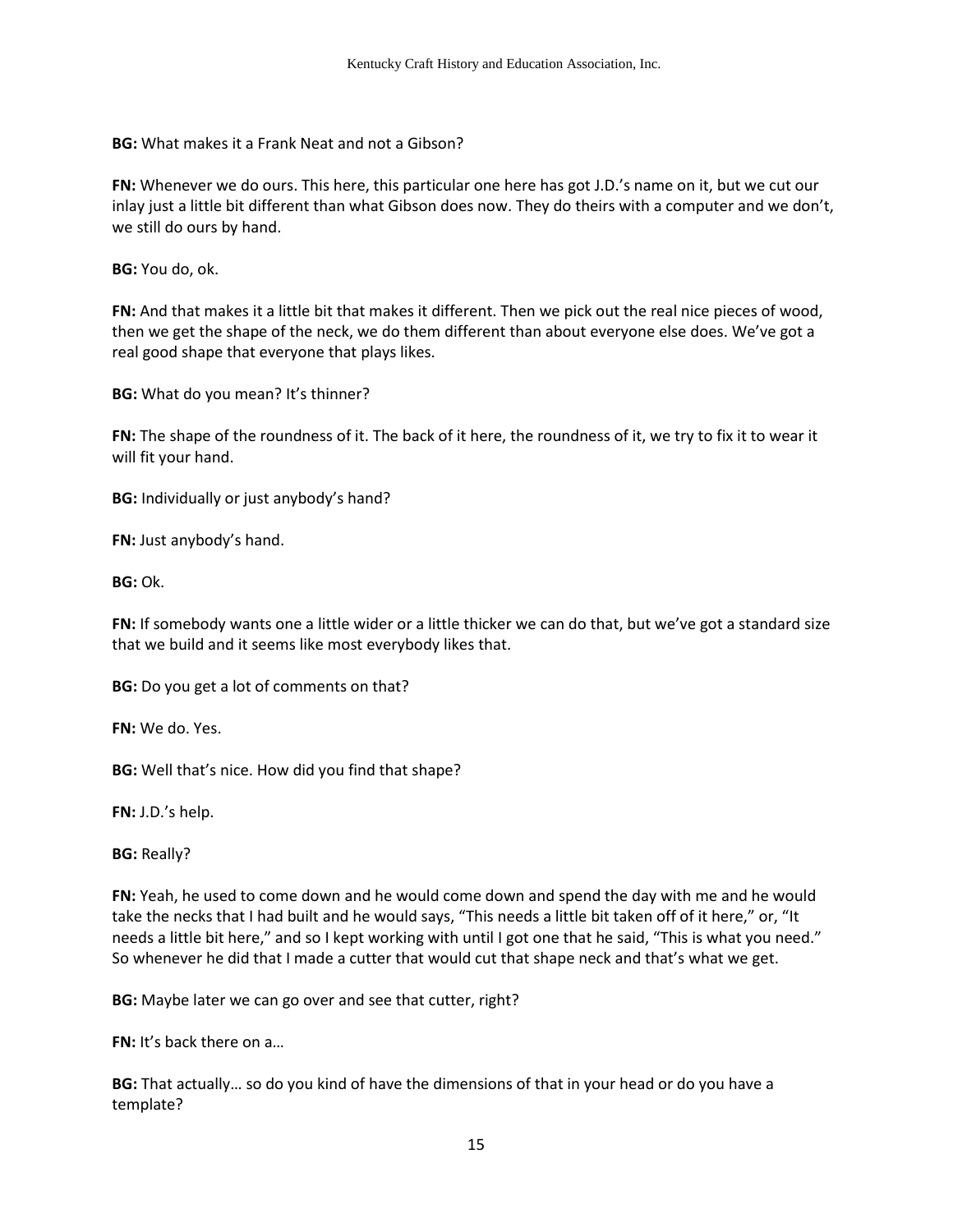**BG:** What makes it a Frank Neat and not a Gibson?

**FN:** Whenever we do ours. This here, this particular one here has got J.D.'s name on it, but we cut our inlay just a little bit different than what Gibson does now. They do theirs with a computer and we don't, we still do ours by hand.

**BG:** You do, ok.

**FN:** And that makes it a little bit that makes it different. Then we pick out the real nice pieces of wood, then we get the shape of the neck, we do them different than about everyone else does. We've got a real good shape that everyone that plays likes.

**BG:** What do you mean? It's thinner?

**FN:** The shape of the roundness of it. The back of it here, the roundness of it, we try to fix it to wear it will fit your hand.

**BG:** Individually or just anybody's hand?

**FN:** Just anybody's hand.

**BG:** Ok.

**FN:** If somebody wants one a little wider or a little thicker we can do that, but we've got a standard size that we build and it seems like most everybody likes that.

**BG:** Do you get a lot of comments on that?

**FN:** We do. Yes.

**BG:** Well that's nice. How did you find that shape?

**FN:** J.D.'s help.

**BG:** Really?

**FN:** Yeah, he used to come down and he would come down and spend the day with me and he would take the necks that I had built and he would says, "This needs a little bit taken off of it here," or, "It needs a little bit here," and so I kept working with until I got one that he said, "This is what you need." So whenever he did that I made a cutter that would cut that shape neck and that's what we get.

**BG:** Maybe later we can go over and see that cutter, right?

**FN:** It's back there on a…

**BG:** That actually… so do you kind of have the dimensions of that in your head or do you have a template?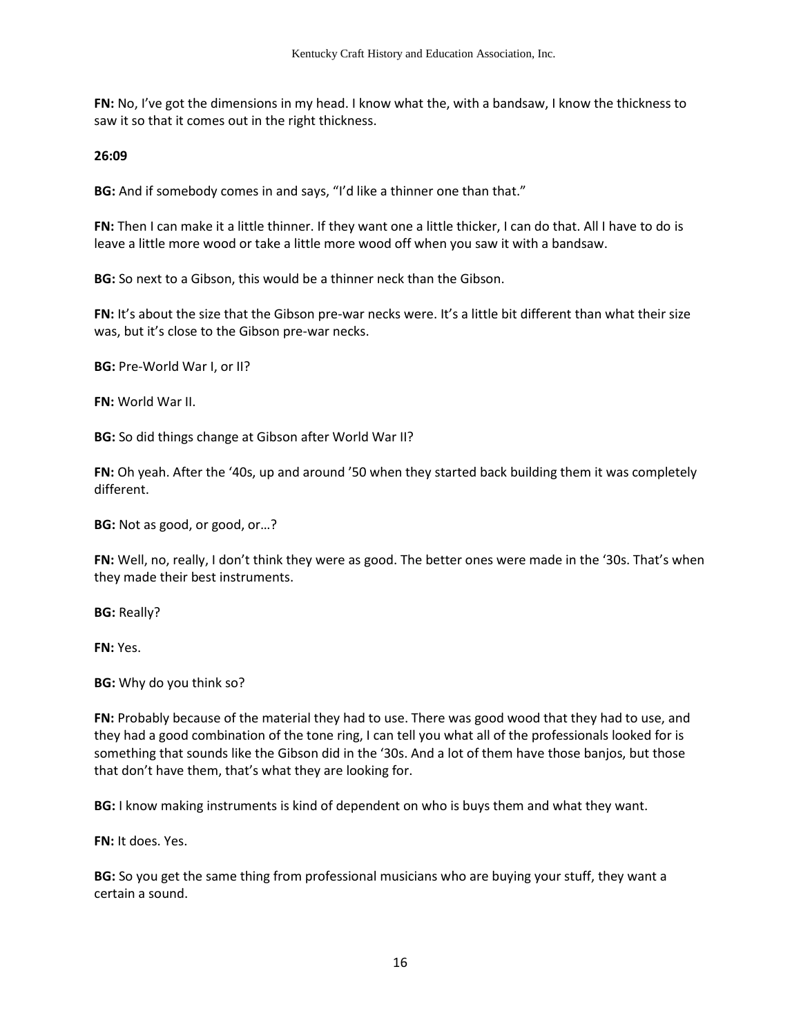**FN:** No, I've got the dimensions in my head. I know what the, with a bandsaw, I know the thickness to saw it so that it comes out in the right thickness.

**26:09**

**BG:** And if somebody comes in and says, "I'd like a thinner one than that."

**FN:** Then I can make it a little thinner. If they want one a little thicker, I can do that. All I have to do is leave a little more wood or take a little more wood off when you saw it with a bandsaw.

**BG:** So next to a Gibson, this would be a thinner neck than the Gibson.

**FN:** It's about the size that the Gibson pre-war necks were. It's a little bit different than what their size was, but it's close to the Gibson pre-war necks.

**BG:** Pre-World War I, or II?

**FN:** World War II.

**BG:** So did things change at Gibson after World War II?

**FN:** Oh yeah. After the '40s, up and around '50 when they started back building them it was completely different.

**BG:** Not as good, or good, or…?

**FN:** Well, no, really, I don't think they were as good. The better ones were made in the '30s. That's when they made their best instruments.

**BG:** Really?

**FN:** Yes.

**BG:** Why do you think so?

**FN:** Probably because of the material they had to use. There was good wood that they had to use, and they had a good combination of the tone ring, I can tell you what all of the professionals looked for is something that sounds like the Gibson did in the '30s. And a lot of them have those banjos, but those that don't have them, that's what they are looking for.

**BG:** I know making instruments is kind of dependent on who is buys them and what they want.

**FN:** It does. Yes.

**BG:** So you get the same thing from professional musicians who are buying your stuff, they want a certain a sound.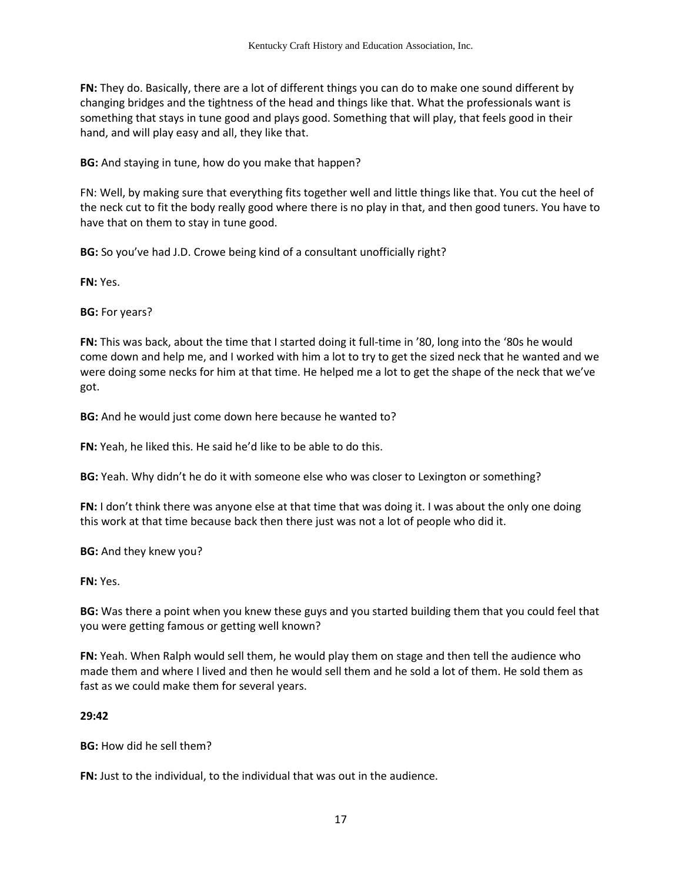**FN:** They do. Basically, there are a lot of different things you can do to make one sound different by changing bridges and the tightness of the head and things like that. What the professionals want is something that stays in tune good and plays good. Something that will play, that feels good in their hand, and will play easy and all, they like that.

**BG:** And staying in tune, how do you make that happen?

FN: Well, by making sure that everything fits together well and little things like that. You cut the heel of the neck cut to fit the body really good where there is no play in that, and then good tuners. You have to have that on them to stay in tune good.

**BG:** So you've had J.D. Crowe being kind of a consultant unofficially right?

**FN:** Yes.

**BG:** For years?

**FN:** This was back, about the time that I started doing it full-time in '80, long into the '80s he would come down and help me, and I worked with him a lot to try to get the sized neck that he wanted and we were doing some necks for him at that time. He helped me a lot to get the shape of the neck that we've got.

**BG:** And he would just come down here because he wanted to?

**FN:** Yeah, he liked this. He said he'd like to be able to do this.

**BG:** Yeah. Why didn't he do it with someone else who was closer to Lexington or something?

**FN:** I don't think there was anyone else at that time that was doing it. I was about the only one doing this work at that time because back then there just was not a lot of people who did it.

**BG:** And they knew you?

**FN:** Yes.

**BG:** Was there a point when you knew these guys and you started building them that you could feel that you were getting famous or getting well known?

**FN:** Yeah. When Ralph would sell them, he would play them on stage and then tell the audience who made them and where I lived and then he would sell them and he sold a lot of them. He sold them as fast as we could make them for several years.

**29:42**

**BG:** How did he sell them?

**FN:** Just to the individual, to the individual that was out in the audience.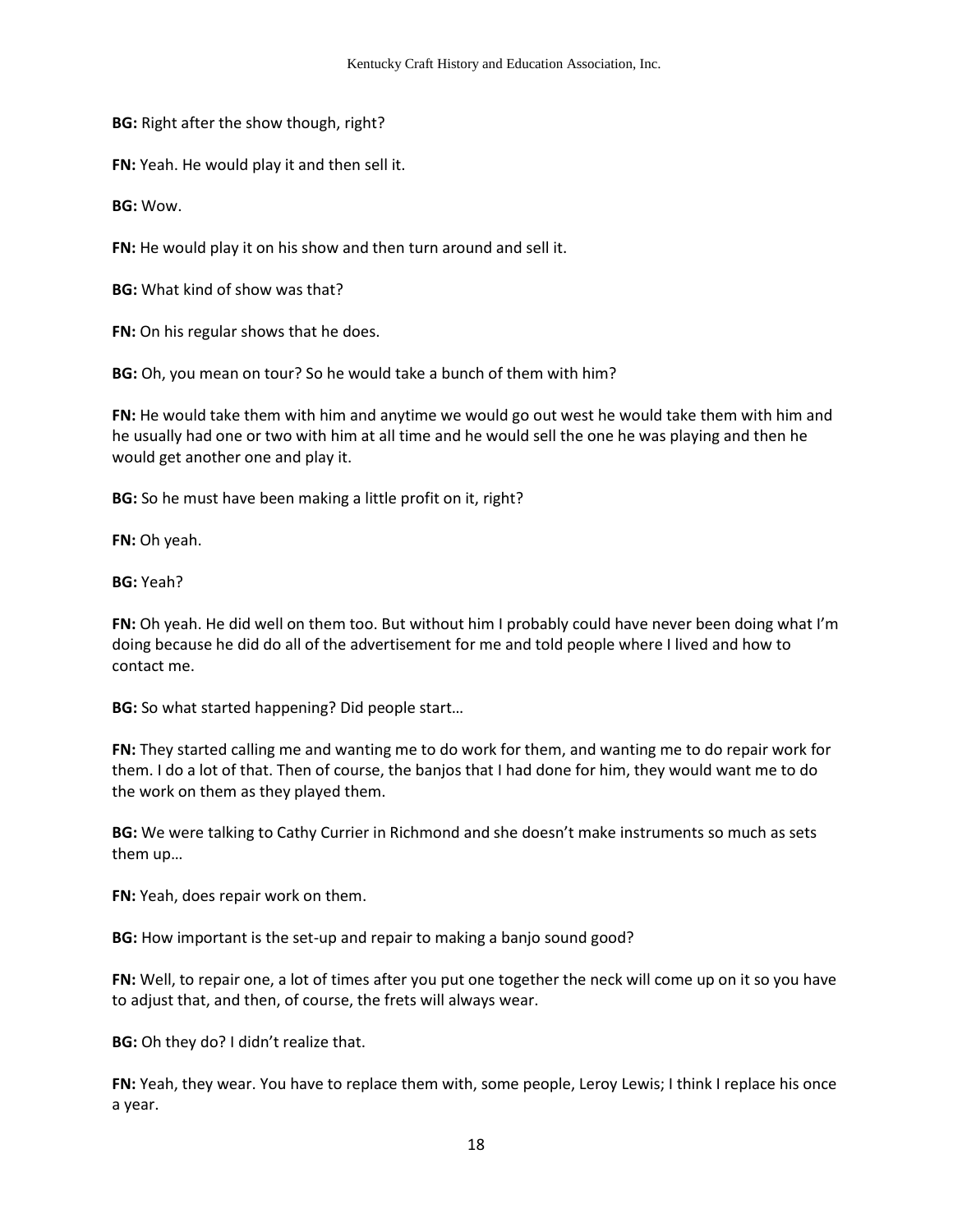**BG:** Right after the show though, right?

**FN:** Yeah. He would play it and then sell it.

**BG:** Wow.

**FN:** He would play it on his show and then turn around and sell it.

**BG:** What kind of show was that?

**FN:** On his regular shows that he does.

**BG:** Oh, you mean on tour? So he would take a bunch of them with him?

**FN:** He would take them with him and anytime we would go out west he would take them with him and he usually had one or two with him at all time and he would sell the one he was playing and then he would get another one and play it.

**BG:** So he must have been making a little profit on it, right?

**FN:** Oh yeah.

**BG:** Yeah?

**FN:** Oh yeah. He did well on them too. But without him I probably could have never been doing what I'm doing because he did do all of the advertisement for me and told people where I lived and how to contact me.

**BG:** So what started happening? Did people start…

**FN:** They started calling me and wanting me to do work for them, and wanting me to do repair work for them. I do a lot of that. Then of course, the banjos that I had done for him, they would want me to do the work on them as they played them.

**BG:** We were talking to Cathy Currier in Richmond and she doesn't make instruments so much as sets them up…

**FN:** Yeah, does repair work on them.

**BG:** How important is the set-up and repair to making a banjo sound good?

**FN:** Well, to repair one, a lot of times after you put one together the neck will come up on it so you have to adjust that, and then, of course, the frets will always wear.

**BG:** Oh they do? I didn't realize that.

**FN:** Yeah, they wear. You have to replace them with, some people, Leroy Lewis; I think I replace his once a year.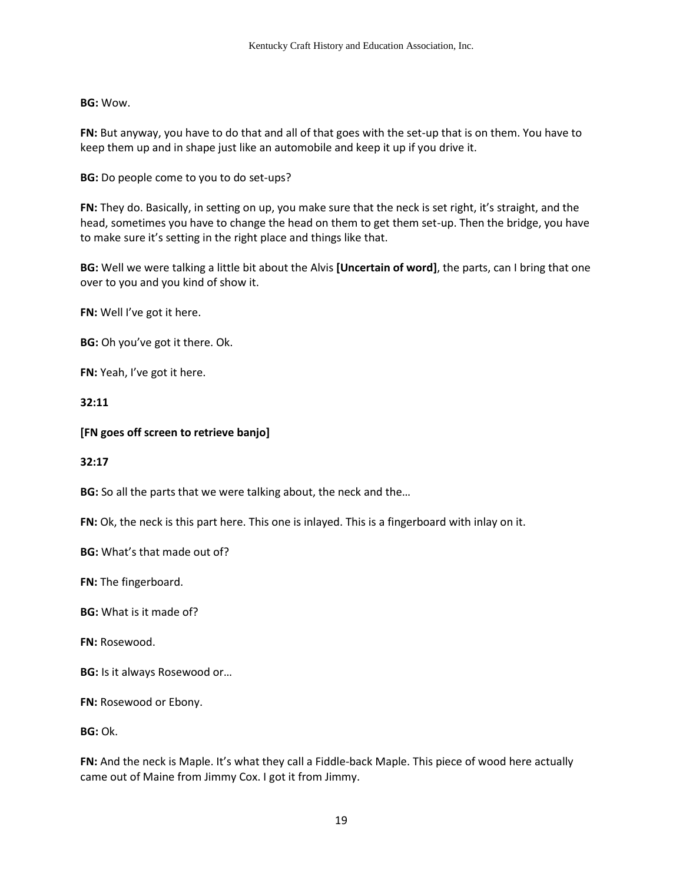**BG:** Wow.

**FN:** But anyway, you have to do that and all of that goes with the set-up that is on them. You have to keep them up and in shape just like an automobile and keep it up if you drive it.

**BG:** Do people come to you to do set-ups?

**FN:** They do. Basically, in setting on up, you make sure that the neck is set right, it's straight, and the head, sometimes you have to change the head on them to get them set-up. Then the bridge, you have to make sure it's setting in the right place and things like that.

**BG:** Well we were talking a little bit about the Alvis **[Uncertain of word]**, the parts, can I bring that one over to you and you kind of show it.

**FN:** Well I've got it here.

**BG:** Oh you've got it there. Ok.

**FN:** Yeah, I've got it here.

**32:11**

**[FN goes off screen to retrieve banjo]**

**32:17**

**BG:** So all the parts that we were talking about, the neck and the…

**FN:** Ok, the neck is this part here. This one is inlayed. This is a fingerboard with inlay on it.

**BG:** What's that made out of?

**FN:** The fingerboard.

**BG:** What is it made of?

**FN:** Rosewood.

**BG:** Is it always Rosewood or…

**FN:** Rosewood or Ebony.

**BG:** Ok.

**FN:** And the neck is Maple. It's what they call a Fiddle-back Maple. This piece of wood here actually came out of Maine from Jimmy Cox. I got it from Jimmy.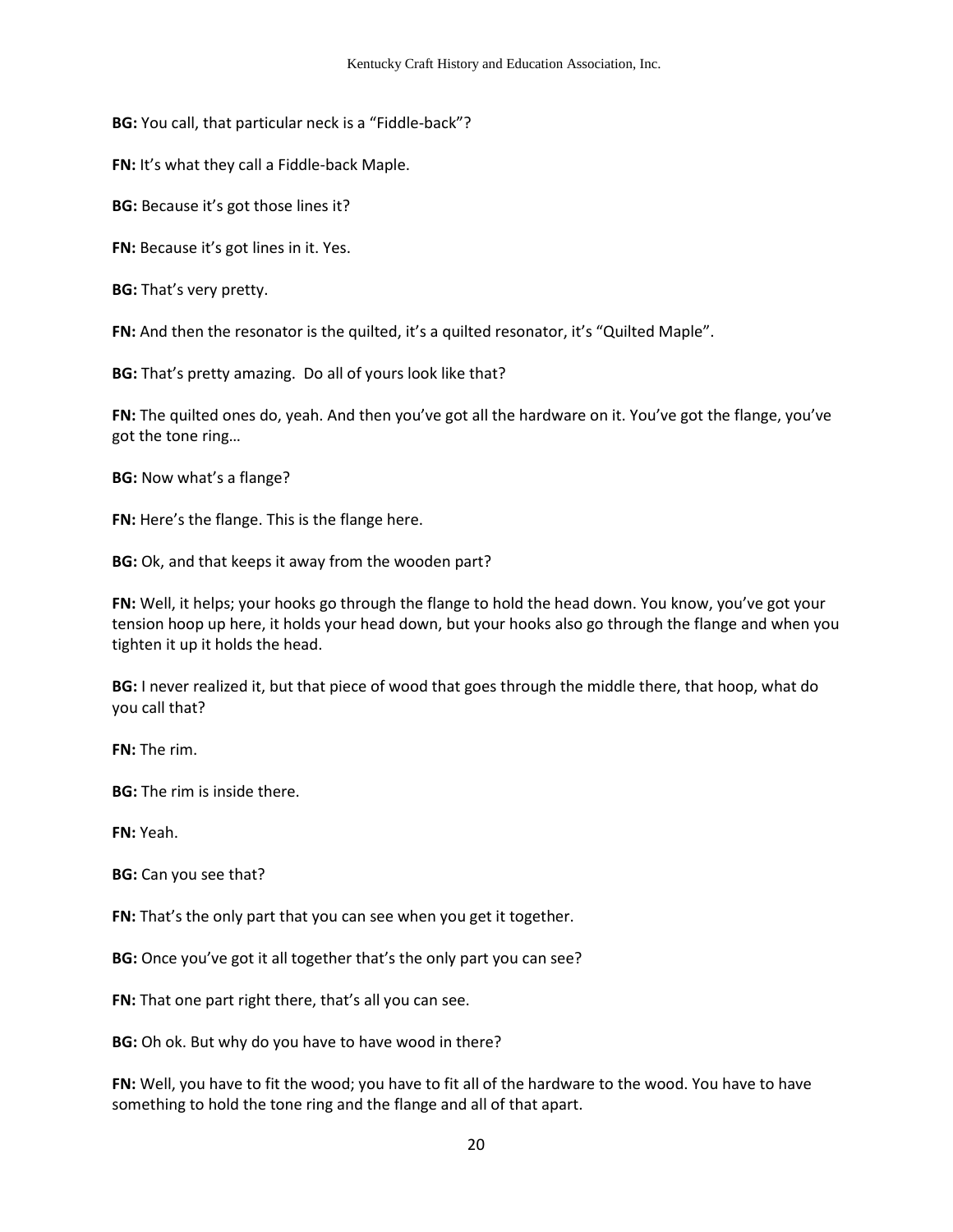**BG:** You call, that particular neck is a "Fiddle-back"?

**FN:** It's what they call a Fiddle-back Maple.

**BG:** Because it's got those lines it?

**FN:** Because it's got lines in it. Yes.

**BG:** That's very pretty.

**FN:** And then the resonator is the quilted, it's a quilted resonator, it's "Quilted Maple".

**BG:** That's pretty amazing. Do all of yours look like that?

**FN:** The quilted ones do, yeah. And then you've got all the hardware on it. You've got the flange, you've got the tone ring…

**BG:** Now what's a flange?

**FN:** Here's the flange. This is the flange here.

**BG:** Ok, and that keeps it away from the wooden part?

**FN:** Well, it helps; your hooks go through the flange to hold the head down. You know, you've got your tension hoop up here, it holds your head down, but your hooks also go through the flange and when you tighten it up it holds the head.

**BG:** I never realized it, but that piece of wood that goes through the middle there, that hoop, what do you call that?

**FN:** The rim.

**BG:** The rim is inside there.

**FN:** Yeah.

**BG:** Can you see that?

**FN:** That's the only part that you can see when you get it together.

**BG:** Once you've got it all together that's the only part you can see?

**FN:** That one part right there, that's all you can see.

**BG:** Oh ok. But why do you have to have wood in there?

**FN:** Well, you have to fit the wood; you have to fit all of the hardware to the wood. You have to have something to hold the tone ring and the flange and all of that apart.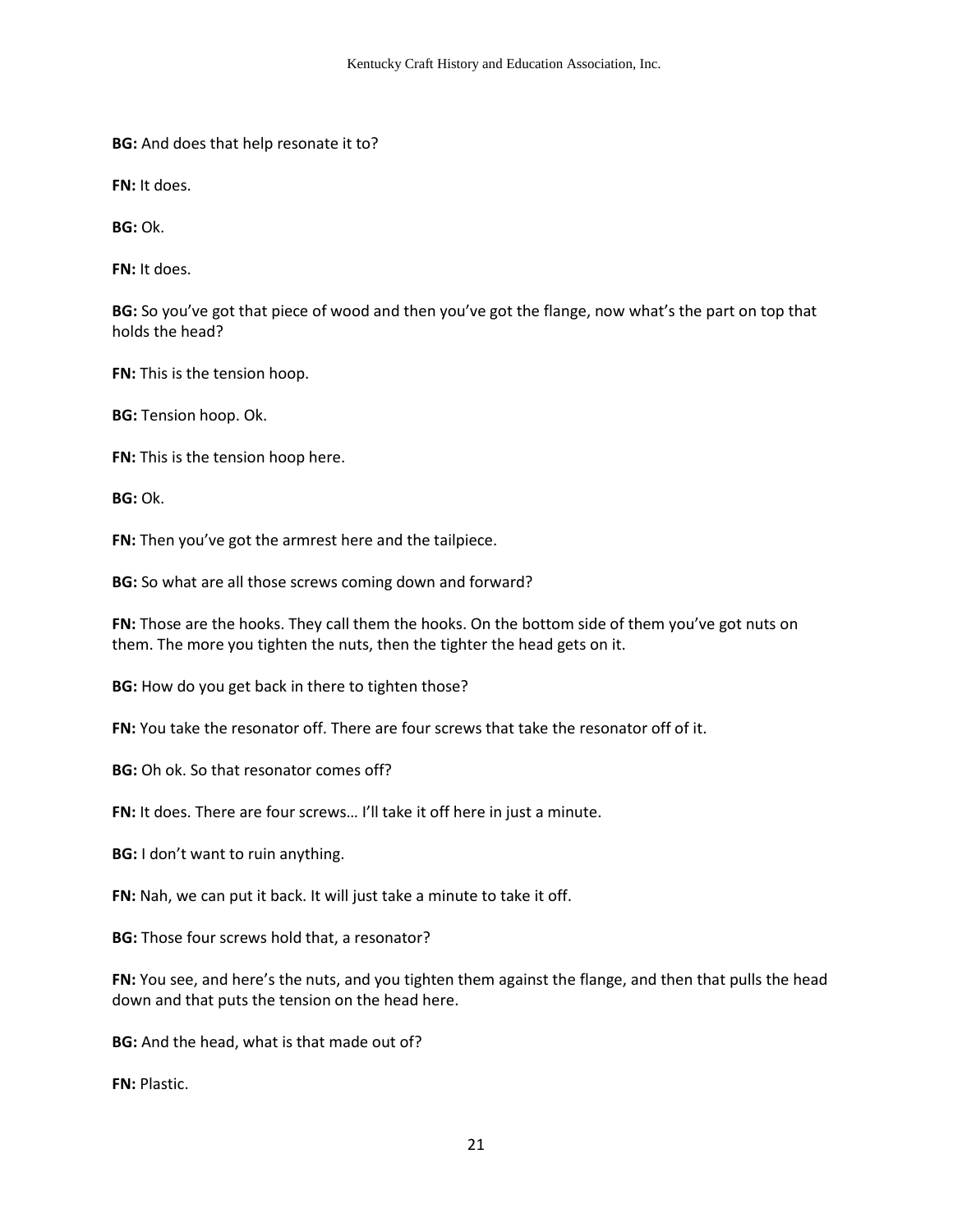**BG:** And does that help resonate it to?

**FN:** It does.

**BG:** Ok.

**FN:** It does.

**BG:** So you've got that piece of wood and then you've got the flange, now what's the part on top that holds the head?

**FN:** This is the tension hoop.

**BG:** Tension hoop. Ok.

**FN:** This is the tension hoop here.

**BG:** Ok.

**FN:** Then you've got the armrest here and the tailpiece.

**BG:** So what are all those screws coming down and forward?

**FN:** Those are the hooks. They call them the hooks. On the bottom side of them you've got nuts on them. The more you tighten the nuts, then the tighter the head gets on it.

**BG:** How do you get back in there to tighten those?

**FN:** You take the resonator off. There are four screws that take the resonator off of it.

**BG:** Oh ok. So that resonator comes off?

**FN:** It does. There are four screws… I'll take it off here in just a minute.

**BG:** I don't want to ruin anything.

**FN:** Nah, we can put it back. It will just take a minute to take it off.

**BG:** Those four screws hold that, a resonator?

**FN:** You see, and here's the nuts, and you tighten them against the flange, and then that pulls the head down and that puts the tension on the head here.

**BG:** And the head, what is that made out of?

**FN:** Plastic.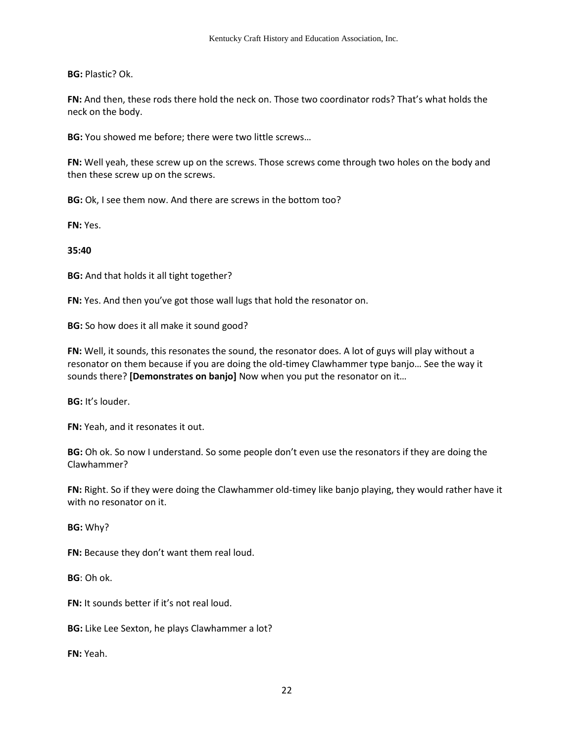**BG:** Plastic? Ok.

**FN:** And then, these rods there hold the neck on. Those two coordinator rods? That's what holds the neck on the body.

**BG:** You showed me before; there were two little screws…

**FN:** Well yeah, these screw up on the screws. Those screws come through two holes on the body and then these screw up on the screws.

**BG:** Ok, I see them now. And there are screws in the bottom too?

**FN:** Yes.

**35:40**

**BG:** And that holds it all tight together?

**FN:** Yes. And then you've got those wall lugs that hold the resonator on.

**BG:** So how does it all make it sound good?

**FN:** Well, it sounds, this resonates the sound, the resonator does. A lot of guys will play without a resonator on them because if you are doing the old-timey Clawhammer type banjo… See the way it sounds there? **[Demonstrates on banjo]** Now when you put the resonator on it…

**BG:** It's louder.

**FN:** Yeah, and it resonates it out.

**BG:** Oh ok. So now I understand. So some people don't even use the resonators if they are doing the Clawhammer?

**FN:** Right. So if they were doing the Clawhammer old-timey like banjo playing, they would rather have it with no resonator on it.

**BG:** Why?

**FN:** Because they don't want them real loud.

**BG**: Oh ok.

**FN:** It sounds better if it's not real loud.

**BG:** Like Lee Sexton, he plays Clawhammer a lot?

**FN:** Yeah.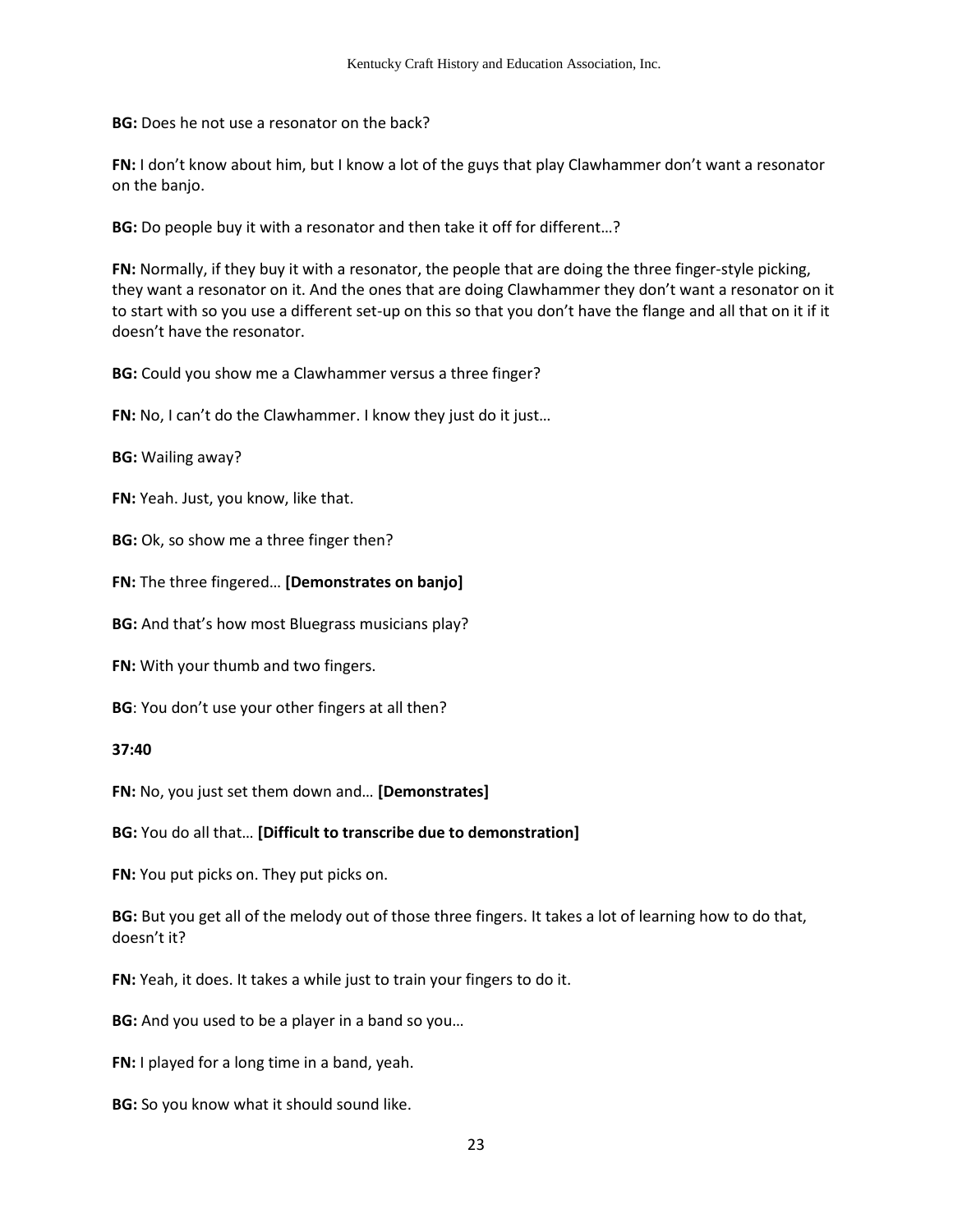**BG:** Does he not use a resonator on the back?

**FN:** I don't know about him, but I know a lot of the guys that play Clawhammer don't want a resonator on the banjo.

**BG:** Do people buy it with a resonator and then take it off for different…?

**FN:** Normally, if they buy it with a resonator, the people that are doing the three finger-style picking, they want a resonator on it. And the ones that are doing Clawhammer they don't want a resonator on it to start with so you use a different set-up on this so that you don't have the flange and all that on it if it doesn't have the resonator.

**BG:** Could you show me a Clawhammer versus a three finger?

**FN:** No, I can't do the Clawhammer. I know they just do it just…

**BG:** Wailing away?

**FN:** Yeah. Just, you know, like that.

**BG:** Ok, so show me a three finger then?

**FN:** The three fingered… **[Demonstrates on banjo]**

**BG:** And that's how most Bluegrass musicians play?

**FN:** With your thumb and two fingers.

**BG**: You don't use your other fingers at all then?

**37:40**

**FN:** No, you just set them down and… **[Demonstrates]**

**BG:** You do all that… **[Difficult to transcribe due to demonstration]**

**FN:** You put picks on. They put picks on.

**BG:** But you get all of the melody out of those three fingers. It takes a lot of learning how to do that, doesn't it?

**FN:** Yeah, it does. It takes a while just to train your fingers to do it.

**BG:** And you used to be a player in a band so you…

**FN:** I played for a long time in a band, yeah.

**BG:** So you know what it should sound like.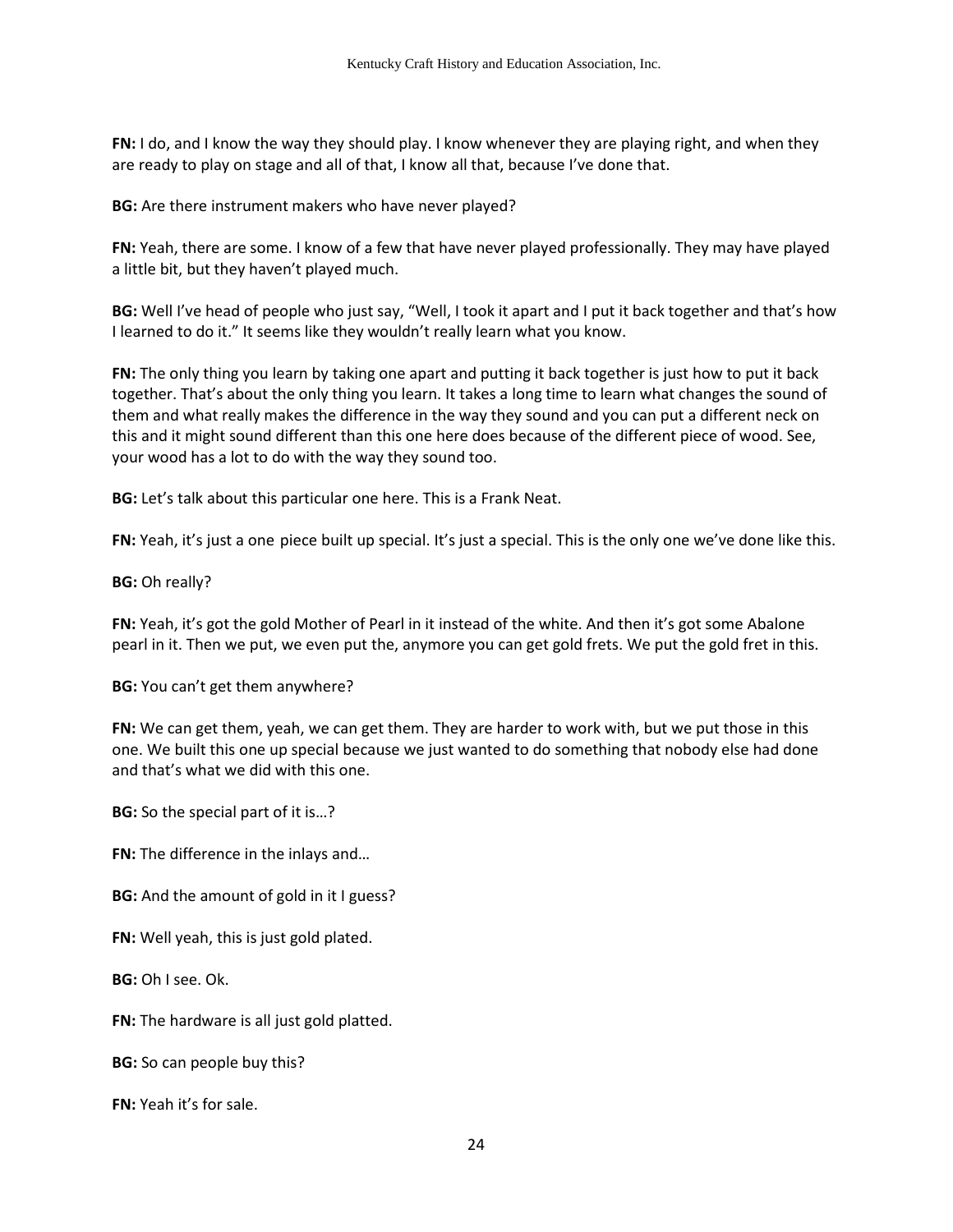**FN:** I do, and I know the way they should play. I know whenever they are playing right, and when they are ready to play on stage and all of that, I know all that, because I've done that.

**BG:** Are there instrument makers who have never played?

**FN:** Yeah, there are some. I know of a few that have never played professionally. They may have played a little bit, but they haven't played much.

**BG:** Well I've head of people who just say, "Well, I took it apart and I put it back together and that's how I learned to do it." It seems like they wouldn't really learn what you know.

**FN:** The only thing you learn by taking one apart and putting it back together is just how to put it back together. That's about the only thing you learn. It takes a long time to learn what changes the sound of them and what really makes the difference in the way they sound and you can put a different neck on this and it might sound different than this one here does because of the different piece of wood. See, your wood has a lot to do with the way they sound too.

**BG:** Let's talk about this particular one here. This is a Frank Neat.

**FN:** Yeah, it's just a one piece built up special. It's just a special. This is the only one we've done like this.

**BG:** Oh really?

**FN:** Yeah, it's got the gold Mother of Pearl in it instead of the white. And then it's got some Abalone pearl in it. Then we put, we even put the, anymore you can get gold frets. We put the gold fret in this.

**BG:** You can't get them anywhere?

**FN:** We can get them, yeah, we can get them. They are harder to work with, but we put those in this one. We built this one up special because we just wanted to do something that nobody else had done and that's what we did with this one.

**BG:** So the special part of it is…?

**FN:** The difference in the inlays and…

**BG:** And the amount of gold in it I guess?

**FN:** Well yeah, this is just gold plated.

**BG:** Oh I see. Ok.

**FN:** The hardware is all just gold platted.

**BG:** So can people buy this?

**FN:** Yeah it's for sale.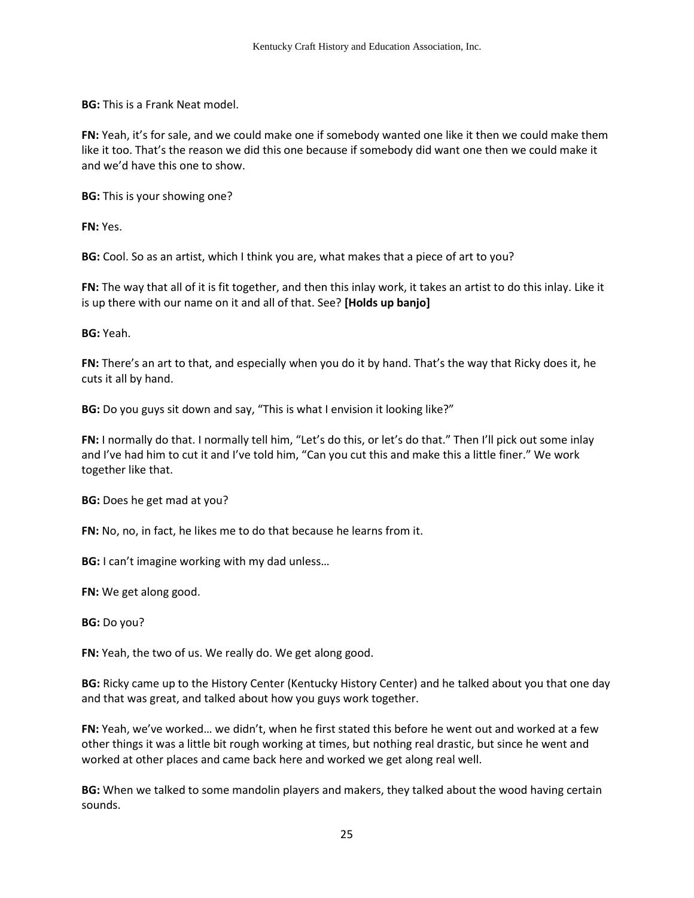**BG:** This is a Frank Neat model.

**FN:** Yeah, it's for sale, and we could make one if somebody wanted one like it then we could make them like it too. That's the reason we did this one because if somebody did want one then we could make it and we'd have this one to show.

**BG:** This is your showing one?

**FN:** Yes.

**BG:** Cool. So as an artist, which I think you are, what makes that a piece of art to you?

**FN:** The way that all of it is fit together, and then this inlay work, it takes an artist to do this inlay. Like it is up there with our name on it and all of that. See? **[Holds up banjo]**

**BG:** Yeah.

**FN:** There's an art to that, and especially when you do it by hand. That's the way that Ricky does it, he cuts it all by hand.

**BG:** Do you guys sit down and say, "This is what I envision it looking like?"

**FN:** I normally do that. I normally tell him, "Let's do this, or let's do that." Then I'll pick out some inlay and I've had him to cut it and I've told him, "Can you cut this and make this a little finer." We work together like that.

**BG:** Does he get mad at you?

**FN:** No, no, in fact, he likes me to do that because he learns from it.

**BG:** I can't imagine working with my dad unless…

**FN:** We get along good.

**BG:** Do you?

**FN:** Yeah, the two of us. We really do. We get along good.

**BG:** Ricky came up to the History Center (Kentucky History Center) and he talked about you that one day and that was great, and talked about how you guys work together.

**FN:** Yeah, we've worked… we didn't, when he first stated this before he went out and worked at a few other things it was a little bit rough working at times, but nothing real drastic, but since he went and worked at other places and came back here and worked we get along real well.

**BG:** When we talked to some mandolin players and makers, they talked about the wood having certain sounds.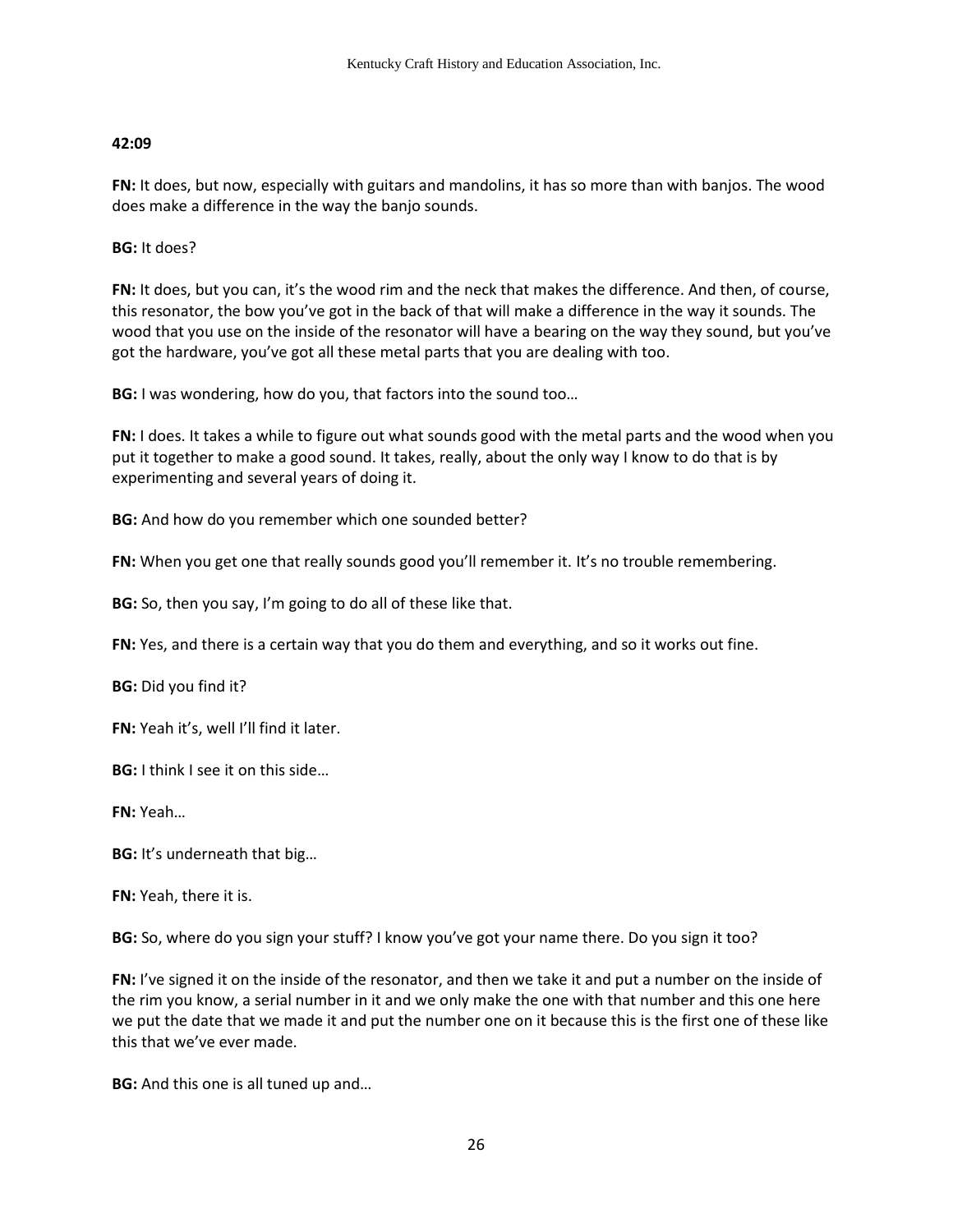**42:09**

**FN:** It does, but now, especially with guitars and mandolins, it has so more than with banjos. The wood does make a difference in the way the banjo sounds.

**BG:** It does?

**FN:** It does, but you can, it's the wood rim and the neck that makes the difference. And then, of course, this resonator, the bow you've got in the back of that will make a difference in the way it sounds. The wood that you use on the inside of the resonator will have a bearing on the way they sound, but you've got the hardware, you've got all these metal parts that you are dealing with too.

**BG:** I was wondering, how do you, that factors into the sound too…

**FN:** I does. It takes a while to figure out what sounds good with the metal parts and the wood when you put it together to make a good sound. It takes, really, about the only way I know to do that is by experimenting and several years of doing it.

**BG:** And how do you remember which one sounded better?

**FN:** When you get one that really sounds good you'll remember it. It's no trouble remembering.

**BG:** So, then you say, I'm going to do all of these like that.

**FN:** Yes, and there is a certain way that you do them and everything, and so it works out fine.

**BG:** Did you find it?

**FN:** Yeah it's, well I'll find it later.

**BG:** I think I see it on this side…

**FN:** Yeah…

**BG:** It's underneath that big…

**FN:** Yeah, there it is.

**BG:** So, where do you sign your stuff? I know you've got your name there. Do you sign it too?

**FN:** I've signed it on the inside of the resonator, and then we take it and put a number on the inside of the rim you know, a serial number in it and we only make the one with that number and this one here we put the date that we made it and put the number one on it because this is the first one of these like this that we've ever made.

**BG:** And this one is all tuned up and…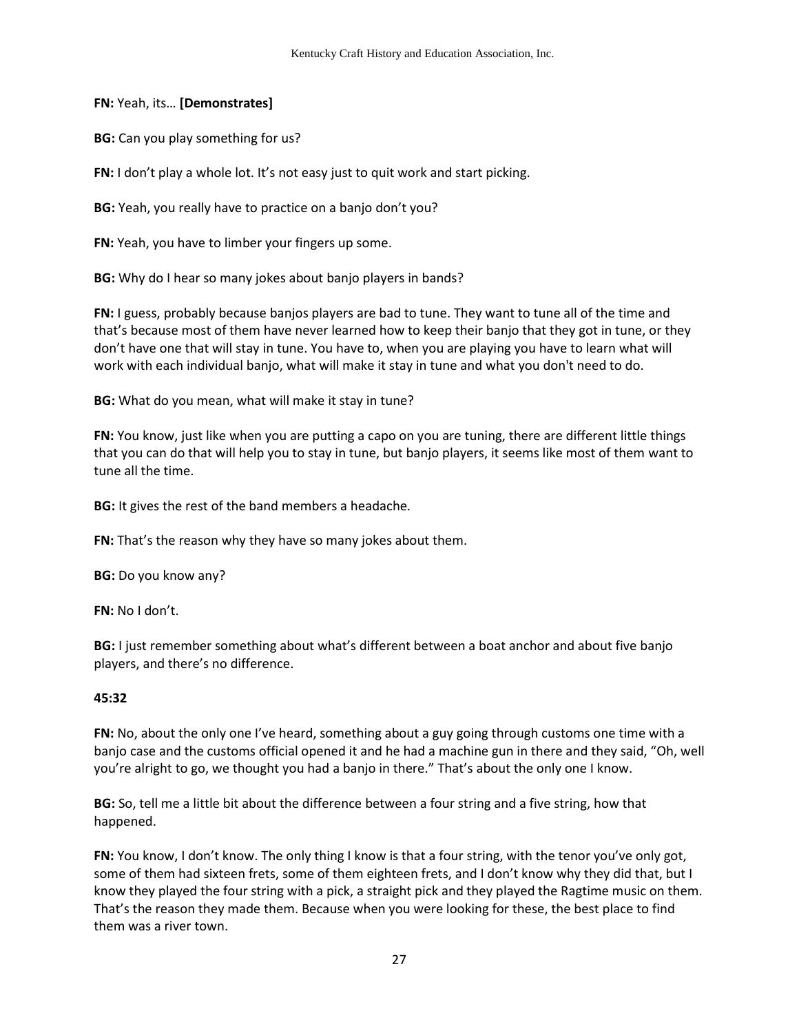**FN:** Yeah, its… **[Demonstrates]**

**BG:** Can you play something for us?

**FN:** I don't play a whole lot. It's not easy just to quit work and start picking.

**BG:** Yeah, you really have to practice on a banjo don't you?

**FN:** Yeah, you have to limber your fingers up some.

**BG:** Why do I hear so many jokes about banjo players in bands?

**FN:** I guess, probably because banjos players are bad to tune. They want to tune all of the time and that's because most of them have never learned how to keep their banjo that they got in tune, or they don't have one that will stay in tune. You have to, when you are playing you have to learn what will work with each individual banjo, what will make it stay in tune and what you don't need to do.

**BG:** What do you mean, what will make it stay in tune?

**FN:** You know, just like when you are putting a capo on you are tuning, there are different little things that you can do that will help you to stay in tune, but banjo players, it seems like most of them want to tune all the time.

**BG:** It gives the rest of the band members a headache.

**FN:** That's the reason why they have so many jokes about them.

**BG:** Do you know any?

**FN:** No I don't.

**BG:** I just remember something about what's different between a boat anchor and about five banjo players, and there's no difference.

**45:32**

**FN:** No, about the only one I've heard, something about a guy going through customs one time with a banjo case and the customs official opened it and he had a machine gun in there and they said, "Oh, well you're alright to go, we thought you had a banjo in there." That's about the only one I know.

**BG:** So, tell me a little bit about the difference between a four string and a five string, how that happened.

**FN:** You know, I don't know. The only thing I know is that a four string, with the tenor you've only got, some of them had sixteen frets, some of them eighteen frets, and I don't know why they did that, but I know they played the four string with a pick, a straight pick and they played the Ragtime music on them. That's the reason they made them. Because when you were looking for these, the best place to find them was a river town.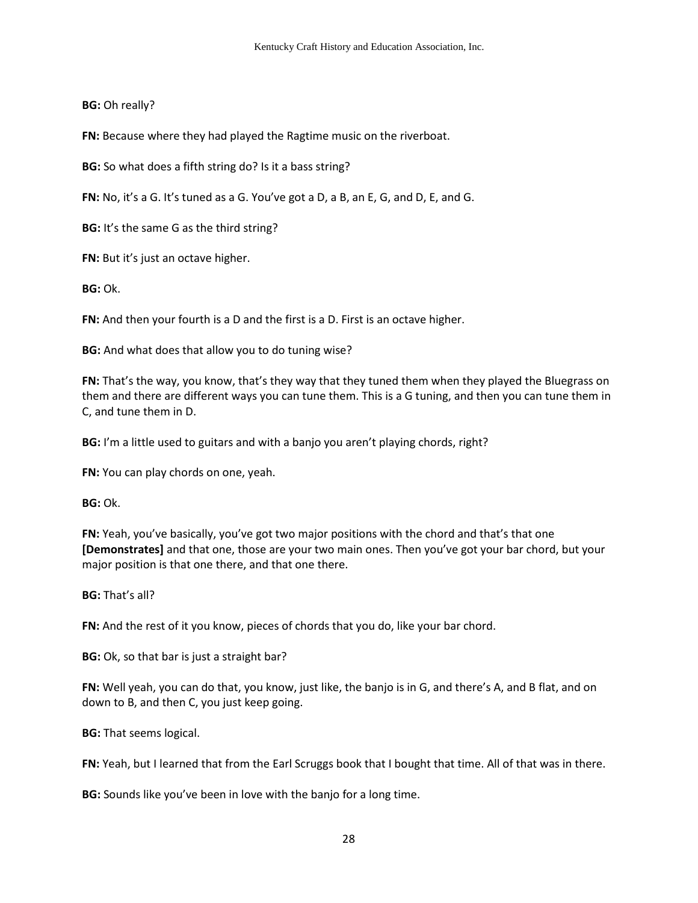**BG:** Oh really?

**FN:** Because where they had played the Ragtime music on the riverboat.

**BG:** So what does a fifth string do? Is it a bass string?

**FN:** No, it's a G. It's tuned as a G. You've got a D, a B, an E, G, and D, E, and G.

**BG:** It's the same G as the third string?

**FN:** But it's just an octave higher.

**BG:** Ok.

**FN:** And then your fourth is a D and the first is a D. First is an octave higher.

**BG:** And what does that allow you to do tuning wise?

**FN:** That's the way, you know, that's they way that they tuned them when they played the Bluegrass on them and there are different ways you can tune them. This is a G tuning, and then you can tune them in C, and tune them in D.

**BG:** I'm a little used to guitars and with a banjo you aren't playing chords, right?

**FN:** You can play chords on one, yeah.

**BG:** Ok.

**FN:** Yeah, you've basically, you've got two major positions with the chord and that's that one **[Demonstrates]** and that one, those are your two main ones. Then you've got your bar chord, but your major position is that one there, and that one there.

**BG:** That's all?

**FN:** And the rest of it you know, pieces of chords that you do, like your bar chord.

**BG:** Ok, so that bar is just a straight bar?

**FN:** Well yeah, you can do that, you know, just like, the banjo is in G, and there's A, and B flat, and on down to B, and then C, you just keep going.

**BG:** That seems logical.

**FN:** Yeah, but I learned that from the Earl Scruggs book that I bought that time. All of that was in there.

**BG:** Sounds like you've been in love with the banjo for a long time.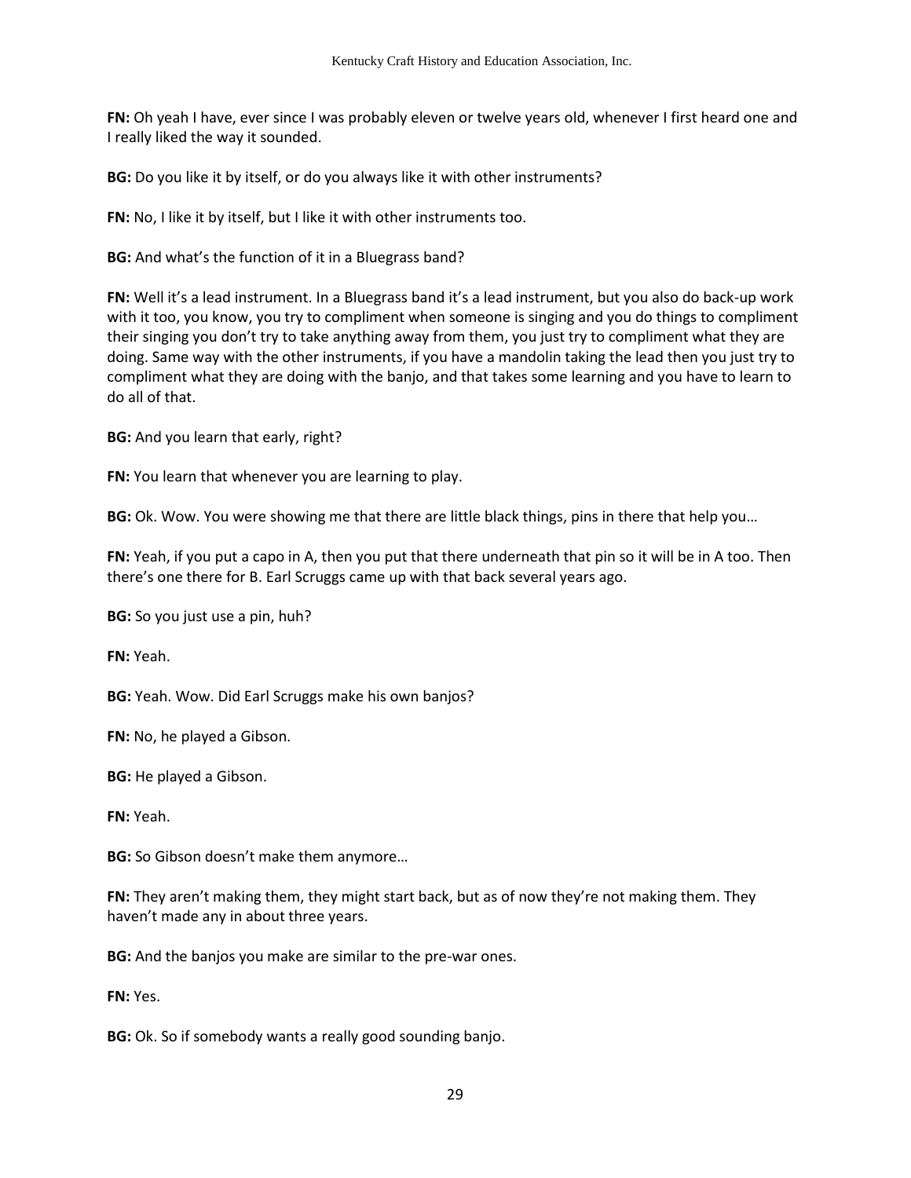**FN:** Oh yeah I have, ever since I was probably eleven or twelve years old, whenever I first heard one and I really liked the way it sounded.

**BG:** Do you like it by itself, or do you always like it with other instruments?

**FN:** No, I like it by itself, but I like it with other instruments too.

**BG:** And what's the function of it in a Bluegrass band?

**FN:** Well it's a lead instrument. In a Bluegrass band it's a lead instrument, but you also do back-up work with it too, you know, you try to compliment when someone is singing and you do things to compliment their singing you don't try to take anything away from them, you just try to compliment what they are doing. Same way with the other instruments, if you have a mandolin taking the lead then you just try to compliment what they are doing with the banjo, and that takes some learning and you have to learn to do all of that.

**BG:** And you learn that early, right?

**FN:** You learn that whenever you are learning to play.

**BG:** Ok. Wow. You were showing me that there are little black things, pins in there that help you…

**FN:** Yeah, if you put a capo in A, then you put that there underneath that pin so it will be in A too. Then there's one there for B. Earl Scruggs came up with that back several years ago.

**BG:** So you just use a pin, huh?

**FN:** Yeah.

**BG:** Yeah. Wow. Did Earl Scruggs make his own banjos?

**FN:** No, he played a Gibson.

**BG:** He played a Gibson.

**FN:** Yeah.

**BG:** So Gibson doesn't make them anymore…

**FN:** They aren't making them, they might start back, but as of now they're not making them. They haven't made any in about three years.

**BG:** And the banjos you make are similar to the pre-war ones.

**FN:** Yes.

**BG:** Ok. So if somebody wants a really good sounding banjo.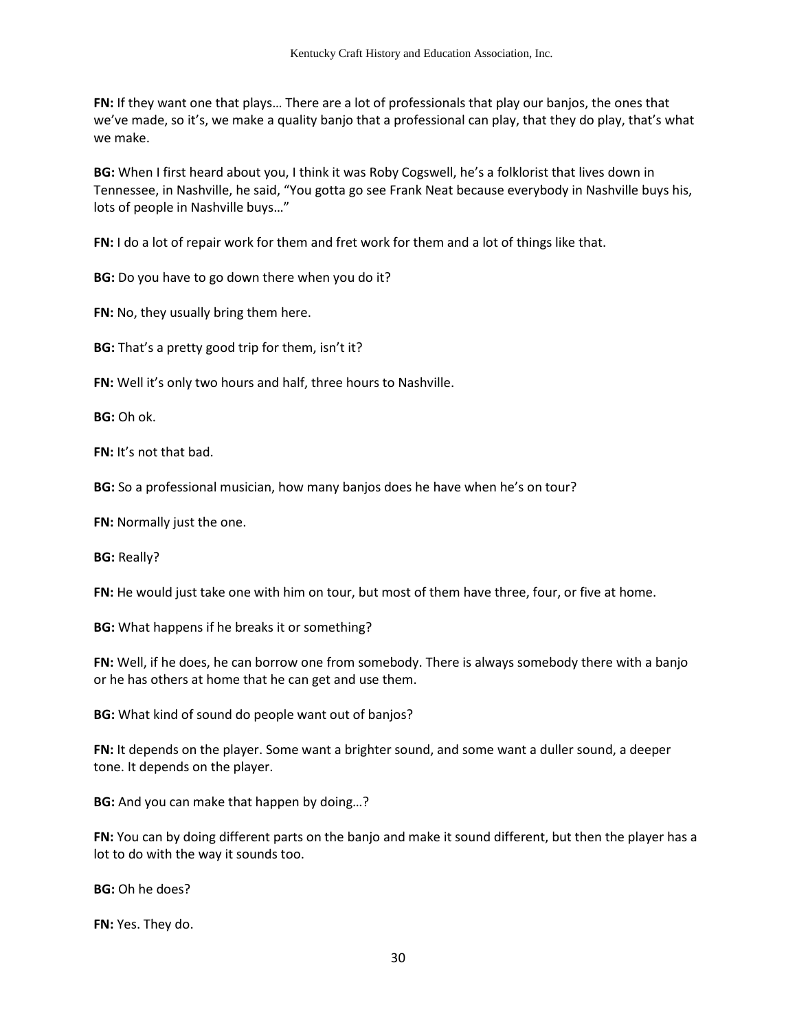**FN:** If they want one that plays… There are a lot of professionals that play our banjos, the ones that we've made, so it's, we make a quality banjo that a professional can play, that they do play, that's what we make.

**BG:** When I first heard about you, I think it was Roby Cogswell, he's a folklorist that lives down in Tennessee, in Nashville, he said, "You gotta go see Frank Neat because everybody in Nashville buys his, lots of people in Nashville buys…"

**FN:** I do a lot of repair work for them and fret work for them and a lot of things like that.

**BG:** Do you have to go down there when you do it?

**FN:** No, they usually bring them here.

**BG:** That's a pretty good trip for them, isn't it?

**FN:** Well it's only two hours and half, three hours to Nashville.

**BG:** Oh ok.

**FN:** It's not that bad.

**BG:** So a professional musician, how many banjos does he have when he's on tour?

**FN:** Normally just the one.

**BG:** Really?

**FN:** He would just take one with him on tour, but most of them have three, four, or five at home.

**BG:** What happens if he breaks it or something?

**FN:** Well, if he does, he can borrow one from somebody. There is always somebody there with a banjo or he has others at home that he can get and use them.

**BG:** What kind of sound do people want out of banjos?

**FN:** It depends on the player. Some want a brighter sound, and some want a duller sound, a deeper tone. It depends on the player.

**BG:** And you can make that happen by doing…?

**FN:** You can by doing different parts on the banjo and make it sound different, but then the player has a lot to do with the way it sounds too.

**BG:** Oh he does?

**FN:** Yes. They do.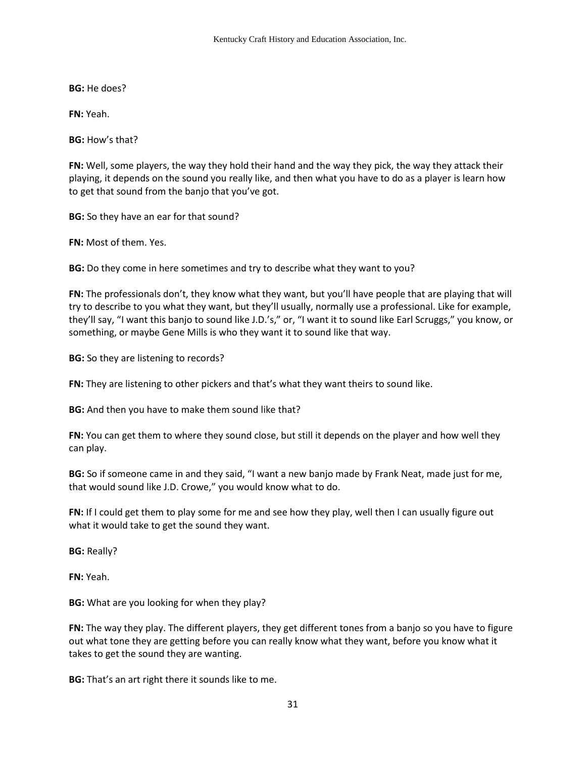**BG:** He does?

**FN:** Yeah.

**BG:** How's that?

**FN:** Well, some players, the way they hold their hand and the way they pick, the way they attack their playing, it depends on the sound you really like, and then what you have to do as a player is learn how to get that sound from the banjo that you've got.

**BG:** So they have an ear for that sound?

**FN:** Most of them. Yes.

**BG:** Do they come in here sometimes and try to describe what they want to you?

**FN:** The professionals don't, they know what they want, but you'll have people that are playing that will try to describe to you what they want, but they'll usually, normally use a professional. Like for example, they'll say, "I want this banjo to sound like J.D.'s," or, "I want it to sound like Earl Scruggs," you know, or something, or maybe Gene Mills is who they want it to sound like that way.

**BG:** So they are listening to records?

**FN:** They are listening to other pickers and that's what they want theirs to sound like.

**BG:** And then you have to make them sound like that?

**FN:** You can get them to where they sound close, but still it depends on the player and how well they can play.

**BG:** So if someone came in and they said, "I want a new banjo made by Frank Neat, made just for me, that would sound like J.D. Crowe," you would know what to do.

**FN:** If I could get them to play some for me and see how they play, well then I can usually figure out what it would take to get the sound they want.

**BG:** Really?

**FN:** Yeah.

**BG:** What are you looking for when they play?

**FN:** The way they play. The different players, they get different tones from a banjo so you have to figure out what tone they are getting before you can really know what they want, before you know what it takes to get the sound they are wanting.

**BG:** That's an art right there it sounds like to me.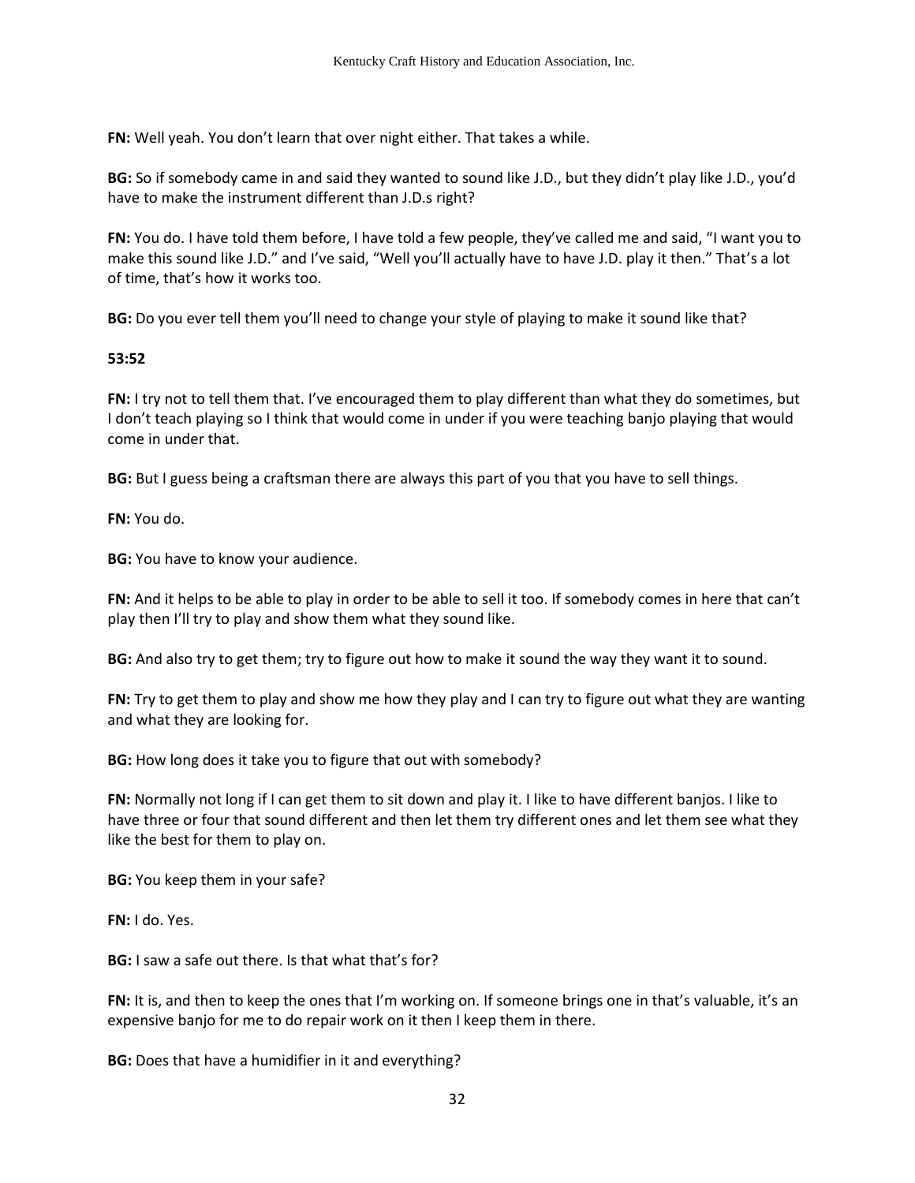**FN:** Well yeah. You don't learn that over night either. That takes a while.

**BG:** So if somebody came in and said they wanted to sound like J.D., but they didn't play like J.D., you'd have to make the instrument different than J.D.s right?

**FN:** You do. I have told them before, I have told a few people, they've called me and said, "I want you to make this sound like J.D." and I've said, "Well you'll actually have to have J.D. play it then." That's a lot of time, that's how it works too.

**BG:** Do you ever tell them you'll need to change your style of playing to make it sound like that?

**53:52**

**FN:** I try not to tell them that. I've encouraged them to play different than what they do sometimes, but I don't teach playing so I think that would come in under if you were teaching banjo playing that would come in under that.

**BG:** But I guess being a craftsman there are always this part of you that you have to sell things.

**FN:** You do.

**BG:** You have to know your audience.

**FN:** And it helps to be able to play in order to be able to sell it too. If somebody comes in here that can't play then I'll try to play and show them what they sound like.

**BG:** And also try to get them; try to figure out how to make it sound the way they want it to sound.

**FN:** Try to get them to play and show me how they play and I can try to figure out what they are wanting and what they are looking for.

**BG:** How long does it take you to figure that out with somebody?

**FN:** Normally not long if I can get them to sit down and play it. I like to have different banjos. I like to have three or four that sound different and then let them try different ones and let them see what they like the best for them to play on.

**BG:** You keep them in your safe?

**FN:** I do. Yes.

**BG:** I saw a safe out there. Is that what that's for?

**FN:** It is, and then to keep the ones that I'm working on. If someone brings one in that's valuable, it's an expensive banjo for me to do repair work on it then I keep them in there.

**BG:** Does that have a humidifier in it and everything?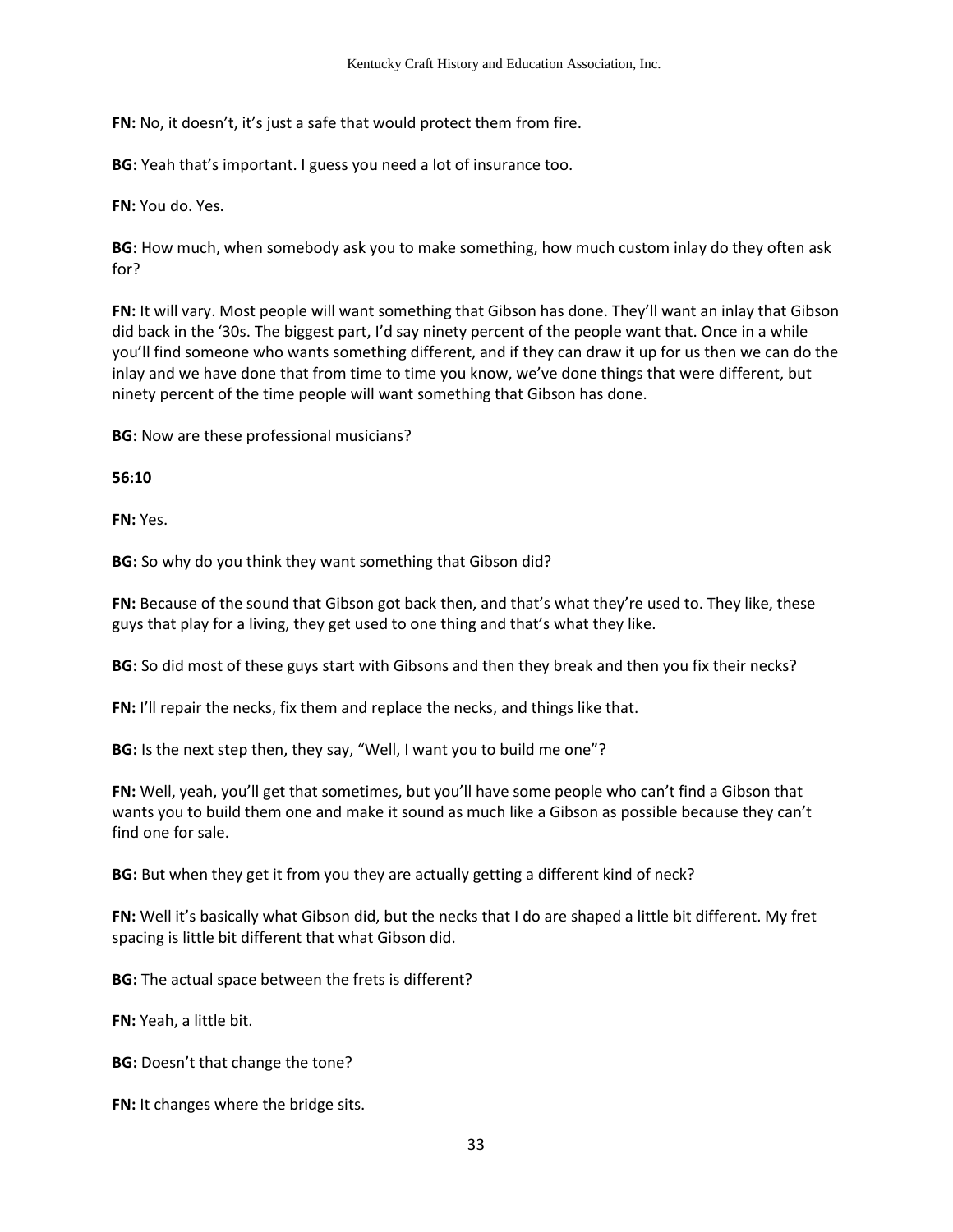**FN:** No, it doesn't, it's just a safe that would protect them from fire.

**BG:** Yeah that's important. I guess you need a lot of insurance too.

**FN:** You do. Yes.

**BG:** How much, when somebody ask you to make something, how much custom inlay do they often ask for?

**FN:** It will vary. Most people will want something that Gibson has done. They'll want an inlay that Gibson did back in the '30s. The biggest part, I'd say ninety percent of the people want that. Once in a while you'll find someone who wants something different, and if they can draw it up for us then we can do the inlay and we have done that from time to time you know, we've done things that were different, but ninety percent of the time people will want something that Gibson has done.

**BG:** Now are these professional musicians?

**56:10**

**FN:** Yes.

**BG:** So why do you think they want something that Gibson did?

**FN:** Because of the sound that Gibson got back then, and that's what they're used to. They like, these guys that play for a living, they get used to one thing and that's what they like.

**BG:** So did most of these guys start with Gibsons and then they break and then you fix their necks?

**FN:** I'll repair the necks, fix them and replace the necks, and things like that.

**BG:** Is the next step then, they say, "Well, I want you to build me one"?

**FN:** Well, yeah, you'll get that sometimes, but you'll have some people who can't find a Gibson that wants you to build them one and make it sound as much like a Gibson as possible because they can't find one for sale.

**BG:** But when they get it from you they are actually getting a different kind of neck?

**FN:** Well it's basically what Gibson did, but the necks that I do are shaped a little bit different. My fret spacing is little bit different that what Gibson did.

**BG:** The actual space between the frets is different?

**FN:** Yeah, a little bit.

**BG:** Doesn't that change the tone?

**FN:** It changes where the bridge sits.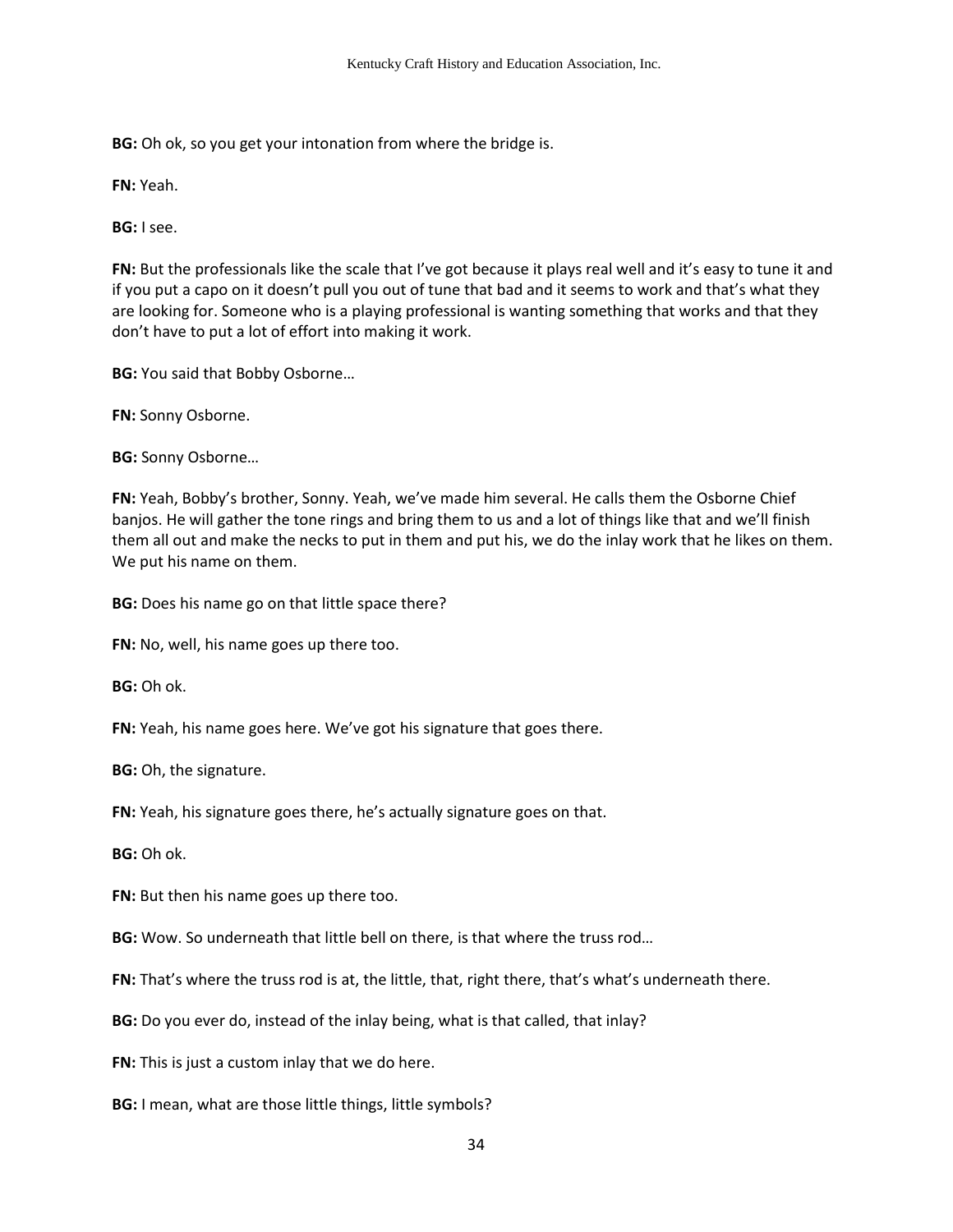**BG:** Oh ok, so you get your intonation from where the bridge is.

**FN:** Yeah.

**BG:** I see.

**FN:** But the professionals like the scale that I've got because it plays real well and it's easy to tune it and if you put a capo on it doesn't pull you out of tune that bad and it seems to work and that's what they are looking for. Someone who is a playing professional is wanting something that works and that they don't have to put a lot of effort into making it work.

**BG:** You said that Bobby Osborne…

**FN:** Sonny Osborne.

**BG:** Sonny Osborne…

**FN:** Yeah, Bobby's brother, Sonny. Yeah, we've made him several. He calls them the Osborne Chief banjos. He will gather the tone rings and bring them to us and a lot of things like that and we'll finish them all out and make the necks to put in them and put his, we do the inlay work that he likes on them. We put his name on them.

**BG:** Does his name go on that little space there?

**FN:** No, well, his name goes up there too.

**BG:** Oh ok.

**FN:** Yeah, his name goes here. We've got his signature that goes there.

**BG:** Oh, the signature.

**FN:** Yeah, his signature goes there, he's actually signature goes on that.

**BG:** Oh ok.

**FN:** But then his name goes up there too.

**BG:** Wow. So underneath that little bell on there, is that where the truss rod…

**FN:** That's where the truss rod is at, the little, that, right there, that's what's underneath there.

**BG:** Do you ever do, instead of the inlay being, what is that called, that inlay?

**FN:** This is just a custom inlay that we do here.

**BG:** I mean, what are those little things, little symbols?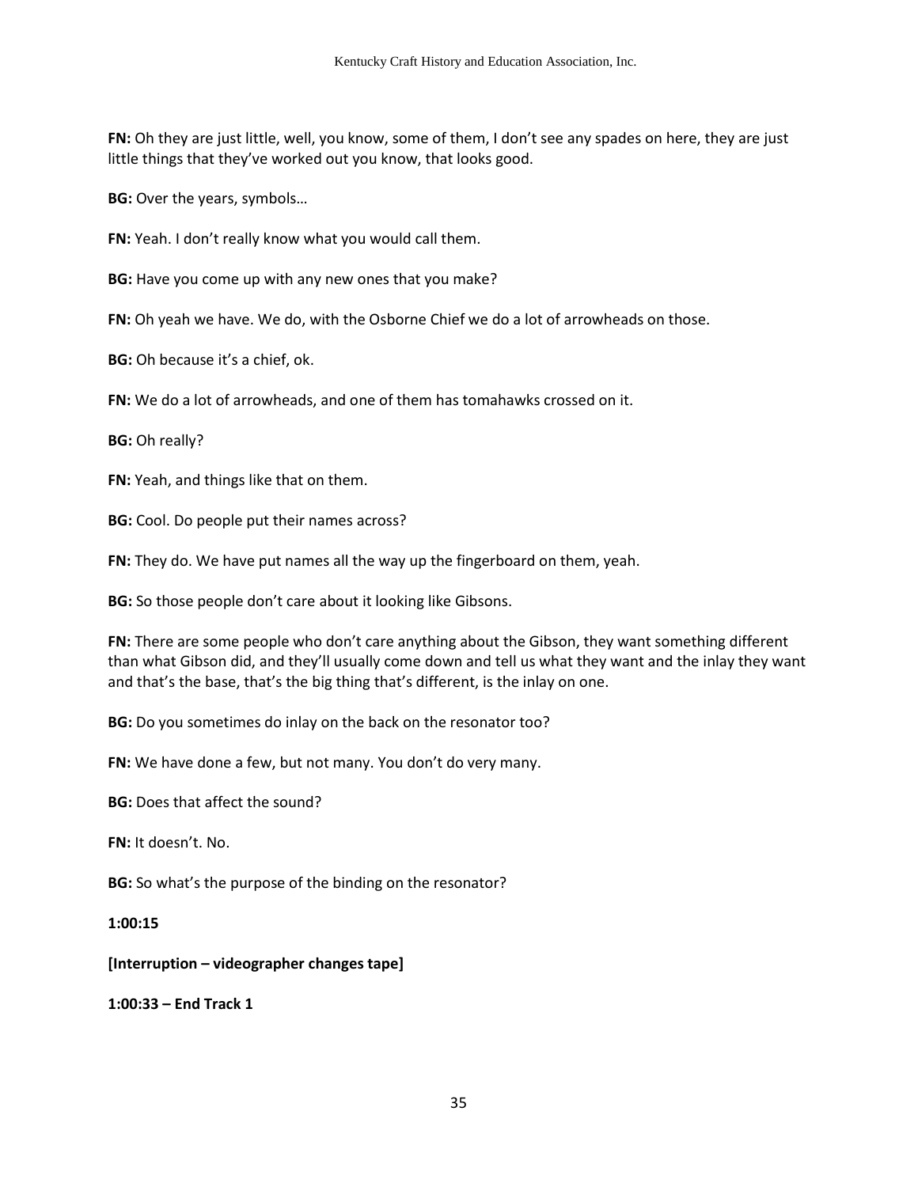**FN:** Oh they are just little, well, you know, some of them, I don't see any spades on here, they are just little things that they've worked out you know, that looks good.

**BG:** Over the years, symbols…

**FN:** Yeah. I don't really know what you would call them.

**BG:** Have you come up with any new ones that you make?

**FN:** Oh yeah we have. We do, with the Osborne Chief we do a lot of arrowheads on those.

**BG:** Oh because it's a chief, ok.

**FN:** We do a lot of arrowheads, and one of them has tomahawks crossed on it.

**BG:** Oh really?

**FN:** Yeah, and things like that on them.

**BG:** Cool. Do people put their names across?

**FN:** They do. We have put names all the way up the fingerboard on them, yeah.

**BG:** So those people don't care about it looking like Gibsons.

**FN:** There are some people who don't care anything about the Gibson, they want something different than what Gibson did, and they'll usually come down and tell us what they want and the inlay they want and that's the base, that's the big thing that's different, is the inlay on one.

**BG:** Do you sometimes do inlay on the back on the resonator too?

**FN:** We have done a few, but not many. You don't do very many.

**BG:** Does that affect the sound?

**FN:** It doesn't. No.

**BG:** So what's the purpose of the binding on the resonator?

**1:00:15**

**[Interruption – videographer changes tape]**

**1:00:33 – End Track 1**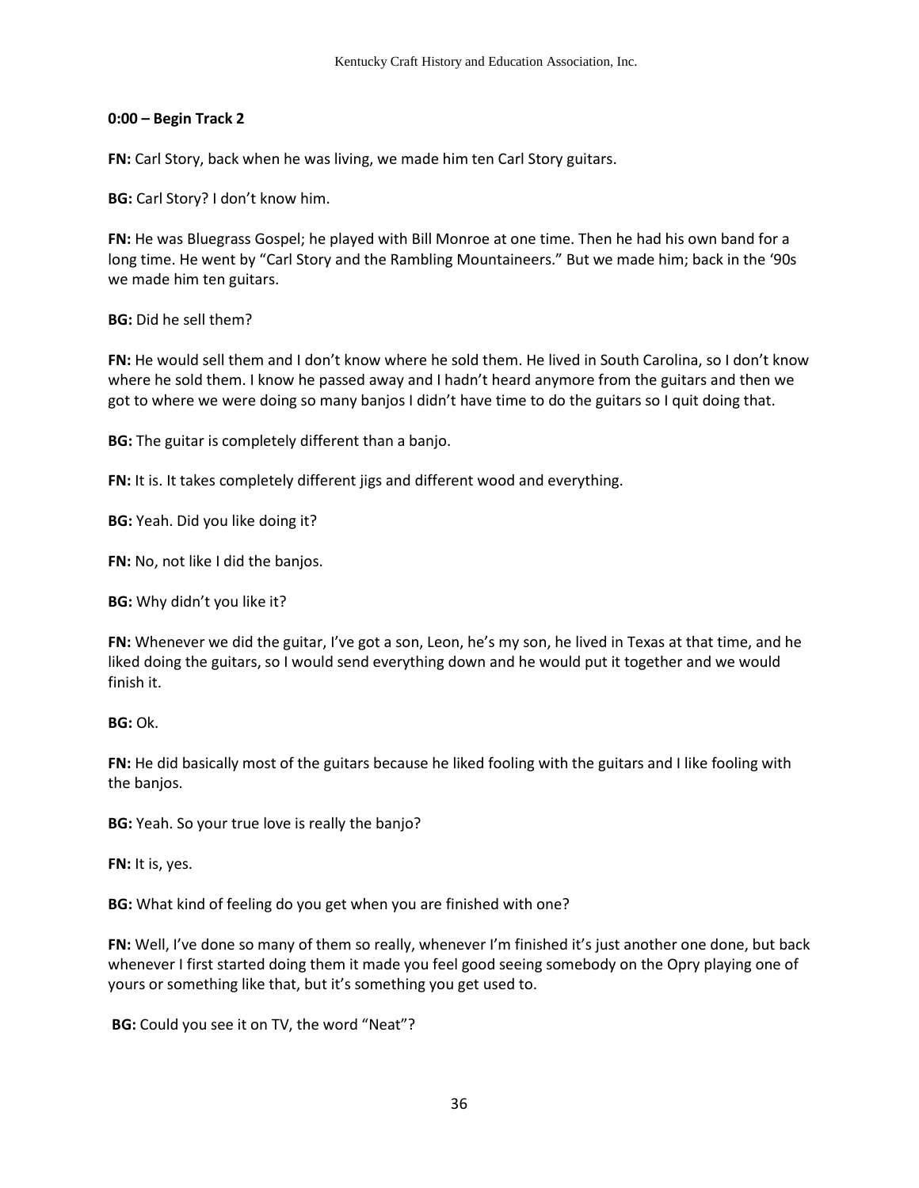**0:00 – Begin Track 2**

**FN:** Carl Story, back when he was living, we made him ten Carl Story guitars.

**BG:** Carl Story? I don't know him.

**FN:** He was Bluegrass Gospel; he played with Bill Monroe at one time. Then he had his own band for a long time. He went by "Carl Story and the Rambling Mountaineers." But we made him; back in the '90s we made him ten guitars.

**BG:** Did he sell them?

**FN:** He would sell them and I don't know where he sold them. He lived in South Carolina, so I don't know where he sold them. I know he passed away and I hadn't heard anymore from the guitars and then we got to where we were doing so many banjos I didn't have time to do the guitars so I quit doing that.

**BG:** The guitar is completely different than a banjo.

**FN:** It is. It takes completely different jigs and different wood and everything.

**BG:** Yeah. Did you like doing it?

**FN:** No, not like I did the banjos.

**BG:** Why didn't you like it?

**FN:** Whenever we did the guitar, I've got a son, Leon, he's my son, he lived in Texas at that time, and he liked doing the guitars, so I would send everything down and he would put it together and we would finish it.

**BG:** Ok.

**FN:** He did basically most of the guitars because he liked fooling with the guitars and I like fooling with the banjos.

**BG:** Yeah. So your true love is really the banjo?

**FN:** It is, yes.

**BG:** What kind of feeling do you get when you are finished with one?

**FN:** Well, I've done so many of them so really, whenever I'm finished it's just another one done, but back whenever I first started doing them it made you feel good seeing somebody on the Opry playing one of yours or something like that, but it's something you get used to.

**BG:** Could you see it on TV, the word "Neat"?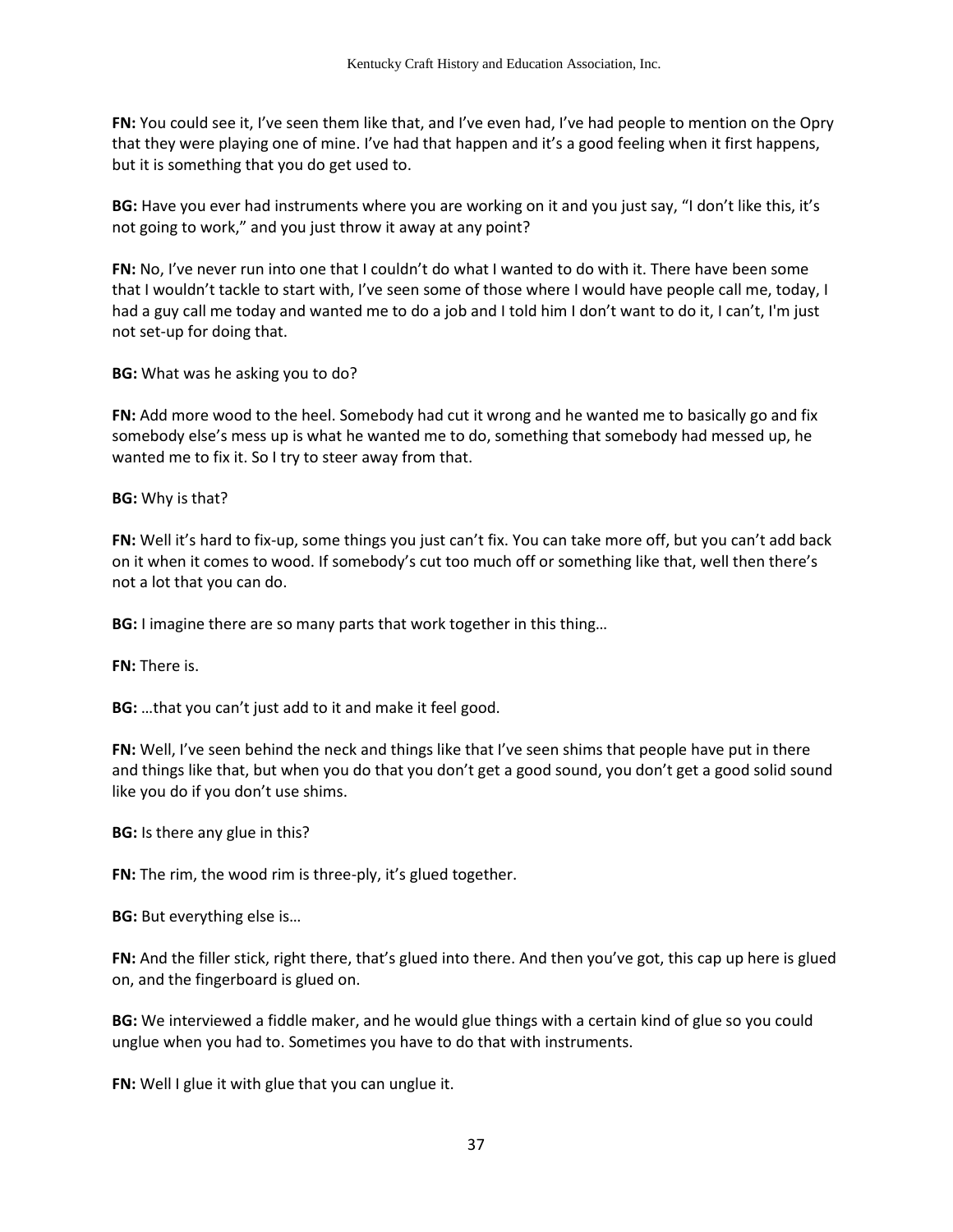**FN:** You could see it, I've seen them like that, and I've even had, I've had people to mention on the Opry that they were playing one of mine. I've had that happen and it's a good feeling when it first happens, but it is something that you do get used to.

**BG:** Have you ever had instruments where you are working on it and you just say, "I don't like this, it's not going to work," and you just throw it away at any point?

**FN:** No, I've never run into one that I couldn't do what I wanted to do with it. There have been some that I wouldn't tackle to start with, I've seen some of those where I would have people call me, today, I had a guy call me today and wanted me to do a job and I told him I don't want to do it, I can't, I'm just not set-up for doing that.

**BG:** What was he asking you to do?

**FN:** Add more wood to the heel. Somebody had cut it wrong and he wanted me to basically go and fix somebody else's mess up is what he wanted me to do, something that somebody had messed up, he wanted me to fix it. So I try to steer away from that.

**BG:** Why is that?

**FN:** Well it's hard to fix-up, some things you just can't fix. You can take more off, but you can't add back on it when it comes to wood. If somebody's cut too much off or something like that, well then there's not a lot that you can do.

**BG:** I imagine there are so many parts that work together in this thing…

**FN:** There is.

**BG:** …that you can't just add to it and make it feel good.

**FN:** Well, I've seen behind the neck and things like that I've seen shims that people have put in there and things like that, but when you do that you don't get a good sound, you don't get a good solid sound like you do if you don't use shims.

**BG:** Is there any glue in this?

**FN:** The rim, the wood rim is three-ply, it's glued together.

**BG:** But everything else is…

**FN:** And the filler stick, right there, that's glued into there. And then you've got, this cap up here is glued on, and the fingerboard is glued on.

**BG:** We interviewed a fiddle maker, and he would glue things with a certain kind of glue so you could unglue when you had to. Sometimes you have to do that with instruments.

**FN:** Well I glue it with glue that you can unglue it.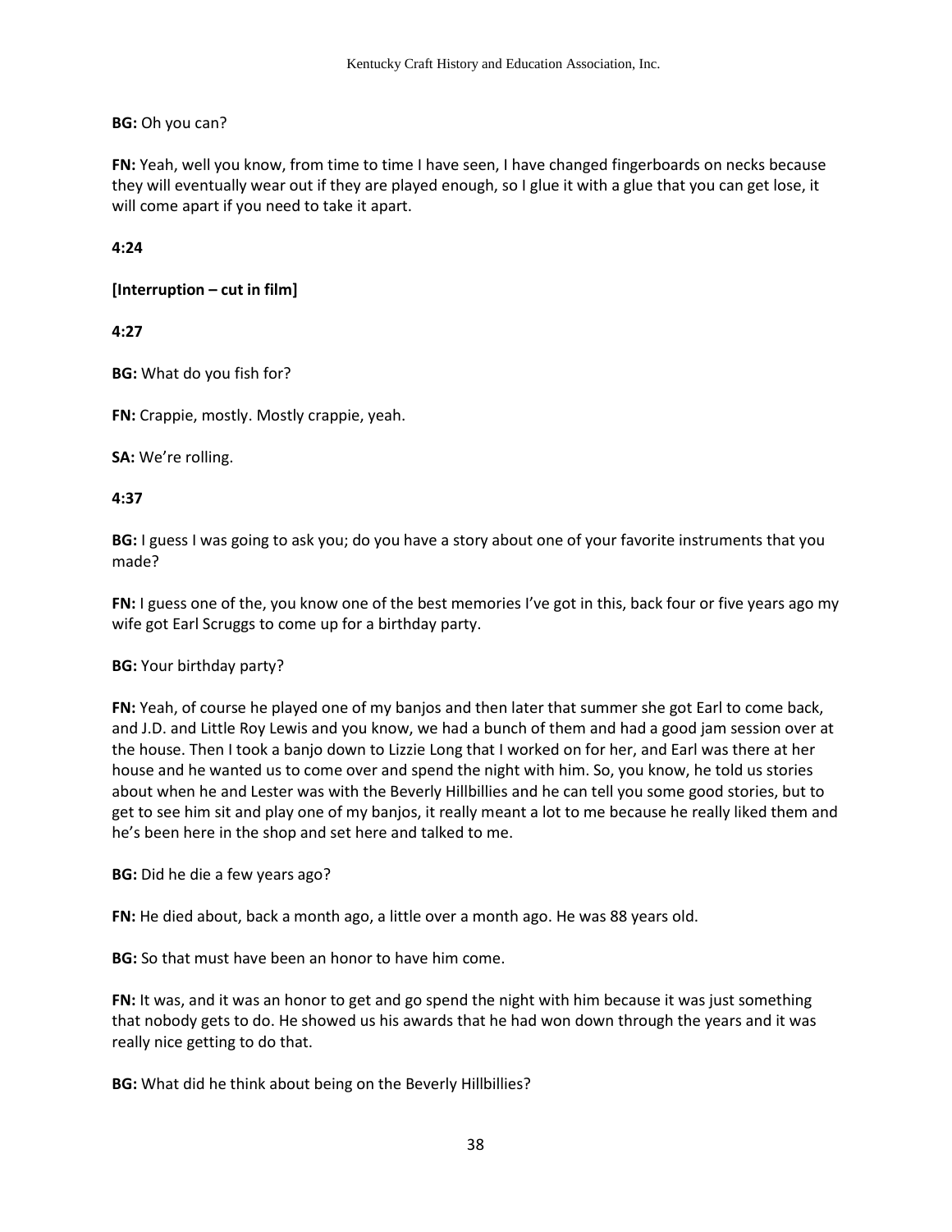**BG:** Oh you can?

**FN:** Yeah, well you know, from time to time I have seen, I have changed fingerboards on necks because they will eventually wear out if they are played enough, so I glue it with a glue that you can get lose, it will come apart if you need to take it apart.

**4:24**

**[Interruption – cut in film]**

**4:27**

**BG:** What do you fish for?

**FN:** Crappie, mostly. Mostly crappie, yeah.

**SA:** We're rolling.

**4:37**

**BG:** I guess I was going to ask you; do you have a story about one of your favorite instruments that you made?

**FN:** I guess one of the, you know one of the best memories I've got in this, back four or five years ago my wife got Earl Scruggs to come up for a birthday party.

**BG:** Your birthday party?

**FN:** Yeah, of course he played one of my banjos and then later that summer she got Earl to come back, and J.D. and Little Roy Lewis and you know, we had a bunch of them and had a good jam session over at the house. Then I took a banjo down to Lizzie Long that I worked on for her, and Earl was there at her house and he wanted us to come over and spend the night with him. So, you know, he told us stories about when he and Lester was with the Beverly Hillbillies and he can tell you some good stories, but to get to see him sit and play one of my banjos, it really meant a lot to me because he really liked them and he's been here in the shop and set here and talked to me.

**BG:** Did he die a few years ago?

**FN:** He died about, back a month ago, a little over a month ago. He was 88 years old.

**BG:** So that must have been an honor to have him come.

**FN:** It was, and it was an honor to get and go spend the night with him because it was just something that nobody gets to do. He showed us his awards that he had won down through the years and it was really nice getting to do that.

**BG:** What did he think about being on the Beverly Hillbillies?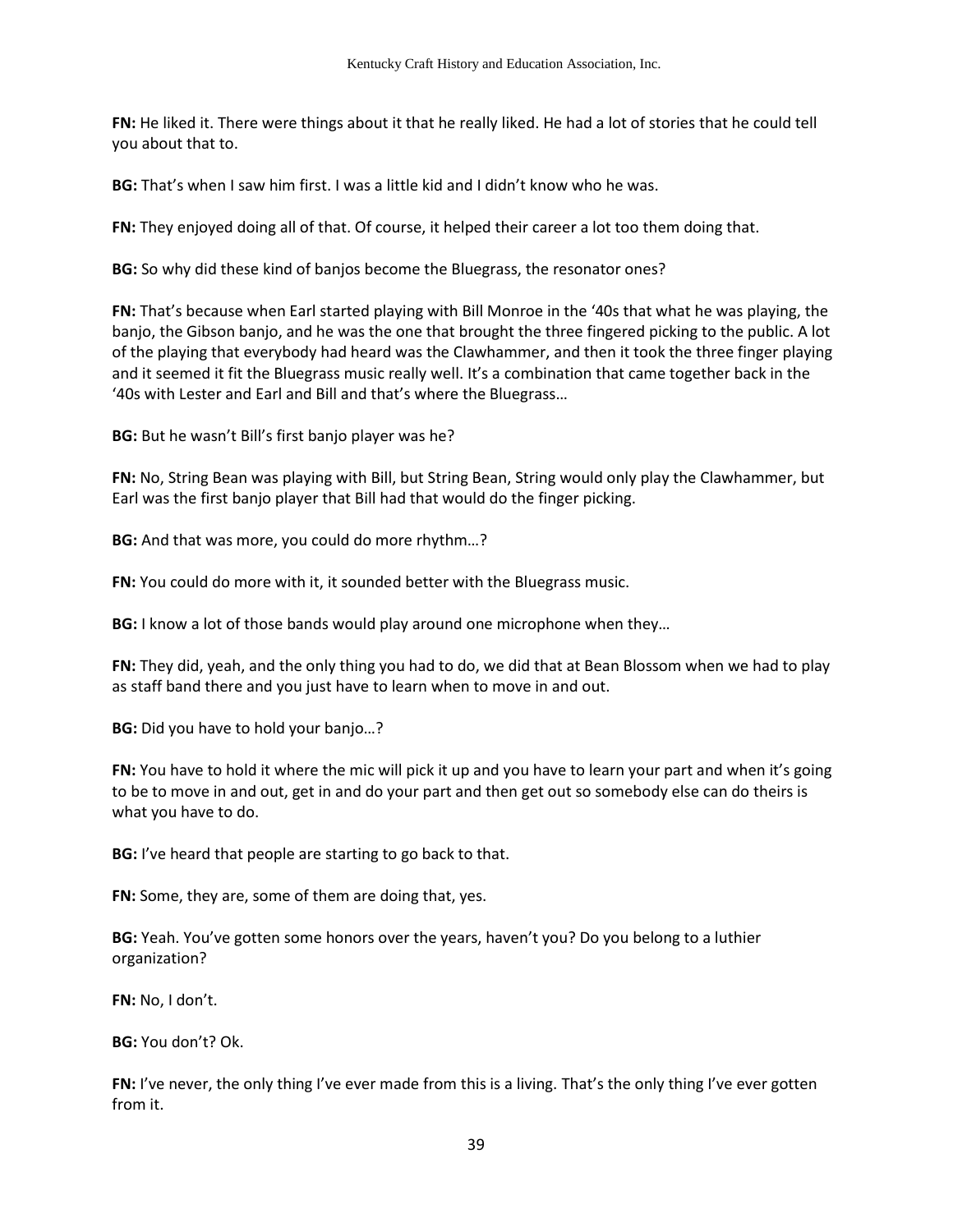**FN:** He liked it. There were things about it that he really liked. He had a lot of stories that he could tell you about that to.

**BG:** That's when I saw him first. I was a little kid and I didn't know who he was.

**FN:** They enjoyed doing all of that. Of course, it helped their career a lot too them doing that.

**BG:** So why did these kind of banjos become the Bluegrass, the resonator ones?

**FN:** That's because when Earl started playing with Bill Monroe in the '40s that what he was playing, the banjo, the Gibson banjo, and he was the one that brought the three fingered picking to the public. A lot of the playing that everybody had heard was the Clawhammer, and then it took the three finger playing and it seemed it fit the Bluegrass music really well. It's a combination that came together back in the '40s with Lester and Earl and Bill and that's where the Bluegrass…

**BG:** But he wasn't Bill's first banjo player was he?

**FN:** No, String Bean was playing with Bill, but String Bean, String would only play the Clawhammer, but Earl was the first banjo player that Bill had that would do the finger picking.

**BG:** And that was more, you could do more rhythm…?

**FN:** You could do more with it, it sounded better with the Bluegrass music.

**BG:** I know a lot of those bands would play around one microphone when they…

**FN:** They did, yeah, and the only thing you had to do, we did that at Bean Blossom when we had to play as staff band there and you just have to learn when to move in and out.

**BG:** Did you have to hold your banjo…?

**FN:** You have to hold it where the mic will pick it up and you have to learn your part and when it's going to be to move in and out, get in and do your part and then get out so somebody else can do theirs is what you have to do.

**BG:** I've heard that people are starting to go back to that.

**FN:** Some, they are, some of them are doing that, yes.

**BG:** Yeah. You've gotten some honors over the years, haven't you? Do you belong to a luthier organization?

**FN:** No, I don't.

**BG:** You don't? Ok.

**FN:** I've never, the only thing I've ever made from this is a living. That's the only thing I've ever gotten from it.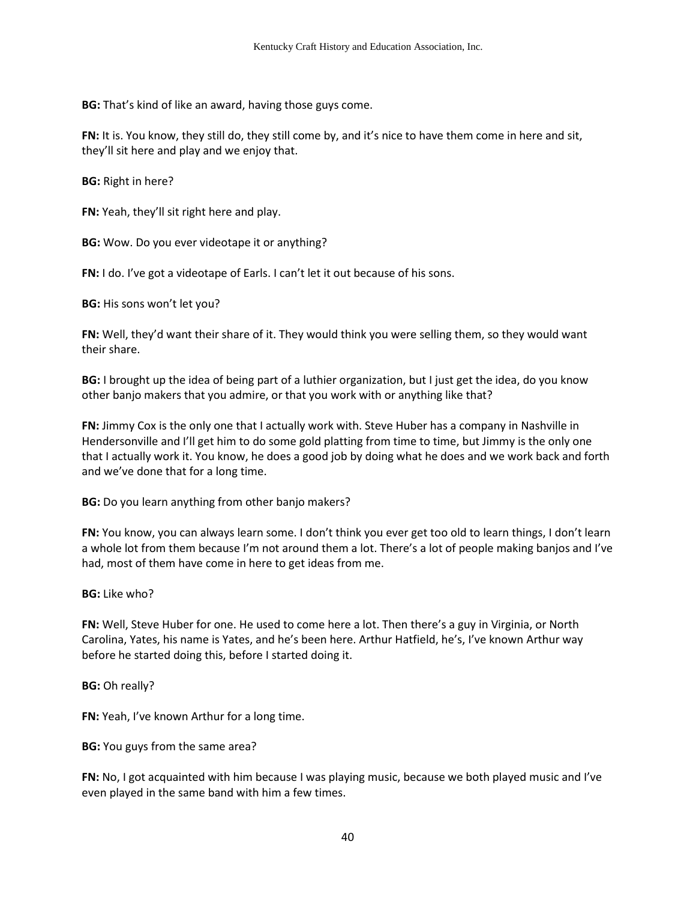**BG:** That's kind of like an award, having those guys come.

**FN:** It is. You know, they still do, they still come by, and it's nice to have them come in here and sit, they'll sit here and play and we enjoy that.

**BG:** Right in here?

**FN:** Yeah, they'll sit right here and play.

**BG:** Wow. Do you ever videotape it or anything?

**FN:** I do. I've got a videotape of Earls. I can't let it out because of his sons.

**BG:** His sons won't let you?

**FN:** Well, they'd want their share of it. They would think you were selling them, so they would want their share.

**BG:** I brought up the idea of being part of a luthier organization, but I just get the idea, do you know other banjo makers that you admire, or that you work with or anything like that?

**FN:** Jimmy Cox is the only one that I actually work with. Steve Huber has a company in Nashville in Hendersonville and I'll get him to do some gold platting from time to time, but Jimmy is the only one that I actually work it. You know, he does a good job by doing what he does and we work back and forth and we've done that for a long time.

**BG:** Do you learn anything from other banjo makers?

**FN:** You know, you can always learn some. I don't think you ever get too old to learn things, I don't learn a whole lot from them because I'm not around them a lot. There's a lot of people making banjos and I've had, most of them have come in here to get ideas from me.

**BG:** Like who?

**FN:** Well, Steve Huber for one. He used to come here a lot. Then there's a guy in Virginia, or North Carolina, Yates, his name is Yates, and he's been here. Arthur Hatfield, he's, I've known Arthur way before he started doing this, before I started doing it.

**BG:** Oh really?

**FN:** Yeah, I've known Arthur for a long time.

**BG:** You guys from the same area?

**FN:** No, I got acquainted with him because I was playing music, because we both played music and I've even played in the same band with him a few times.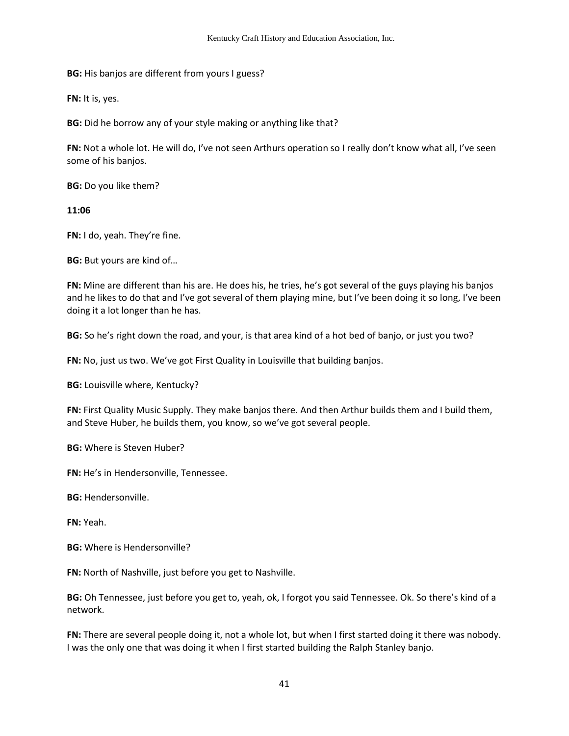**BG:** His banjos are different from yours I guess?

**FN:** It is, yes.

**BG:** Did he borrow any of your style making or anything like that?

**FN:** Not a whole lot. He will do, I've not seen Arthurs operation so I really don't know what all, I've seen some of his banjos.

**BG:** Do you like them?

**11:06**

**FN:** I do, yeah. They're fine.

**BG:** But yours are kind of…

**FN:** Mine are different than his are. He does his, he tries, he's got several of the guys playing his banjos and he likes to do that and I've got several of them playing mine, but I've been doing it so long, I've been doing it a lot longer than he has.

**BG:** So he's right down the road, and your, is that area kind of a hot bed of banjo, or just you two?

**FN:** No, just us two. We've got First Quality in Louisville that building banjos.

**BG:** Louisville where, Kentucky?

**FN:** First Quality Music Supply. They make banjos there. And then Arthur builds them and I build them, and Steve Huber, he builds them, you know, so we've got several people.

**BG:** Where is Steven Huber?

**FN:** He's in Hendersonville, Tennessee.

**BG:** Hendersonville.

**FN:** Yeah.

**BG:** Where is Hendersonville?

**FN:** North of Nashville, just before you get to Nashville.

**BG:** Oh Tennessee, just before you get to, yeah, ok, I forgot you said Tennessee. Ok. So there's kind of a network.

**FN:** There are several people doing it, not a whole lot, but when I first started doing it there was nobody. I was the only one that was doing it when I first started building the Ralph Stanley banjo.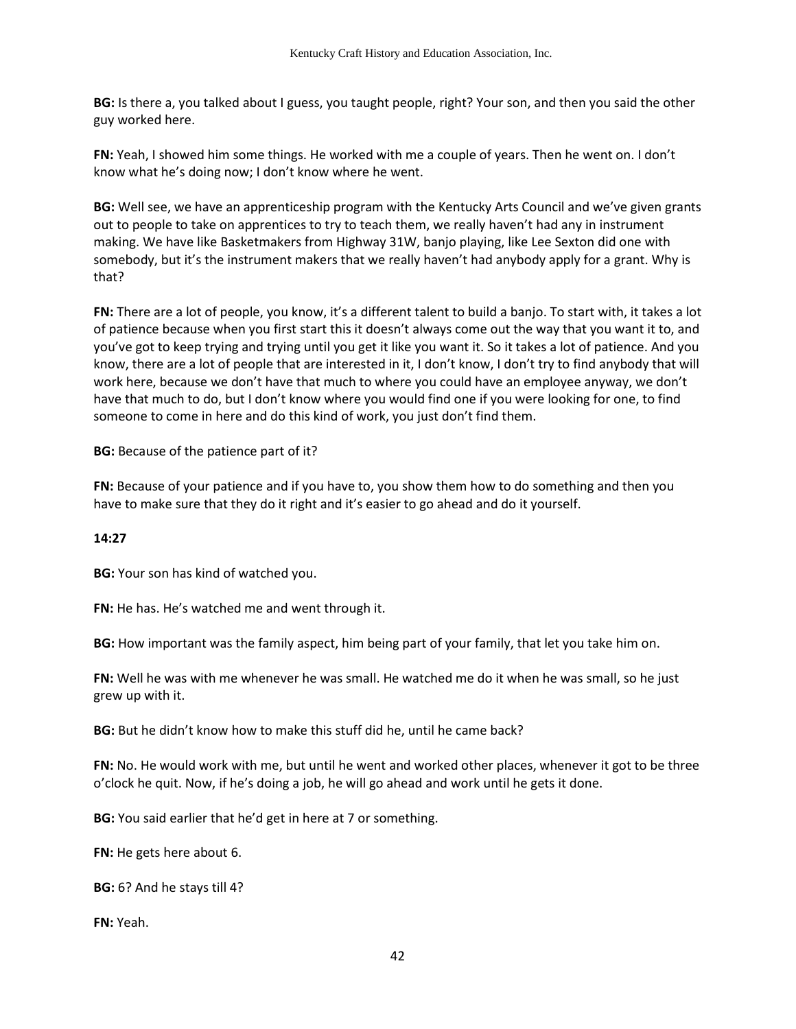**BG:** Is there a, you talked about I guess, you taught people, right? Your son, and then you said the other guy worked here.

**FN:** Yeah, I showed him some things. He worked with me a couple of years. Then he went on. I don't know what he's doing now; I don't know where he went.

**BG:** Well see, we have an apprenticeship program with the Kentucky Arts Council and we've given grants out to people to take on apprentices to try to teach them, we really haven't had any in instrument making. We have like Basketmakers from Highway 31W, banjo playing, like Lee Sexton did one with somebody, but it's the instrument makers that we really haven't had anybody apply for a grant. Why is that?

**FN:** There are a lot of people, you know, it's a different talent to build a banjo. To start with, it takes a lot of patience because when you first start this it doesn't always come out the way that you want it to, and you've got to keep trying and trying until you get it like you want it. So it takes a lot of patience. And you know, there are a lot of people that are interested in it, I don't know, I don't try to find anybody that will work here, because we don't have that much to where you could have an employee anyway, we don't have that much to do, but I don't know where you would find one if you were looking for one, to find someone to come in here and do this kind of work, you just don't find them.

**BG:** Because of the patience part of it?

**FN:** Because of your patience and if you have to, you show them how to do something and then you have to make sure that they do it right and it's easier to go ahead and do it yourself.

**14:27**

**BG:** Your son has kind of watched you.

**FN:** He has. He's watched me and went through it.

**BG:** How important was the family aspect, him being part of your family, that let you take him on.

**FN:** Well he was with me whenever he was small. He watched me do it when he was small, so he just grew up with it.

**BG:** But he didn't know how to make this stuff did he, until he came back?

**FN:** No. He would work with me, but until he went and worked other places, whenever it got to be three o'clock he quit. Now, if he's doing a job, he will go ahead and work until he gets it done.

**BG:** You said earlier that he'd get in here at 7 or something.

**FN:** He gets here about 6.

**BG:** 6? And he stays till 4?

**FN:** Yeah.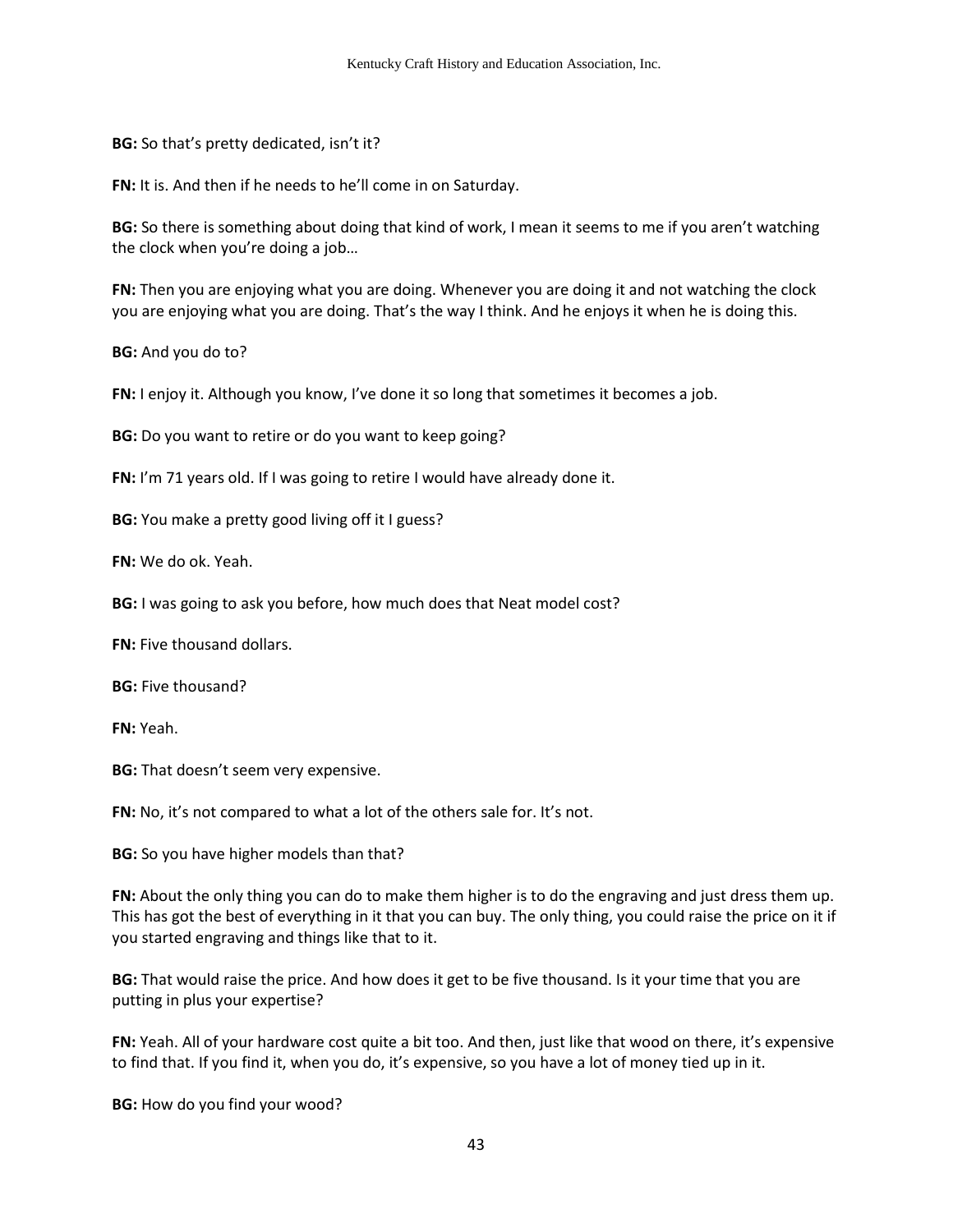**BG:** So that's pretty dedicated, isn't it?

**FN:** It is. And then if he needs to he'll come in on Saturday.

**BG:** So there is something about doing that kind of work, I mean it seems to me if you aren't watching the clock when you're doing a job…

**FN:** Then you are enjoying what you are doing. Whenever you are doing it and not watching the clock you are enjoying what you are doing. That's the way I think. And he enjoys it when he is doing this.

**BG:** And you do to?

**FN:** I enjoy it. Although you know, I've done it so long that sometimes it becomes a job.

**BG:** Do you want to retire or do you want to keep going?

**FN:** I'm 71 years old. If I was going to retire I would have already done it.

**BG:** You make a pretty good living off it I guess?

**FN:** We do ok. Yeah.

**BG:** I was going to ask you before, how much does that Neat model cost?

**FN:** Five thousand dollars.

**BG:** Five thousand?

**FN:** Yeah.

**BG:** That doesn't seem very expensive.

**FN:** No, it's not compared to what a lot of the others sale for. It's not.

**BG:** So you have higher models than that?

**FN:** About the only thing you can do to make them higher is to do the engraving and just dress them up. This has got the best of everything in it that you can buy. The only thing, you could raise the price on it if you started engraving and things like that to it.

**BG:** That would raise the price. And how does it get to be five thousand. Is it your time that you are putting in plus your expertise?

**FN:** Yeah. All of your hardware cost quite a bit too. And then, just like that wood on there, it's expensive to find that. If you find it, when you do, it's expensive, so you have a lot of money tied up in it.

**BG:** How do you find your wood?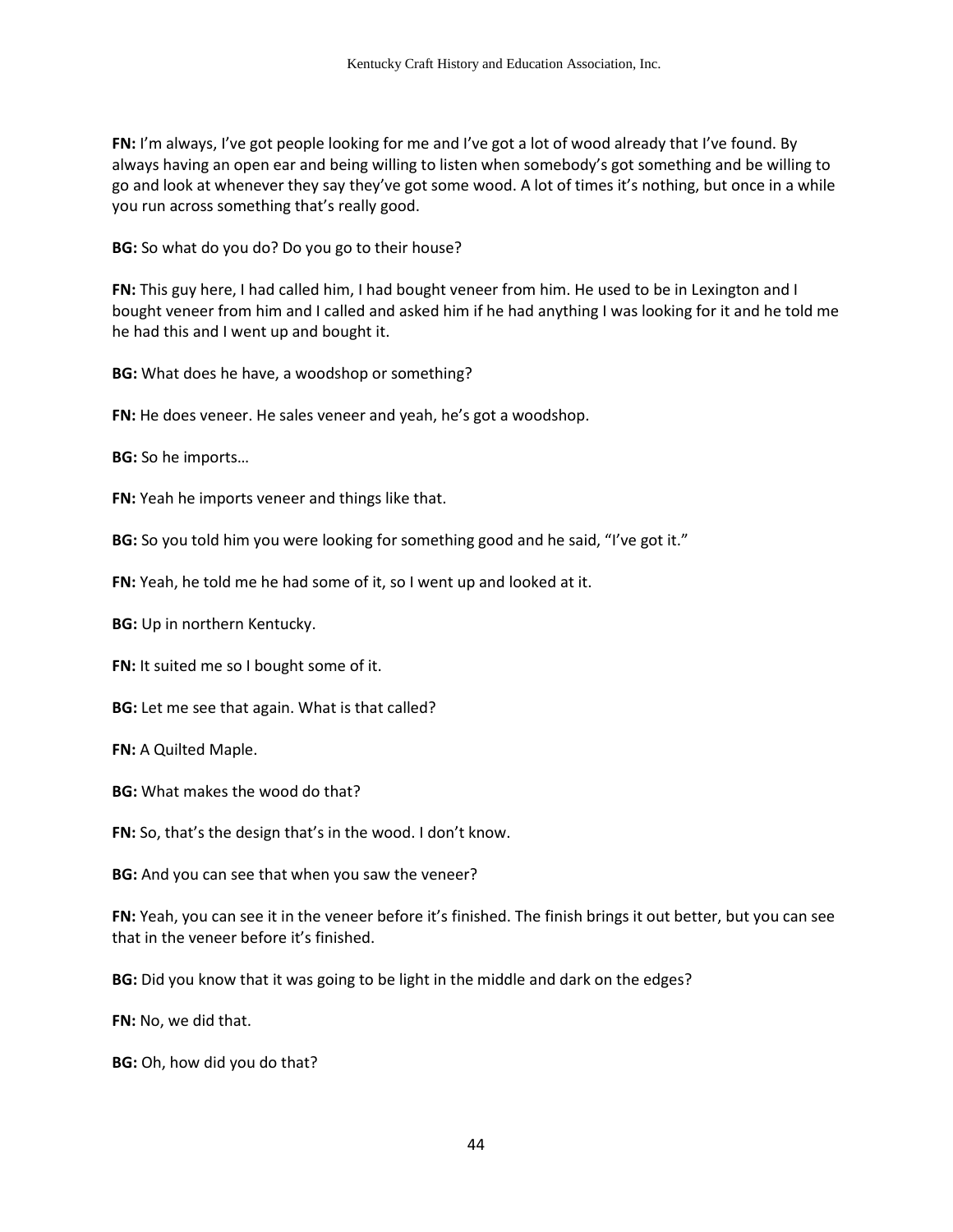**FN:** I'm always, I've got people looking for me and I've got a lot of wood already that I've found. By always having an open ear and being willing to listen when somebody's got something and be willing to go and look at whenever they say they've got some wood. A lot of times it's nothing, but once in a while you run across something that's really good.

**BG:** So what do you do? Do you go to their house?

**FN:** This guy here, I had called him, I had bought veneer from him. He used to be in Lexington and I bought veneer from him and I called and asked him if he had anything I was looking for it and he told me he had this and I went up and bought it.

**BG:** What does he have, a woodshop or something?

**FN:** He does veneer. He sales veneer and yeah, he's got a woodshop.

**BG:** So he imports…

**FN:** Yeah he imports veneer and things like that.

**BG:** So you told him you were looking for something good and he said, "I've got it."

**FN:** Yeah, he told me he had some of it, so I went up and looked at it.

**BG:** Up in northern Kentucky.

**FN:** It suited me so I bought some of it.

**BG:** Let me see that again. What is that called?

**FN:** A Quilted Maple.

**BG:** What makes the wood do that?

**FN:** So, that's the design that's in the wood. I don't know.

**BG:** And you can see that when you saw the veneer?

**FN:** Yeah, you can see it in the veneer before it's finished. The finish brings it out better, but you can see that in the veneer before it's finished.

**BG:** Did you know that it was going to be light in the middle and dark on the edges?

**FN:** No, we did that.

**BG:** Oh, how did you do that?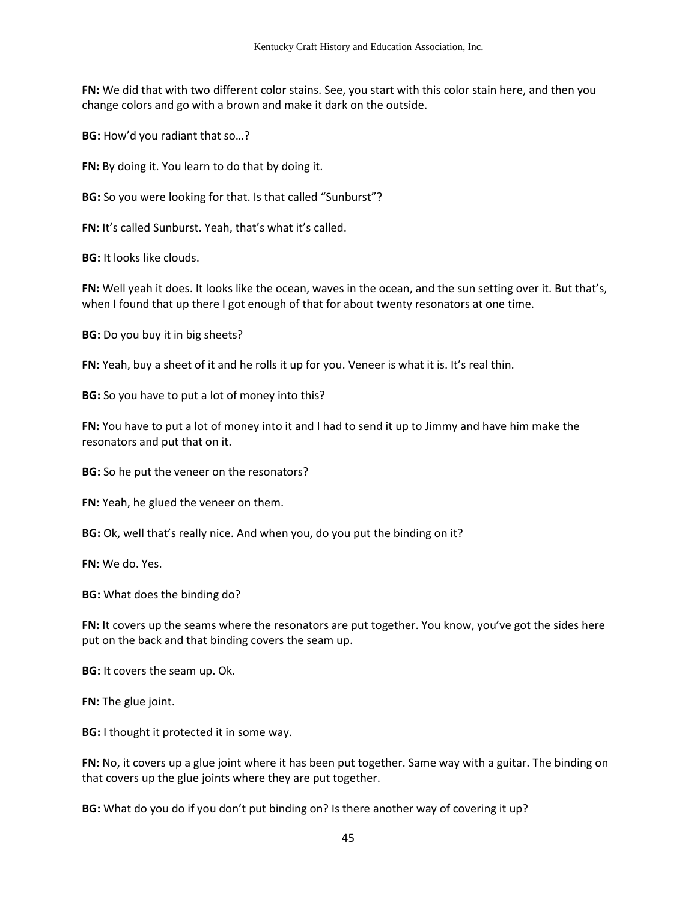**FN:** We did that with two different color stains. See, you start with this color stain here, and then you change colors and go with a brown and make it dark on the outside.

**BG:** How'd you radiant that so…?

**FN:** By doing it. You learn to do that by doing it.

**BG:** So you were looking for that. Is that called "Sunburst"?

**FN:** It's called Sunburst. Yeah, that's what it's called.

**BG:** It looks like clouds.

**FN:** Well yeah it does. It looks like the ocean, waves in the ocean, and the sun setting over it. But that's, when I found that up there I got enough of that for about twenty resonators at one time.

**BG:** Do you buy it in big sheets?

**FN:** Yeah, buy a sheet of it and he rolls it up for you. Veneer is what it is. It's real thin.

**BG:** So you have to put a lot of money into this?

**FN:** You have to put a lot of money into it and I had to send it up to Jimmy and have him make the resonators and put that on it.

**BG:** So he put the veneer on the resonators?

**FN:** Yeah, he glued the veneer on them.

**BG:** Ok, well that's really nice. And when you, do you put the binding on it?

**FN:** We do. Yes.

**BG:** What does the binding do?

**FN:** It covers up the seams where the resonators are put together. You know, you've got the sides here put on the back and that binding covers the seam up.

**BG:** It covers the seam up. Ok.

**FN:** The glue joint.

**BG:** I thought it protected it in some way.

**FN:** No, it covers up a glue joint where it has been put together. Same way with a guitar. The binding on that covers up the glue joints where they are put together.

**BG:** What do you do if you don't put binding on? Is there another way of covering it up?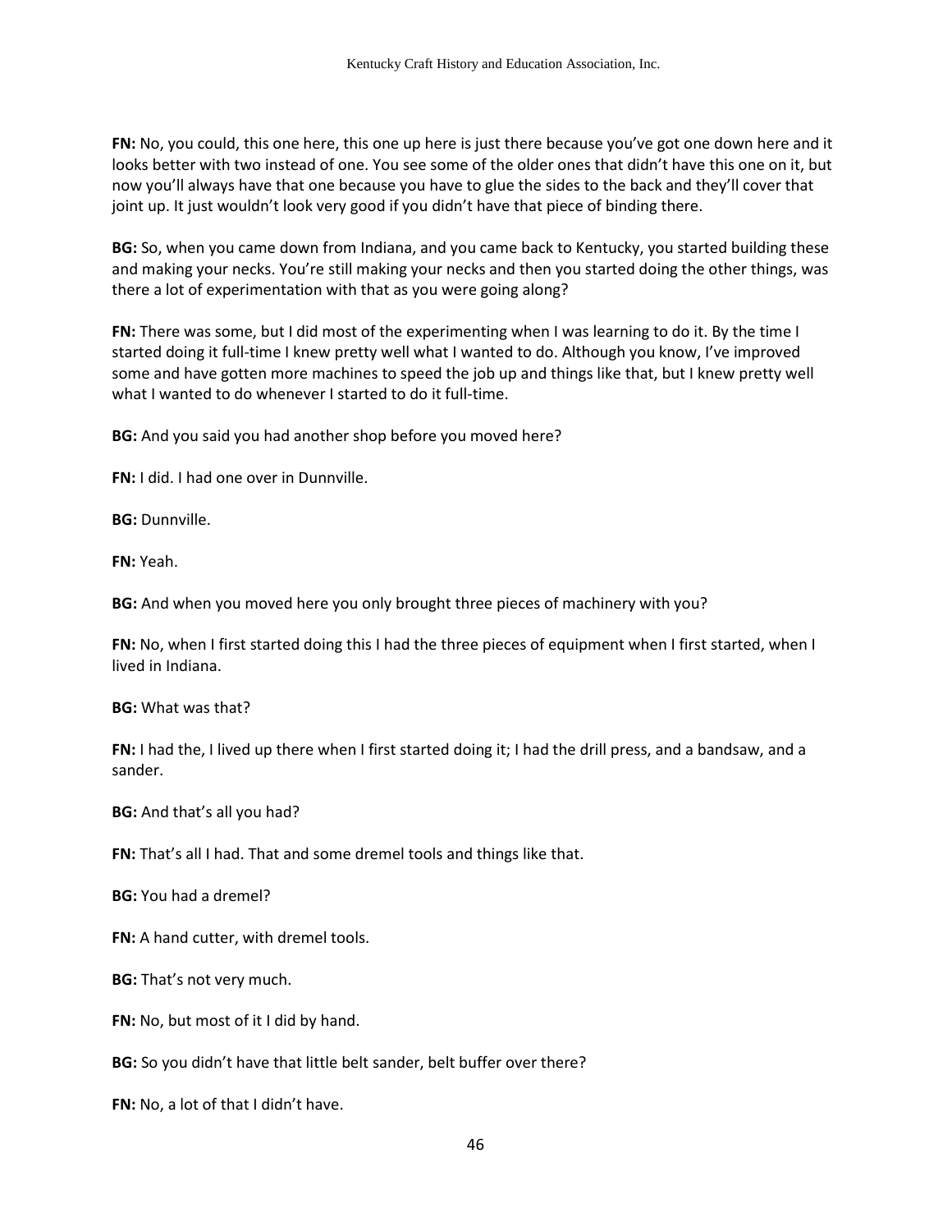**FN:** No, you could, this one here, this one up here is just there because you've got one down here and it looks better with two instead of one. You see some of the older ones that didn't have this one on it, but now you'll always have that one because you have to glue the sides to the back and they'll cover that joint up. It just wouldn't look very good if you didn't have that piece of binding there.

**BG:** So, when you came down from Indiana, and you came back to Kentucky, you started building these and making your necks. You're still making your necks and then you started doing the other things, was there a lot of experimentation with that as you were going along?

**FN:** There was some, but I did most of the experimenting when I was learning to do it. By the time I started doing it full-time I knew pretty well what I wanted to do. Although you know, I've improved some and have gotten more machines to speed the job up and things like that, but I knew pretty well what I wanted to do whenever I started to do it full-time.

**BG:** And you said you had another shop before you moved here?

**FN:** I did. I had one over in Dunnville.

**BG:** Dunnville.

**FN:** Yeah.

**BG:** And when you moved here you only brought three pieces of machinery with you?

**FN:** No, when I first started doing this I had the three pieces of equipment when I first started, when I lived in Indiana.

**BG:** What was that?

**FN:** I had the, I lived up there when I first started doing it; I had the drill press, and a bandsaw, and a sander.

**BG:** And that's all you had?

**FN:** That's all I had. That and some dremel tools and things like that.

**BG:** You had a dremel?

**FN:** A hand cutter, with dremel tools.

**BG:** That's not very much.

**FN:** No, but most of it I did by hand.

**BG:** So you didn't have that little belt sander, belt buffer over there?

**FN:** No, a lot of that I didn't have.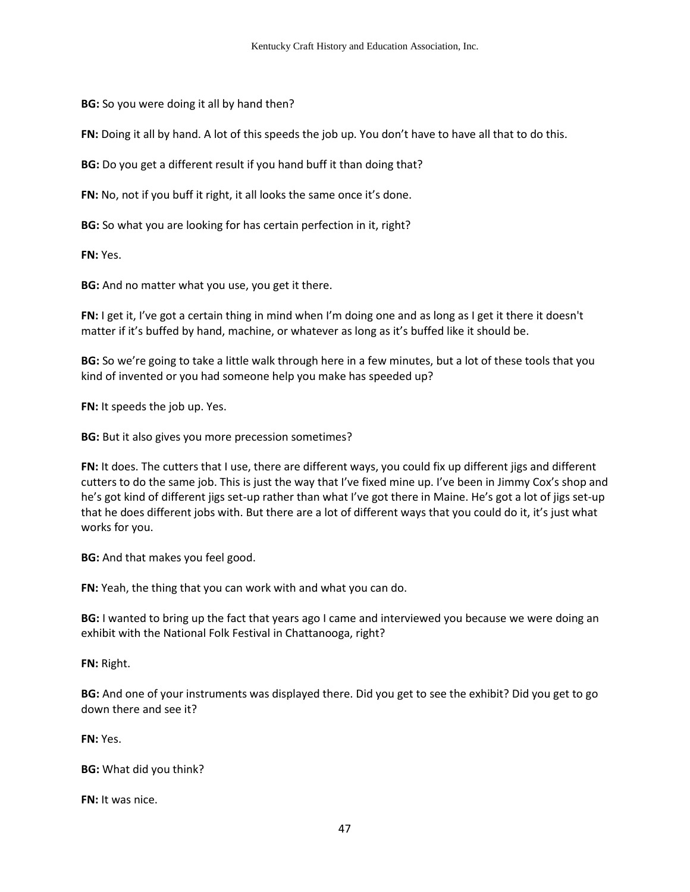**BG:** So you were doing it all by hand then?

**FN:** Doing it all by hand. A lot of this speeds the job up. You don't have to have all that to do this.

**BG:** Do you get a different result if you hand buff it than doing that?

**FN:** No, not if you buff it right, it all looks the same once it's done.

**BG:** So what you are looking for has certain perfection in it, right?

**FN:** Yes.

**BG:** And no matter what you use, you get it there.

**FN:** I get it, I've got a certain thing in mind when I'm doing one and as long as I get it there it doesn't matter if it's buffed by hand, machine, or whatever as long as it's buffed like it should be.

**BG:** So we're going to take a little walk through here in a few minutes, but a lot of these tools that you kind of invented or you had someone help you make has speeded up?

**FN:** It speeds the job up. Yes.

**BG:** But it also gives you more precession sometimes?

**FN:** It does. The cutters that I use, there are different ways, you could fix up different jigs and different cutters to do the same job. This is just the way that I've fixed mine up. I've been in Jimmy Cox's shop and he's got kind of different jigs set-up rather than what I've got there in Maine. He's got a lot of jigs set-up that he does different jobs with. But there are a lot of different ways that you could do it, it's just what works for you.

**BG:** And that makes you feel good.

**FN:** Yeah, the thing that you can work with and what you can do.

**BG:** I wanted to bring up the fact that years ago I came and interviewed you because we were doing an exhibit with the National Folk Festival in Chattanooga, right?

**FN:** Right.

**BG:** And one of your instruments was displayed there. Did you get to see the exhibit? Did you get to go down there and see it?

**FN:** Yes.

**BG:** What did you think?

**FN:** It was nice.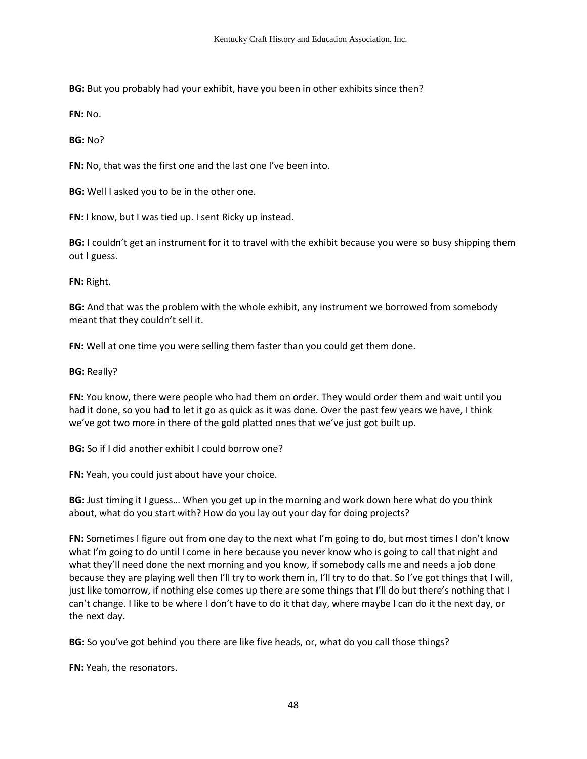**BG:** But you probably had your exhibit, have you been in other exhibits since then?

**FN:** No.

**BG:** No?

**FN:** No, that was the first one and the last one I've been into.

**BG:** Well I asked you to be in the other one.

**FN:** I know, but I was tied up. I sent Ricky up instead.

**BG:** I couldn't get an instrument for it to travel with the exhibit because you were so busy shipping them out I guess.

**FN:** Right.

**BG:** And that was the problem with the whole exhibit, any instrument we borrowed from somebody meant that they couldn't sell it.

**FN:** Well at one time you were selling them faster than you could get them done.

**BG:** Really?

**FN:** You know, there were people who had them on order. They would order them and wait until you had it done, so you had to let it go as quick as it was done. Over the past few years we have, I think we've got two more in there of the gold platted ones that we've just got built up.

**BG:** So if I did another exhibit I could borrow one?

**FN:** Yeah, you could just about have your choice.

**BG:** Just timing it I guess… When you get up in the morning and work down here what do you think about, what do you start with? How do you lay out your day for doing projects?

**FN:** Sometimes I figure out from one day to the next what I'm going to do, but most times I don't know what I'm going to do until I come in here because you never know who is going to call that night and what they'll need done the next morning and you know, if somebody calls me and needs a job done because they are playing well then I'll try to work them in, I'll try to do that. So I've got things that I will, just like tomorrow, if nothing else comes up there are some things that I'll do but there's nothing that I can't change. I like to be where I don't have to do it that day, where maybe I can do it the next day, or the next day.

**BG:** So you've got behind you there are like five heads, or, what do you call those things?

**FN:** Yeah, the resonators.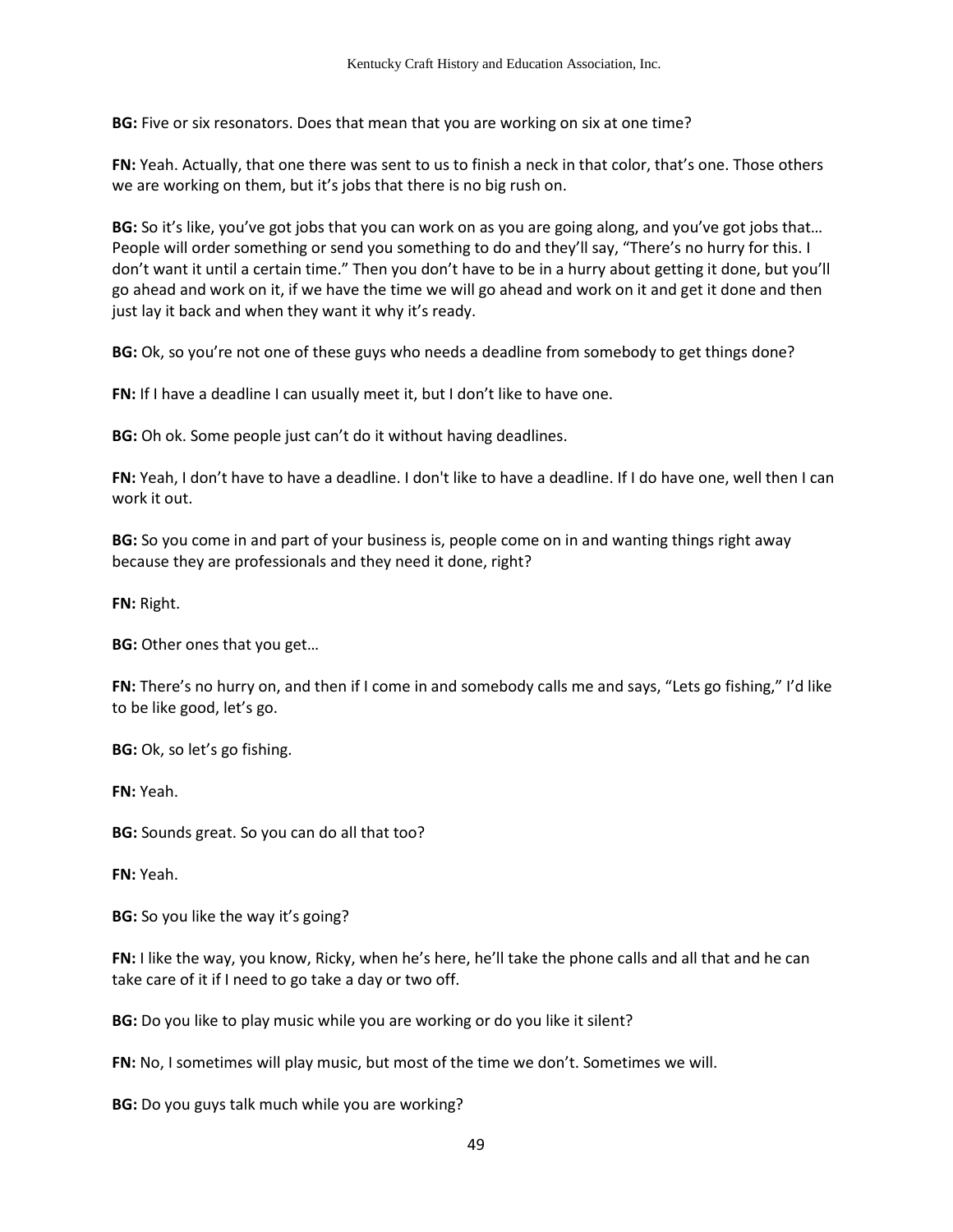**BG:** Five or six resonators. Does that mean that you are working on six at one time?

**FN:** Yeah. Actually, that one there was sent to us to finish a neck in that color, that's one. Those others we are working on them, but it's jobs that there is no big rush on.

**BG:** So it's like, you've got jobs that you can work on as you are going along, and you've got jobs that… People will order something or send you something to do and they'll say, "There's no hurry for this. I don't want it until a certain time." Then you don't have to be in a hurry about getting it done, but you'll go ahead and work on it, if we have the time we will go ahead and work on it and get it done and then just lay it back and when they want it why it's ready.

**BG:** Ok, so you're not one of these guys who needs a deadline from somebody to get things done?

**FN:** If I have a deadline I can usually meet it, but I don't like to have one.

**BG:** Oh ok. Some people just can't do it without having deadlines.

**FN:** Yeah, I don't have to have a deadline. I don't like to have a deadline. If I do have one, well then I can work it out.

**BG:** So you come in and part of your business is, people come on in and wanting things right away because they are professionals and they need it done, right?

**FN:** Right.

**BG:** Other ones that you get…

**FN:** There's no hurry on, and then if I come in and somebody calls me and says, "Lets go fishing," I'd like to be like good, let's go.

**BG:** Ok, so let's go fishing.

**FN:** Yeah.

**BG:** Sounds great. So you can do all that too?

**FN:** Yeah.

**BG:** So you like the way it's going?

**FN:** I like the way, you know, Ricky, when he's here, he'll take the phone calls and all that and he can take care of it if I need to go take a day or two off.

**BG:** Do you like to play music while you are working or do you like it silent?

**FN:** No, I sometimes will play music, but most of the time we don't. Sometimes we will.

**BG:** Do you guys talk much while you are working?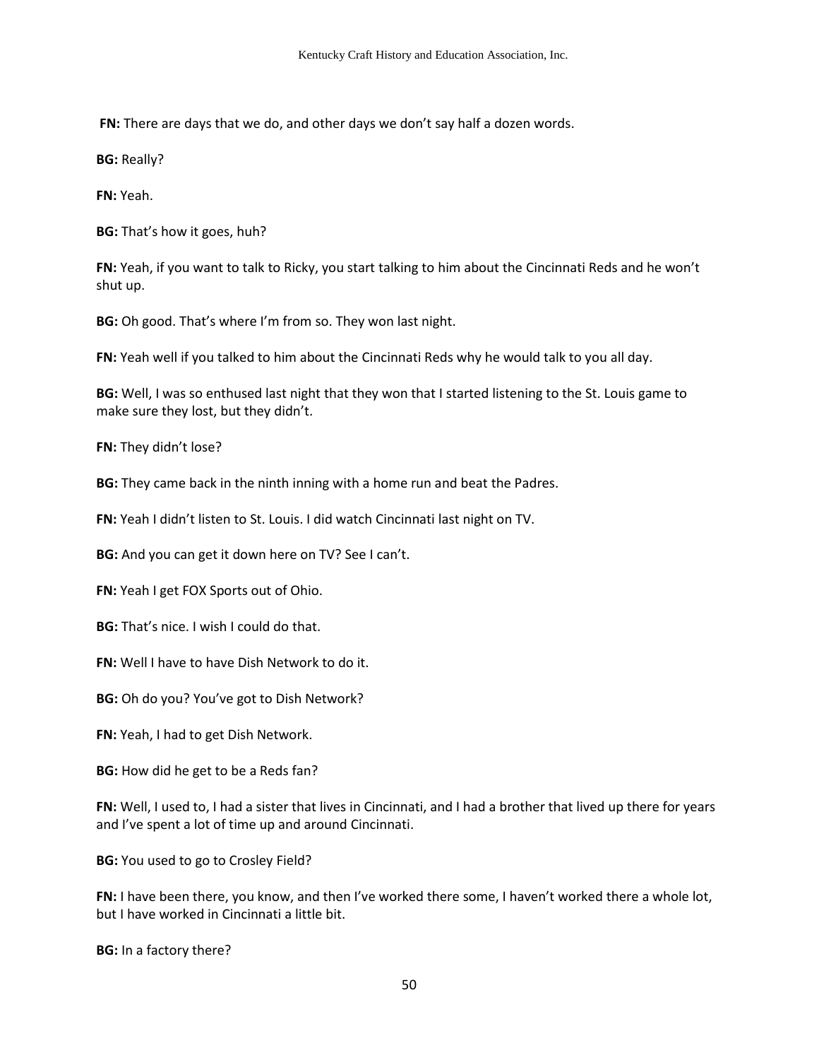**FN:** There are days that we do, and other days we don't say half a dozen words.

**BG:** Really?

**FN:** Yeah.

**BG:** That's how it goes, huh?

**FN:** Yeah, if you want to talk to Ricky, you start talking to him about the Cincinnati Reds and he won't shut up.

**BG:** Oh good. That's where I'm from so. They won last night.

**FN:** Yeah well if you talked to him about the Cincinnati Reds why he would talk to you all day.

**BG:** Well, I was so enthused last night that they won that I started listening to the St. Louis game to make sure they lost, but they didn't.

**FN:** They didn't lose?

**BG:** They came back in the ninth inning with a home run and beat the Padres.

**FN:** Yeah I didn't listen to St. Louis. I did watch Cincinnati last night on TV.

**BG:** And you can get it down here on TV? See I can't.

**FN:** Yeah I get FOX Sports out of Ohio.

**BG:** That's nice. I wish I could do that.

**FN:** Well I have to have Dish Network to do it.

**BG:** Oh do you? You've got to Dish Network?

**FN:** Yeah, I had to get Dish Network.

**BG:** How did he get to be a Reds fan?

**FN:** Well, I used to, I had a sister that lives in Cincinnati, and I had a brother that lived up there for years and I've spent a lot of time up and around Cincinnati.

**BG:** You used to go to Crosley Field?

**FN:** I have been there, you know, and then I've worked there some, I haven't worked there a whole lot, but I have worked in Cincinnati a little bit.

**BG:** In a factory there?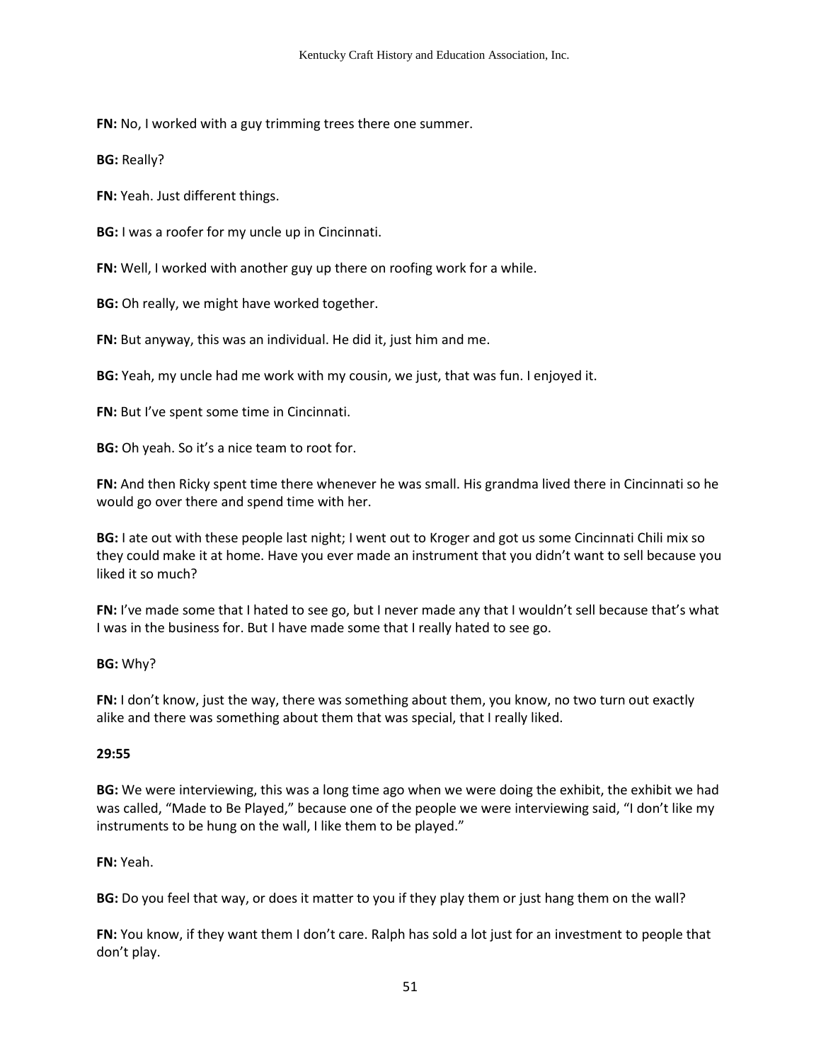**FN:** No, I worked with a guy trimming trees there one summer.

**BG:** Really?

**FN:** Yeah. Just different things.

**BG:** I was a roofer for my uncle up in Cincinnati.

**FN:** Well, I worked with another guy up there on roofing work for a while.

**BG:** Oh really, we might have worked together.

**FN:** But anyway, this was an individual. He did it, just him and me.

**BG:** Yeah, my uncle had me work with my cousin, we just, that was fun. I enjoyed it.

**FN:** But I've spent some time in Cincinnati.

**BG:** Oh yeah. So it's a nice team to root for.

**FN:** And then Ricky spent time there whenever he was small. His grandma lived there in Cincinnati so he would go over there and spend time with her.

**BG:** I ate out with these people last night; I went out to Kroger and got us some Cincinnati Chili mix so they could make it at home. Have you ever made an instrument that you didn't want to sell because you liked it so much?

**FN:** I've made some that I hated to see go, but I never made any that I wouldn't sell because that's what I was in the business for. But I have made some that I really hated to see go.

**BG:** Why?

**FN:** I don't know, just the way, there was something about them, you know, no two turn out exactly alike and there was something about them that was special, that I really liked.

**29:55**

**BG:** We were interviewing, this was a long time ago when we were doing the exhibit, the exhibit we had was called, "Made to Be Played," because one of the people we were interviewing said, "I don't like my instruments to be hung on the wall, I like them to be played."

**FN:** Yeah.

**BG:** Do you feel that way, or does it matter to you if they play them or just hang them on the wall?

**FN:** You know, if they want them I don't care. Ralph has sold a lot just for an investment to people that don't play.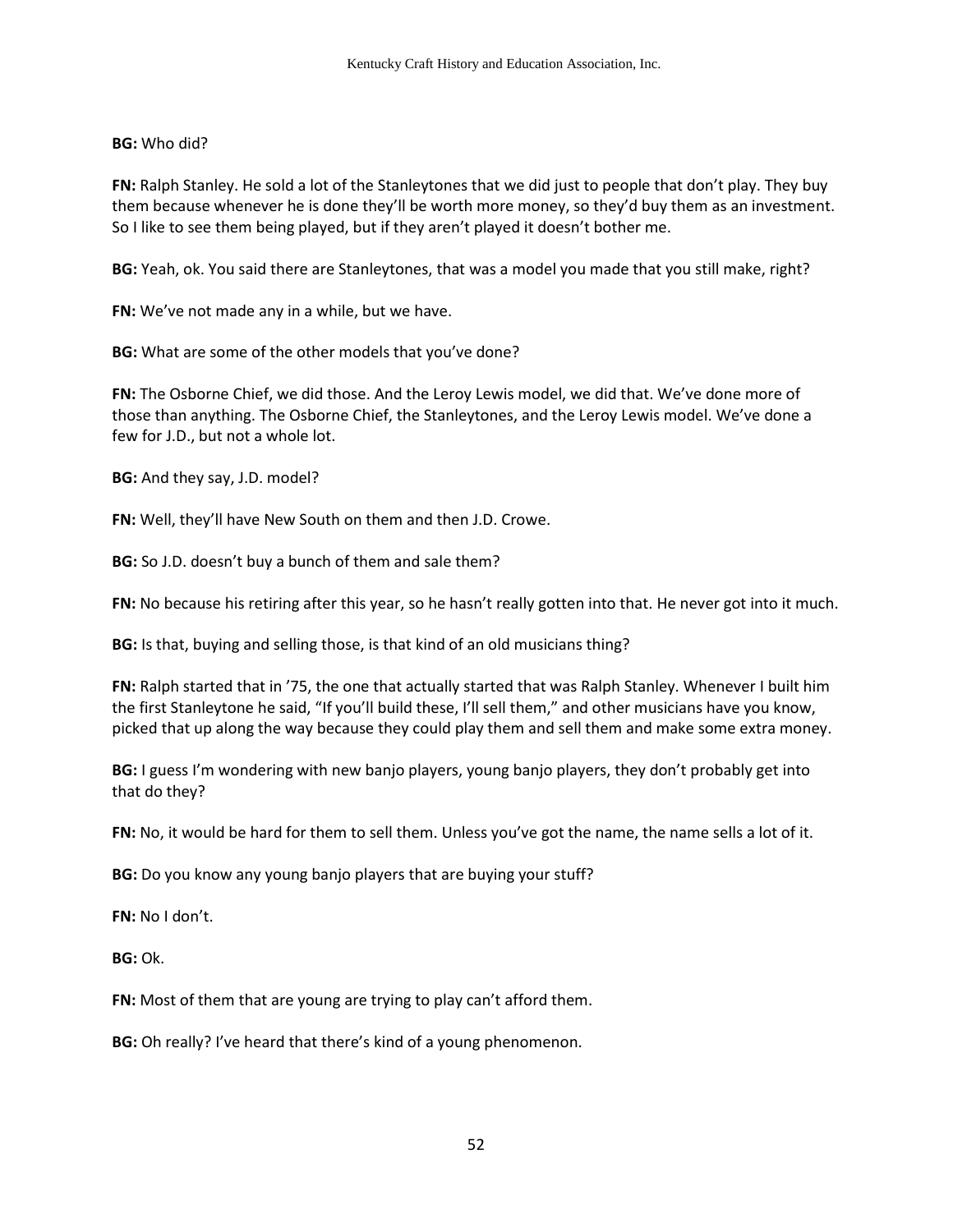**BG:** Who did?

**FN:** Ralph Stanley. He sold a lot of the Stanleytones that we did just to people that don't play. They buy them because whenever he is done they'll be worth more money, so they'd buy them as an investment. So I like to see them being played, but if they aren't played it doesn't bother me.

**BG:** Yeah, ok. You said there are Stanleytones, that was a model you made that you still make, right?

**FN:** We've not made any in a while, but we have.

**BG:** What are some of the other models that you've done?

**FN:** The Osborne Chief, we did those. And the Leroy Lewis model, we did that. We've done more of those than anything. The Osborne Chief, the Stanleytones, and the Leroy Lewis model. We've done a few for J.D., but not a whole lot.

**BG:** And they say, J.D. model?

**FN:** Well, they'll have New South on them and then J.D. Crowe.

**BG:** So J.D. doesn't buy a bunch of them and sale them?

**FN:** No because his retiring after this year, so he hasn't really gotten into that. He never got into it much.

**BG:** Is that, buying and selling those, is that kind of an old musicians thing?

**FN:** Ralph started that in '75, the one that actually started that was Ralph Stanley. Whenever I built him the first Stanleytone he said, "If you'll build these, I'll sell them," and other musicians have you know, picked that up along the way because they could play them and sell them and make some extra money.

**BG:** I guess I'm wondering with new banjo players, young banjo players, they don't probably get into that do they?

**FN:** No, it would be hard for them to sell them. Unless you've got the name, the name sells a lot of it.

**BG:** Do you know any young banjo players that are buying your stuff?

**FN:** No I don't.

**BG:** Ok.

**FN:** Most of them that are young are trying to play can't afford them.

**BG:** Oh really? I've heard that there's kind of a young phenomenon.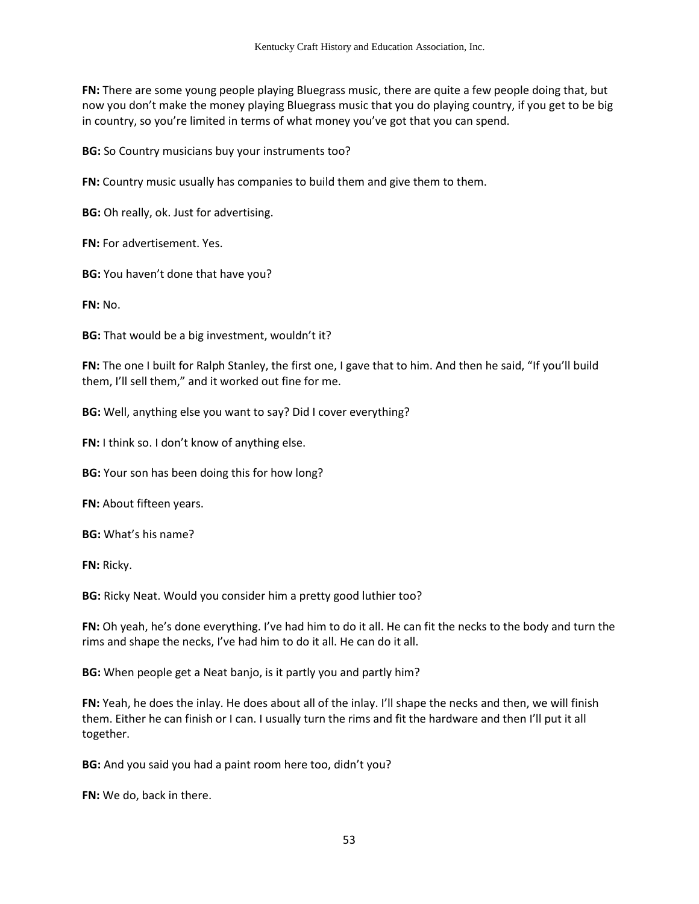**FN:** There are some young people playing Bluegrass music, there are quite a few people doing that, but now you don't make the money playing Bluegrass music that you do playing country, if you get to be big in country, so you're limited in terms of what money you've got that you can spend.

**BG:** So Country musicians buy your instruments too?

**FN:** Country music usually has companies to build them and give them to them.

**BG:** Oh really, ok. Just for advertising.

**FN:** For advertisement. Yes.

**BG:** You haven't done that have you?

**FN:** No.

**BG:** That would be a big investment, wouldn't it?

**FN:** The one I built for Ralph Stanley, the first one, I gave that to him. And then he said, "If you'll build them, I'll sell them," and it worked out fine for me.

**BG:** Well, anything else you want to say? Did I cover everything?

**FN:** I think so. I don't know of anything else.

**BG:** Your son has been doing this for how long?

**FN:** About fifteen years.

**BG:** What's his name?

**FN:** Ricky.

**BG:** Ricky Neat. Would you consider him a pretty good luthier too?

**FN:** Oh yeah, he's done everything. I've had him to do it all. He can fit the necks to the body and turn the rims and shape the necks, I've had him to do it all. He can do it all.

**BG:** When people get a Neat banjo, is it partly you and partly him?

**FN:** Yeah, he does the inlay. He does about all of the inlay. I'll shape the necks and then, we will finish them. Either he can finish or I can. I usually turn the rims and fit the hardware and then I'll put it all together.

**BG:** And you said you had a paint room here too, didn't you?

**FN:** We do, back in there.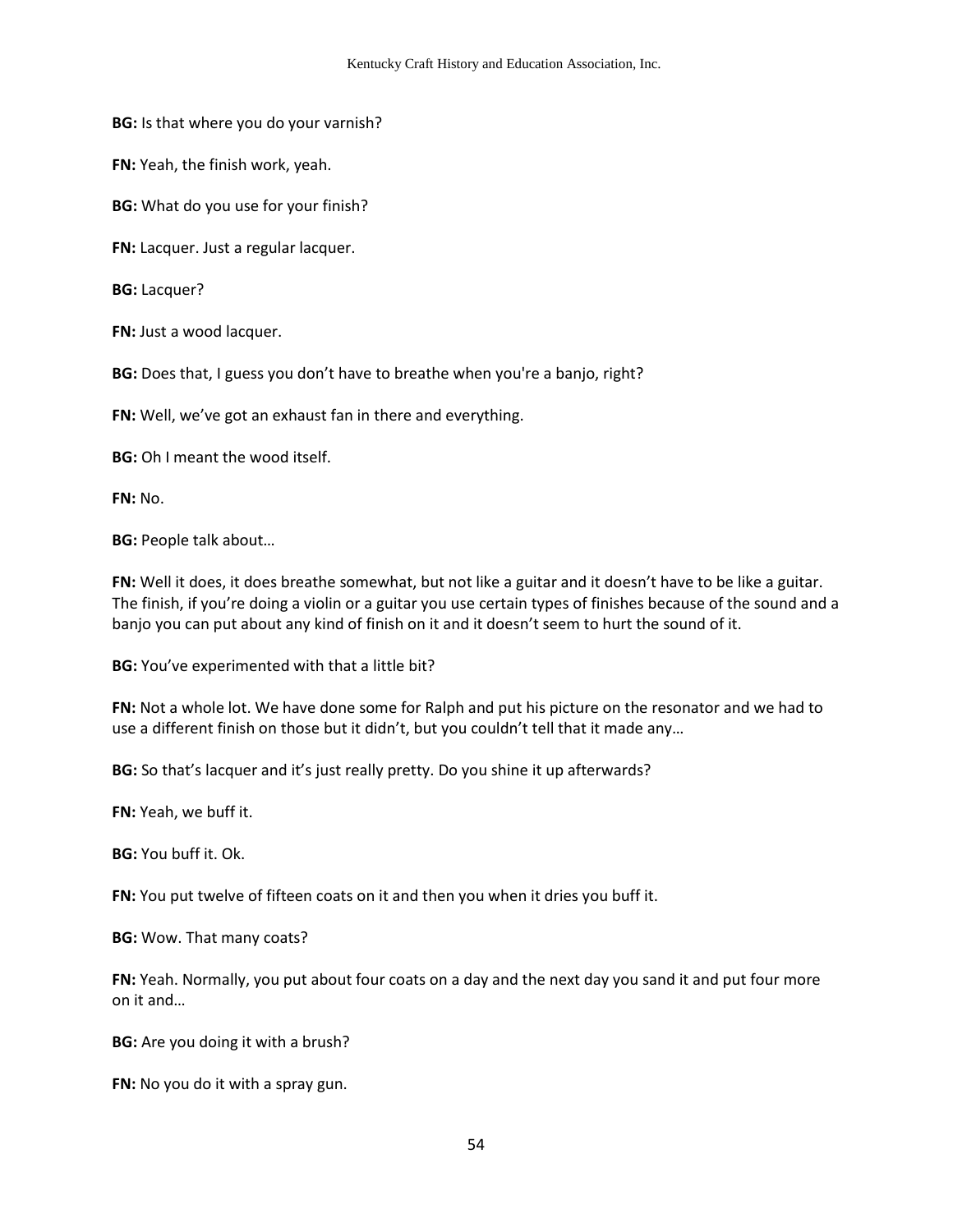**BG:** Is that where you do your varnish?

**FN:** Yeah, the finish work, yeah.

**BG:** What do you use for your finish?

**FN:** Lacquer. Just a regular lacquer.

**BG:** Lacquer?

**FN:** Just a wood lacquer.

**BG:** Does that, I guess you don't have to breathe when you're a banjo, right?

**FN:** Well, we've got an exhaust fan in there and everything.

**BG:** Oh I meant the wood itself.

**FN:** No.

**BG:** People talk about…

**FN:** Well it does, it does breathe somewhat, but not like a guitar and it doesn't have to be like a guitar. The finish, if you're doing a violin or a guitar you use certain types of finishes because of the sound and a banjo you can put about any kind of finish on it and it doesn't seem to hurt the sound of it.

**BG:** You've experimented with that a little bit?

**FN:** Not a whole lot. We have done some for Ralph and put his picture on the resonator and we had to use a different finish on those but it didn't, but you couldn't tell that it made any…

**BG:** So that's lacquer and it's just really pretty. Do you shine it up afterwards?

**FN:** Yeah, we buff it.

**BG:** You buff it. Ok.

**FN:** You put twelve of fifteen coats on it and then you when it dries you buff it.

**BG:** Wow. That many coats?

**FN:** Yeah. Normally, you put about four coats on a day and the next day you sand it and put four more on it and…

**BG:** Are you doing it with a brush?

**FN:** No you do it with a spray gun.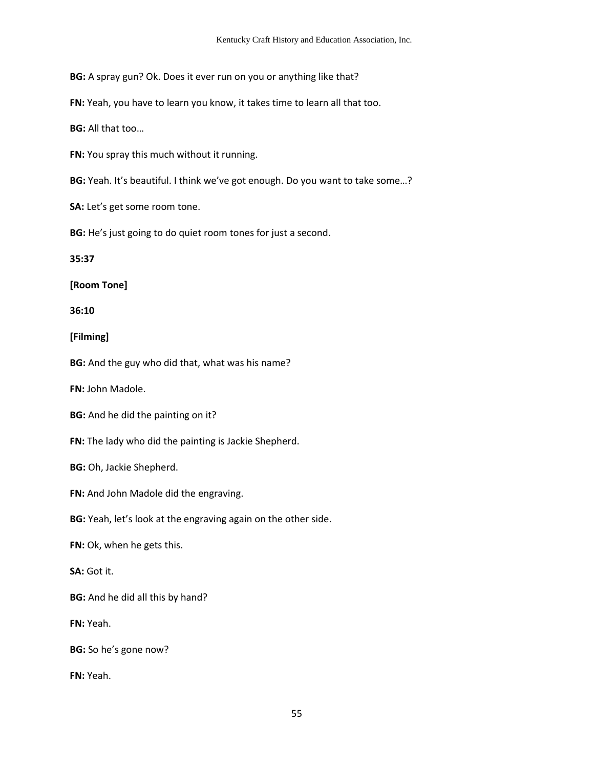**BG:** A spray gun? Ok. Does it ever run on you or anything like that?

**FN:** Yeah, you have to learn you know, it takes time to learn all that too.

**BG:** All that too…

**FN:** You spray this much without it running.

**BG:** Yeah. It's beautiful. I think we've got enough. Do you want to take some…?

**SA:** Let's get some room tone.

**BG:** He's just going to do quiet room tones for just a second.

**35:37**

**[Room Tone]**

**36:10**

**[Filming]**

**BG:** And the guy who did that, what was his name?

**FN:** John Madole.

**BG:** And he did the painting on it?

**FN:** The lady who did the painting is Jackie Shepherd.

**BG:** Oh, Jackie Shepherd.

**FN:** And John Madole did the engraving.

**BG:** Yeah, let's look at the engraving again on the other side.

**FN:** Ok, when he gets this.

**SA:** Got it.

**BG:** And he did all this by hand?

**FN:** Yeah.

**BG:** So he's gone now?

**FN:** Yeah.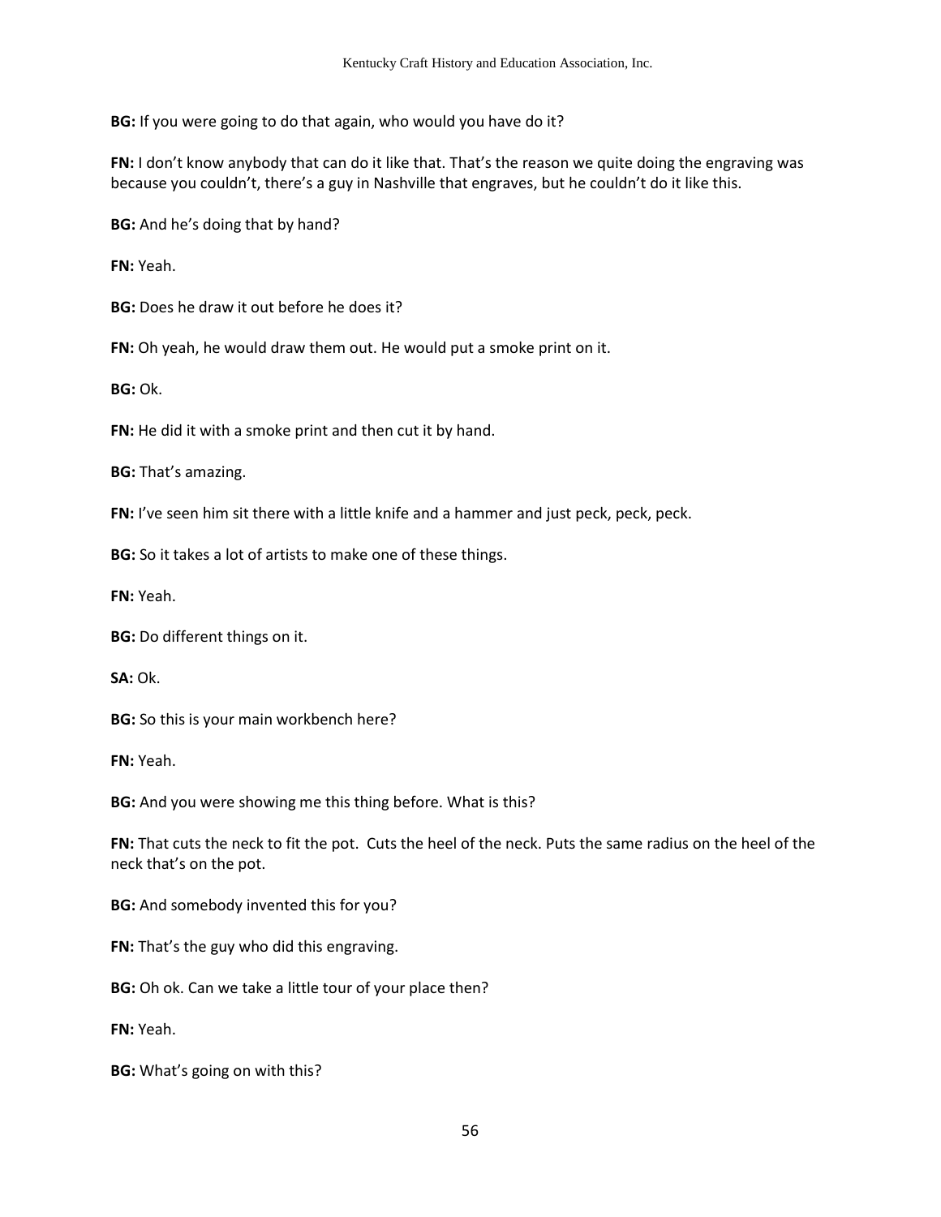**BG:** If you were going to do that again, who would you have do it?

**FN:** I don't know anybody that can do it like that. That's the reason we quite doing the engraving was because you couldn't, there's a guy in Nashville that engraves, but he couldn't do it like this.

**BG:** And he's doing that by hand?

**FN:** Yeah.

**BG:** Does he draw it out before he does it?

**FN:** Oh yeah, he would draw them out. He would put a smoke print on it.

**BG:** Ok.

**FN:** He did it with a smoke print and then cut it by hand.

**BG:** That's amazing.

**FN:** I've seen him sit there with a little knife and a hammer and just peck, peck, peck.

**BG:** So it takes a lot of artists to make one of these things.

**FN:** Yeah.

**BG:** Do different things on it.

**SA:** Ok.

**BG:** So this is your main workbench here?

**FN:** Yeah.

**BG:** And you were showing me this thing before. What is this?

**FN:** That cuts the neck to fit the pot. Cuts the heel of the neck. Puts the same radius on the heel of the neck that's on the pot.

**BG:** And somebody invented this for you?

**FN:** That's the guy who did this engraving.

**BG:** Oh ok. Can we take a little tour of your place then?

**FN:** Yeah.

**BG:** What's going on with this?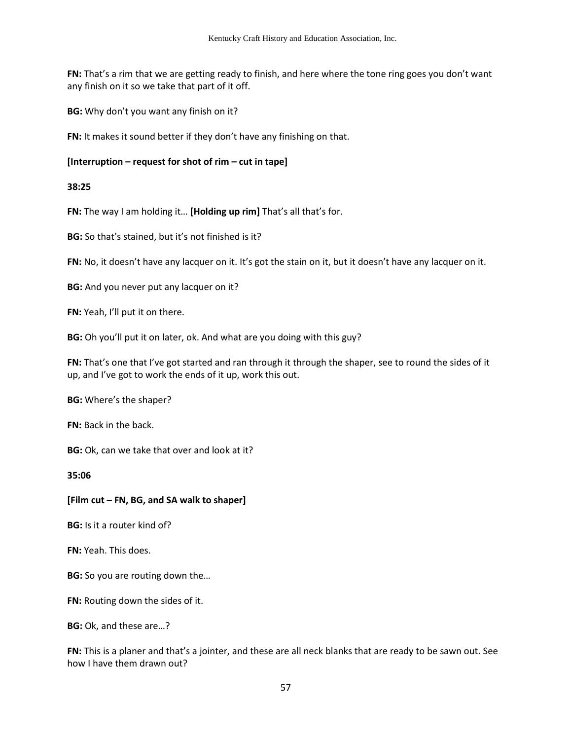**FN:** That's a rim that we are getting ready to finish, and here where the tone ring goes you don't want any finish on it so we take that part of it off.

**BG:** Why don't you want any finish on it?

**FN:** It makes it sound better if they don't have any finishing on that.

**[Interruption – request for shot of rim – cut in tape]**

**38:25**

**FN:** The way I am holding it… **[Holding up rim]** That's all that's for.

**BG:** So that's stained, but it's not finished is it?

**FN:** No, it doesn't have any lacquer on it. It's got the stain on it, but it doesn't have any lacquer on it.

**BG:** And you never put any lacquer on it?

**FN:** Yeah, I'll put it on there.

**BG:** Oh you'll put it on later, ok. And what are you doing with this guy?

**FN:** That's one that I've got started and ran through it through the shaper, see to round the sides of it up, and I've got to work the ends of it up, work this out.

**BG:** Where's the shaper?

**FN:** Back in the back.

**BG:** Ok, can we take that over and look at it?

**35:06**

**[Film cut – FN, BG, and SA walk to shaper]**

**BG:** Is it a router kind of?

**FN:** Yeah. This does.

**BG:** So you are routing down the…

**FN:** Routing down the sides of it.

**BG:** Ok, and these are…?

**FN:** This is a planer and that's a jointer, and these are all neck blanks that are ready to be sawn out. See how I have them drawn out?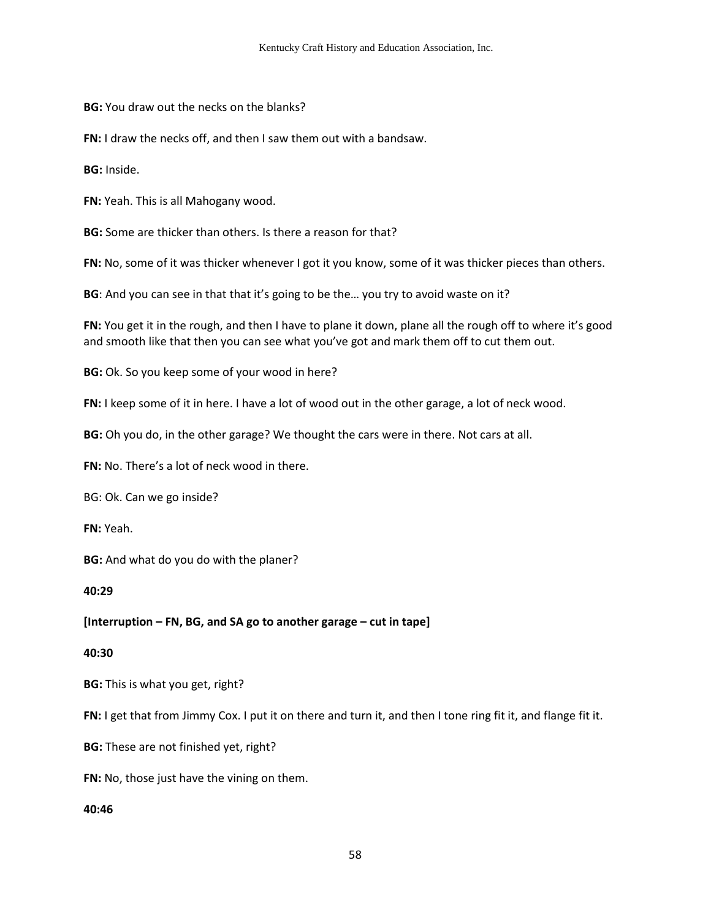**BG:** You draw out the necks on the blanks?

**FN:** I draw the necks off, and then I saw them out with a bandsaw.

**BG:** Inside.

**FN:** Yeah. This is all Mahogany wood.

**BG:** Some are thicker than others. Is there a reason for that?

**FN:** No, some of it was thicker whenever I got it you know, some of it was thicker pieces than others.

**BG**: And you can see in that that it's going to be the… you try to avoid waste on it?

**FN:** You get it in the rough, and then I have to plane it down, plane all the rough off to where it's good and smooth like that then you can see what you've got and mark them off to cut them out.

**BG:** Ok. So you keep some of your wood in here?

**FN:** I keep some of it in here. I have a lot of wood out in the other garage, a lot of neck wood.

**BG:** Oh you do, in the other garage? We thought the cars were in there. Not cars at all.

**FN:** No. There's a lot of neck wood in there.

BG: Ok. Can we go inside?

**FN:** Yeah.

**BG:** And what do you do with the planer?

**40:29**

**[Interruption – FN, BG, and SA go to another garage – cut in tape]**

**40:30**

**BG:** This is what you get, right?

**FN:** I get that from Jimmy Cox. I put it on there and turn it, and then I tone ring fit it, and flange fit it.

**BG:** These are not finished yet, right?

**FN:** No, those just have the vining on them.

**40:46**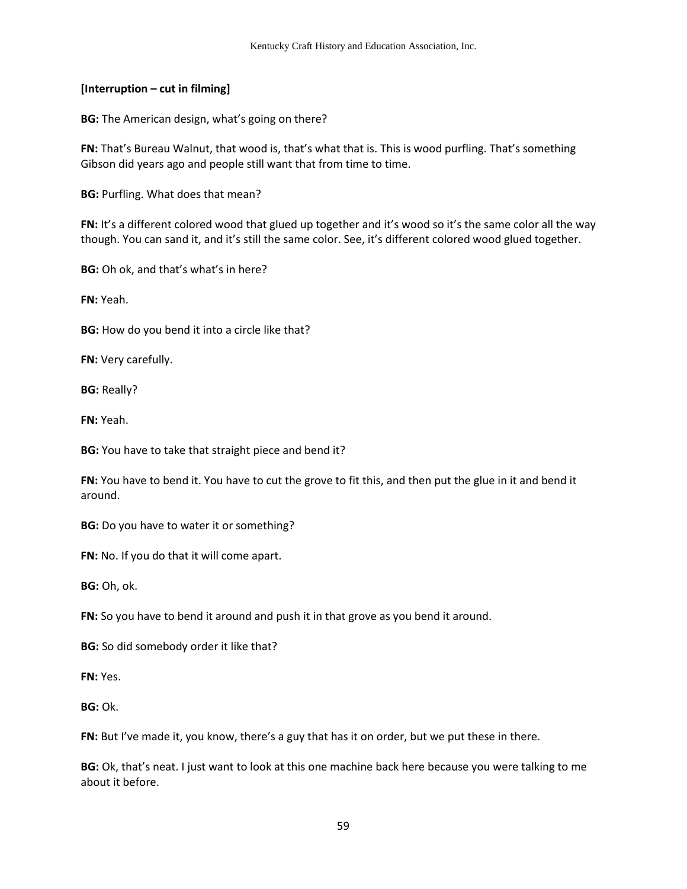**[Interruption – cut in filming]**

**BG:** The American design, what's going on there?

**FN:** That's Bureau Walnut, that wood is, that's what that is. This is wood purfling. That's something Gibson did years ago and people still want that from time to time.

**BG:** Purfling. What does that mean?

**FN:** It's a different colored wood that glued up together and it's wood so it's the same color all the way though. You can sand it, and it's still the same color. See, it's different colored wood glued together.

**BG:** Oh ok, and that's what's in here?

**FN:** Yeah.

**BG:** How do you bend it into a circle like that?

**FN:** Very carefully.

**BG:** Really?

**FN:** Yeah.

**BG:** You have to take that straight piece and bend it?

**FN:** You have to bend it. You have to cut the grove to fit this, and then put the glue in it and bend it around.

**BG:** Do you have to water it or something?

**FN:** No. If you do that it will come apart.

**BG:** Oh, ok.

**FN:** So you have to bend it around and push it in that grove as you bend it around.

**BG:** So did somebody order it like that?

**FN:** Yes.

**BG:** Ok.

**FN:** But I've made it, you know, there's a guy that has it on order, but we put these in there.

**BG:** Ok, that's neat. I just want to look at this one machine back here because you were talking to me about it before.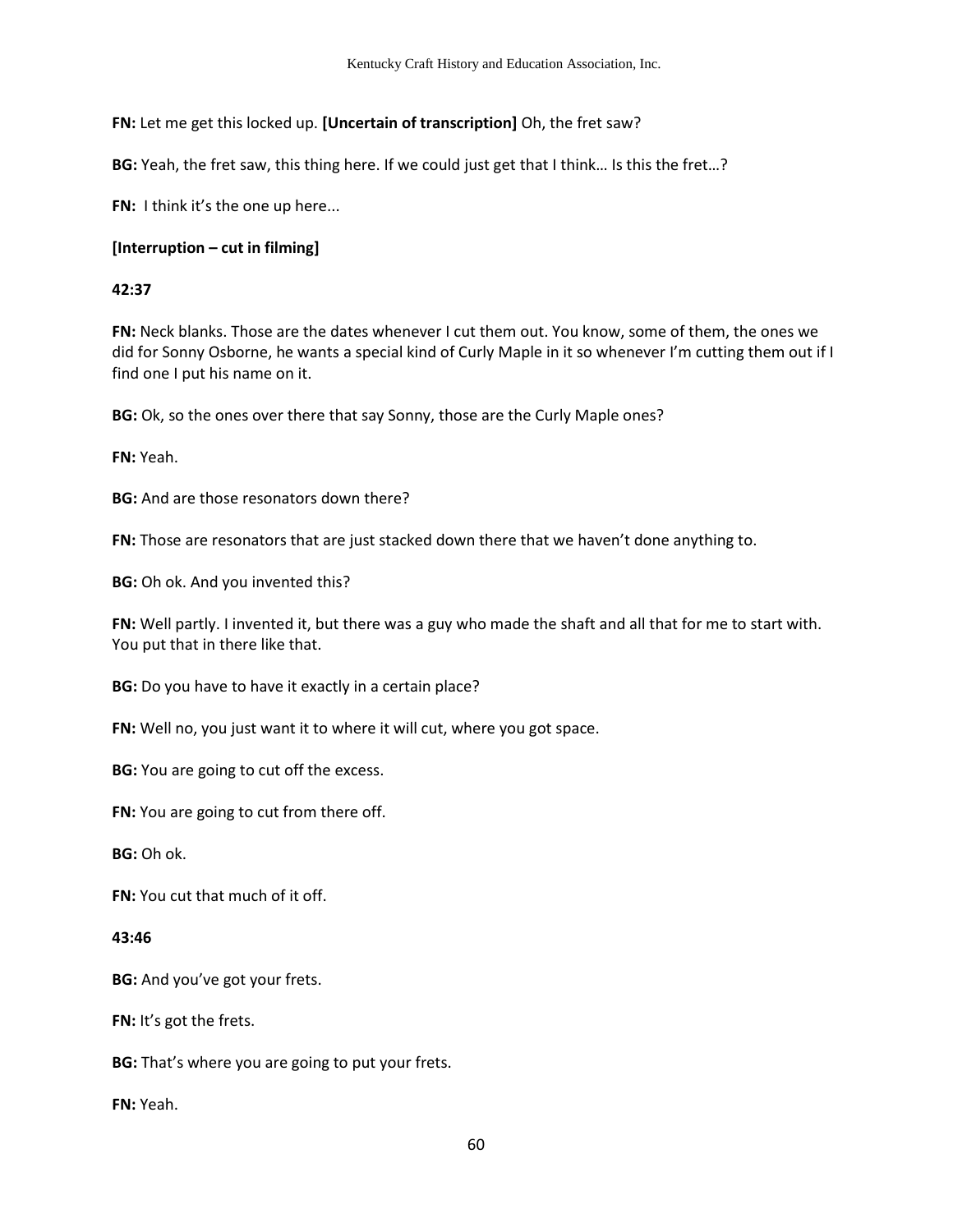**FN:** Let me get this locked up. **[Uncertain of transcription]** Oh, the fret saw?

**BG:** Yeah, the fret saw, this thing here. If we could just get that I think… Is this the fret…?

**FN:** I think it's the one up here...

**[Interruption – cut in filming]**

**42:37**

**FN:** Neck blanks. Those are the dates whenever I cut them out. You know, some of them, the ones we did for Sonny Osborne, he wants a special kind of Curly Maple in it so whenever I'm cutting them out if I find one I put his name on it.

**BG:** Ok, so the ones over there that say Sonny, those are the Curly Maple ones?

**FN:** Yeah.

**BG:** And are those resonators down there?

**FN:** Those are resonators that are just stacked down there that we haven't done anything to.

**BG:** Oh ok. And you invented this?

**FN:** Well partly. I invented it, but there was a guy who made the shaft and all that for me to start with. You put that in there like that.

**BG:** Do you have to have it exactly in a certain place?

**FN:** Well no, you just want it to where it will cut, where you got space.

**BG:** You are going to cut off the excess.

**FN:** You are going to cut from there off.

**BG:** Oh ok.

**FN:** You cut that much of it off.

**43:46**

**BG:** And you've got your frets.

**FN:** It's got the frets.

**BG:** That's where you are going to put your frets.

**FN:** Yeah.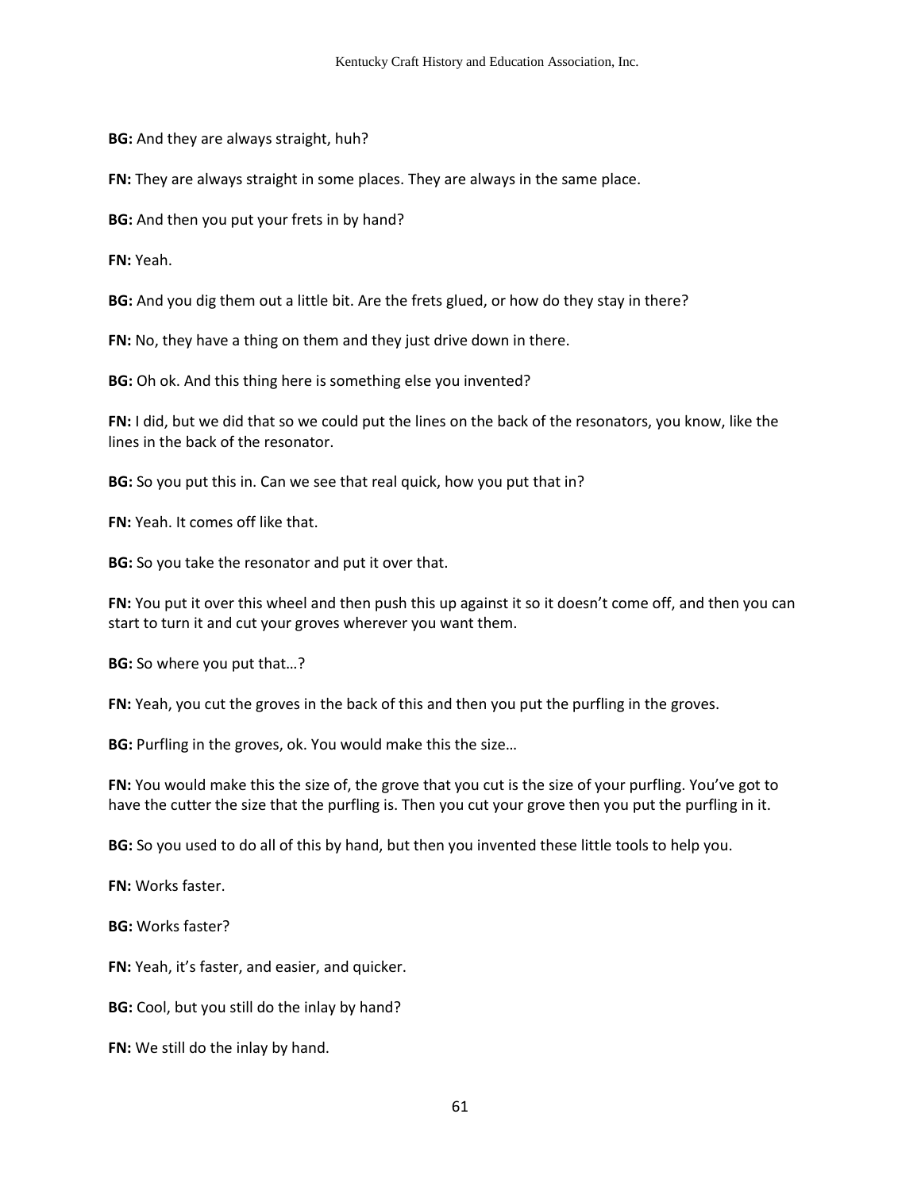**BG:** And they are always straight, huh?

**FN:** They are always straight in some places. They are always in the same place.

**BG:** And then you put your frets in by hand?

**FN:** Yeah.

**BG:** And you dig them out a little bit. Are the frets glued, or how do they stay in there?

**FN:** No, they have a thing on them and they just drive down in there.

**BG:** Oh ok. And this thing here is something else you invented?

**FN:** I did, but we did that so we could put the lines on the back of the resonators, you know, like the lines in the back of the resonator.

**BG:** So you put this in. Can we see that real quick, how you put that in?

**FN:** Yeah. It comes off like that.

**BG:** So you take the resonator and put it over that.

**FN:** You put it over this wheel and then push this up against it so it doesn't come off, and then you can start to turn it and cut your groves wherever you want them.

**BG:** So where you put that…?

**FN:** Yeah, you cut the groves in the back of this and then you put the purfling in the groves.

**BG:** Purfling in the groves, ok. You would make this the size…

**FN:** You would make this the size of, the grove that you cut is the size of your purfling. You've got to have the cutter the size that the purfling is. Then you cut your grove then you put the purfling in it.

**BG:** So you used to do all of this by hand, but then you invented these little tools to help you.

**FN:** Works faster.

**BG:** Works faster?

**FN:** Yeah, it's faster, and easier, and quicker.

**BG:** Cool, but you still do the inlay by hand?

**FN:** We still do the inlay by hand.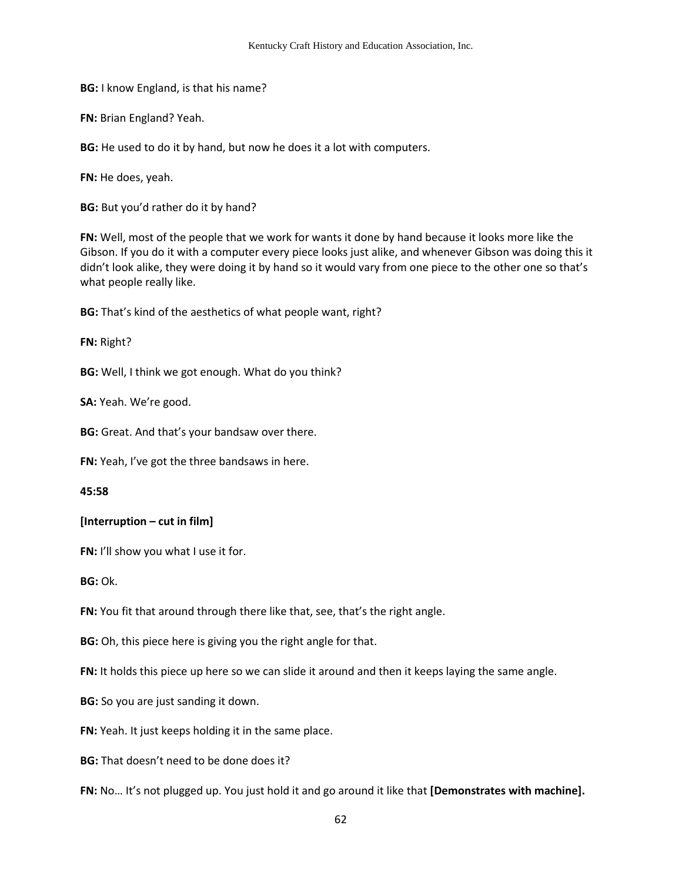**BG:** I know England, is that his name?

**FN:** Brian England? Yeah.

**BG:** He used to do it by hand, but now he does it a lot with computers.

**FN:** He does, yeah.

**BG:** But you'd rather do it by hand?

**FN:** Well, most of the people that we work for wants it done by hand because it looks more like the Gibson. If you do it with a computer every piece looks just alike, and whenever Gibson was doing this it didn't look alike, they were doing it by hand so it would vary from one piece to the other one so that's what people really like.

**BG:** That's kind of the aesthetics of what people want, right?

**FN:** Right?

**BG:** Well, I think we got enough. What do you think?

**SA:** Yeah. We're good.

**BG:** Great. And that's your bandsaw over there.

**FN:** Yeah, I've got the three bandsaws in here.

**45:58**

**[Interruption – cut in film]**

**FN:** I'll show you what I use it for.

**BG:** Ok.

**FN:** You fit that around through there like that, see, that's the right angle.

**BG:** Oh, this piece here is giving you the right angle for that.

**FN:** It holds this piece up here so we can slide it around and then it keeps laying the same angle.

**BG:** So you are just sanding it down.

**FN:** Yeah. It just keeps holding it in the same place.

**BG:** That doesn't need to be done does it?

**FN:** No… It's not plugged up. You just hold it and go around it like that **[Demonstrates with machine].**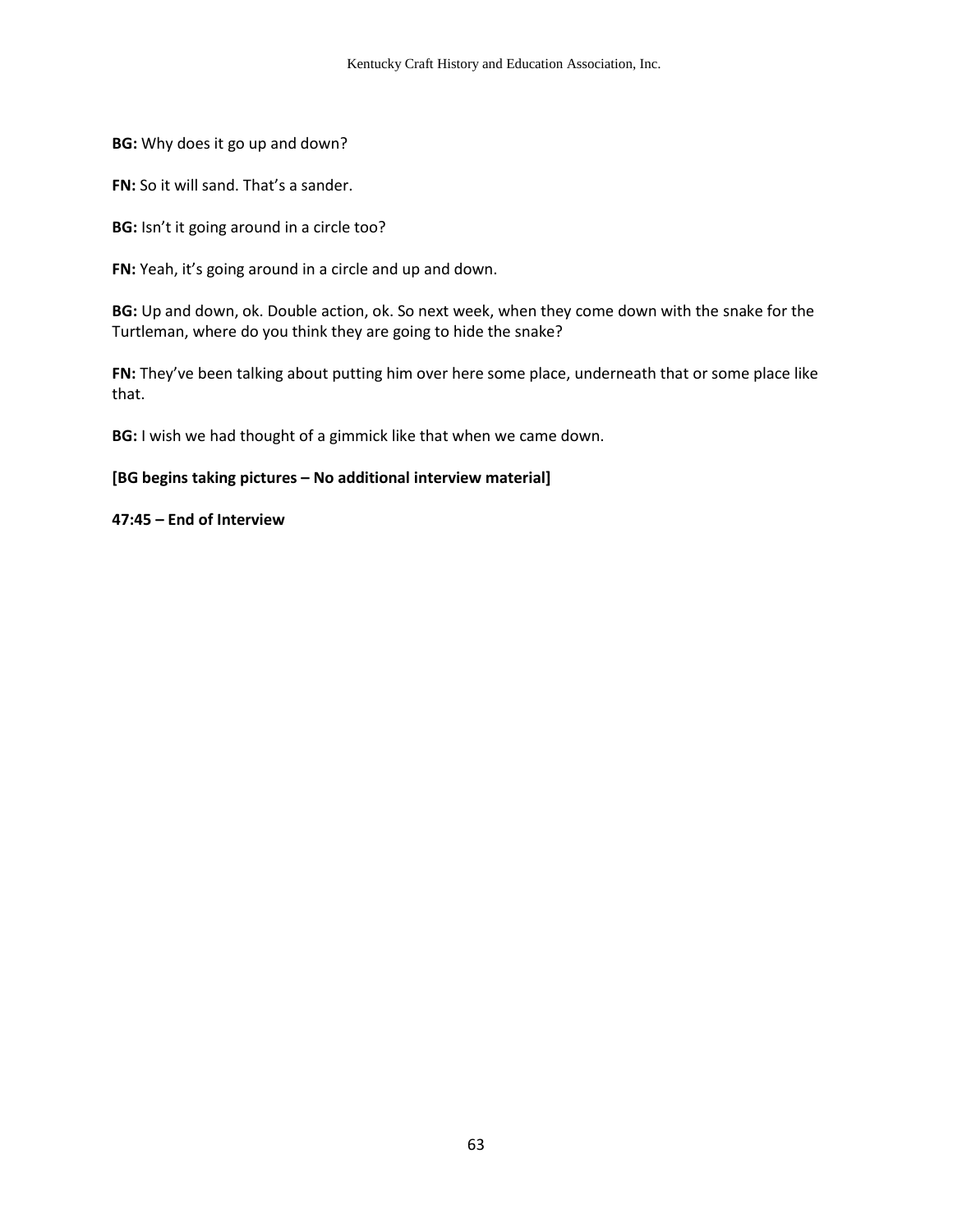**BG:** Why does it go up and down?

**FN:** So it will sand. That's a sander.

**BG:** Isn't it going around in a circle too?

**FN:** Yeah, it's going around in a circle and up and down.

**BG:** Up and down, ok. Double action, ok. So next week, when they come down with the snake for the Turtleman, where do you think they are going to hide the snake?

**FN:** They've been talking about putting him over here some place, underneath that or some place like that.

**BG:** I wish we had thought of a gimmick like that when we came down.

**[BG begins taking pictures – No additional interview material]**

**47:45 – End of Interview**